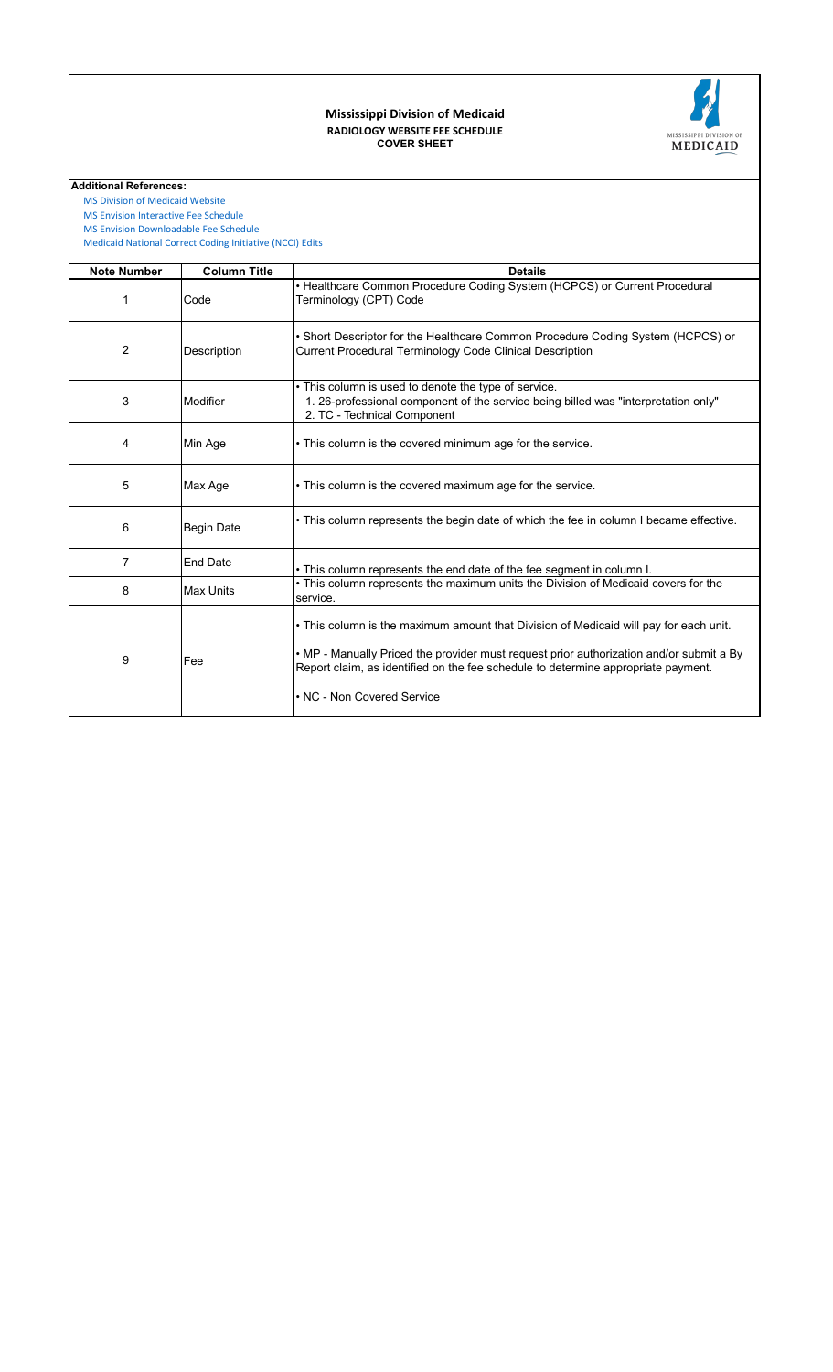# Mississippi Division of Medicaid

## RADIOLOGY WEBSITE FEE SCHEDULE

### COVER SHEET

**Additional References:**

- MS Division of Medicaid Website
- MS Envision Interactive Fee Schedule
- MS Envision Downloadable Fee Schedule
- Medicaid National Correct Coding Initiative (NCCI) Edits

| Note Number | Column Title | Details |
|---|---|---|
| 1 | Code | • Healthcare Common Procedure Coding System (HCPCS) or Current Procedural Terminology (CPT) Code |
| 2 | Description | • Short Descriptor for the Healthcare Common Procedure Coding System (HCPCS) or Current Procedural Terminology Code Clinical Description |
| 3 | Modifier | • This column is used to denote the type of service.<br>1. 26-professional component of the service being billed was "interpretation only"<br>2. TC - Technical Component |
| 4 | Min Age | • This column is the covered minimum age for the service. |
| 5 | Max Age | • This column is the covered maximum age for the service. |
| 6 | Begin Date | • This column represents the begin date of which the fee in column I became effective. |
| 7 | End Date | • This column represents the end date of the fee segment in column I. |
| 8 | Max Units | • This column represents the maximum units the Division of Medicaid covers for the service. |
| 9 | Fee | • This column is the maximum amount that Division of Medicaid will pay for each unit.<br>• MP - Manually Priced the provider must request prior authorization and/or submit a By Report claim, as identified on the fee schedule to determine appropriate payment.<br>• NC - Non Covered Service |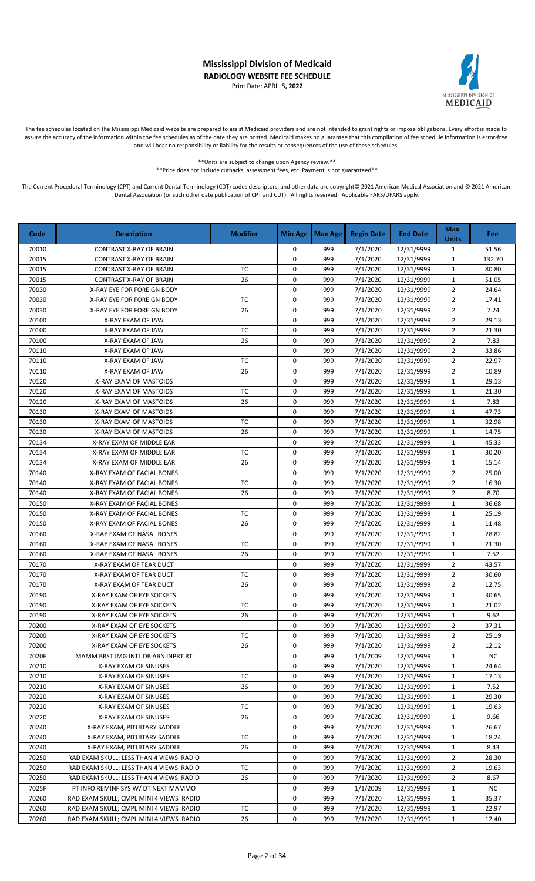# Mississippi Division of Medicaid

**RADIOLOGY WEBSITE FEE SCHEDULE**

Print Date: APRIL 5**, 2022**

The fee schedules located on the Mississippi Medicaid website are prepared to assist Medicaid providers and are not intended to grant rights or impose obligations. Every effort is made to assure the accuracy of the information within the fee schedules as of the date they are posted. Medicaid makes no guarantee that this compilation of fee schedule information is error-free and will bear no responsibility or liability for the results or consequences of the use of these schedules.

\*\*Units are subject to change upon Agency review.\*\*

\*\*Price does not include cutbacks, assessment fees, etc. Payment is not guaranteed\*\*

The Current Procedural Terminology (CPT) and Current Dental Terminology (CDT) codes descriptors, and other data are copyright© 2021 American Medical Association and © 2021 American Dental Association (or such other date publication of CPT and CDT). All rights reserved. Applicable FARS/DFARS apply.

| Code | Description | Modifier | Min Age | Max Age | Begin Date | End Date | Max Units | Fee |
|---|---|---|---|---|---|---|---|---|
| 70010 | CONTRAST X-RAY OF BRAIN | | 0 | 999 | 7/1/2020 | 12/31/9999 | 1 | 51.56 |
| 70015 | CONTRAST X-RAY OF BRAIN | | 0 | 999 | 7/1/2020 | 12/31/9999 | 1 | 132.70 |
| 70015 | CONTRAST X-RAY OF BRAIN | TC | 0 | 999 | 7/1/2020 | 12/31/9999 | 1 | 80.80 |
| 70015 | CONTRAST X-RAY OF BRAIN | 26 | 0 | 999 | 7/1/2020 | 12/31/9999 | 1 | 51.05 |
| 70030 | X-RAY EYE FOR FOREIGN BODY | | 0 | 999 | 7/1/2020 | 12/31/9999 | 2 | 24.64 |
| 70030 | X-RAY EYE FOR FOREIGN BODY | TC | 0 | 999 | 7/1/2020 | 12/31/9999 | 2 | 17.41 |
| 70030 | X-RAY EYE FOR FOREIGN BODY | 26 | 0 | 999 | 7/1/2020 | 12/31/9999 | 2 | 7.24 |
| 70100 | X-RAY EXAM OF JAW | | 0 | 999 | 7/1/2020 | 12/31/9999 | 2 | 29.13 |
| 70100 | X-RAY EXAM OF JAW | TC | 0 | 999 | 7/1/2020 | 12/31/9999 | 2 | 21.30 |
| 70100 | X-RAY EXAM OF JAW | 26 | 0 | 999 | 7/1/2020 | 12/31/9999 | 2 | 7.83 |
| 70110 | X-RAY EXAM OF JAW | | 0 | 999 | 7/1/2020 | 12/31/9999 | 2 | 33.86 |
| 70110 | X-RAY EXAM OF JAW | TC | 0 | 999 | 7/1/2020 | 12/31/9999 | 2 | 22.97 |
| 70110 | X-RAY EXAM OF JAW | 26 | 0 | 999 | 7/1/2020 | 12/31/9999 | 2 | 10.89 |
| 70120 | X-RAY EXAM OF MASTOIDS | | 0 | 999 | 7/1/2020 | 12/31/9999 | 1 | 29.13 |
| 70120 | X-RAY EXAM OF MASTOIDS | TC | 0 | 999 | 7/1/2020 | 12/31/9999 | 1 | 21.30 |
| 70120 | X-RAY EXAM OF MASTOIDS | 26 | 0 | 999 | 7/1/2020 | 12/31/9999 | 1 | 7.83 |
| 70130 | X-RAY EXAM OF MASTOIDS | | 0 | 999 | 7/1/2020 | 12/31/9999 | 1 | 47.73 |
| 70130 | X-RAY EXAM OF MASTOIDS | TC | 0 | 999 | 7/1/2020 | 12/31/9999 | 1 | 32.98 |
| 70130 | X-RAY EXAM OF MASTOIDS | 26 | 0 | 999 | 7/1/2020 | 12/31/9999 | 1 | 14.75 |
| 70134 | X-RAY EXAM OF MIDDLE EAR | | 0 | 999 | 7/1/2020 | 12/31/9999 | 1 | 45.33 |
| 70134 | X-RAY EXAM OF MIDDLE EAR | TC | 0 | 999 | 7/1/2020 | 12/31/9999 | 1 | 30.20 |
| 70134 | X-RAY EXAM OF MIDDLE EAR | 26 | 0 | 999 | 7/1/2020 | 12/31/9999 | 1 | 15.14 |
| 70140 | X-RAY EXAM OF FACIAL BONES | | 0 | 999 | 7/1/2020 | 12/31/9999 | 2 | 25.00 |
| 70140 | X-RAY EXAM OF FACIAL BONES | TC | 0 | 999 | 7/1/2020 | 12/31/9999 | 2 | 16.30 |
| 70140 | X-RAY EXAM OF FACIAL BONES | 26 | 0 | 999 | 7/1/2020 | 12/31/9999 | 2 | 8.70 |
| 70150 | X-RAY EXAM OF FACIAL BONES | | 0 | 999 | 7/1/2020 | 12/31/9999 | 1 | 36.68 |
| 70150 | X-RAY EXAM OF FACIAL BONES | TC | 0 | 999 | 7/1/2020 | 12/31/9999 | 1 | 25.19 |
| 70150 | X-RAY EXAM OF FACIAL BONES | 26 | 0 | 999 | 7/1/2020 | 12/31/9999 | 1 | 11.48 |
| 70160 | X-RAY EXAM OF NASAL BONES | | 0 | 999 | 7/1/2020 | 12/31/9999 | 1 | 28.82 |
| 70160 | X-RAY EXAM OF NASAL BONES | TC | 0 | 999 | 7/1/2020 | 12/31/9999 | 1 | 21.30 |
| 70160 | X-RAY EXAM OF NASAL BONES | 26 | 0 | 999 | 7/1/2020 | 12/31/9999 | 1 | 7.52 |
| 70170 | X-RAY EXAM OF TEAR DUCT | | 0 | 999 | 7/1/2020 | 12/31/9999 | 2 | 43.57 |
| 70170 | X-RAY EXAM OF TEAR DUCT | TC | 0 | 999 | 7/1/2020 | 12/31/9999 | 2 | 30.60 |
| 70170 | X-RAY EXAM OF TEAR DUCT | 26 | 0 | 999 | 7/1/2020 | 12/31/9999 | 2 | 12.75 |
| 70190 | X-RAY EXAM OF EYE SOCKETS | | 0 | 999 | 7/1/2020 | 12/31/9999 | 1 | 30.65 |
| 70190 | X-RAY EXAM OF EYE SOCKETS | TC | 0 | 999 | 7/1/2020 | 12/31/9999 | 1 | 21.02 |
| 70190 | X-RAY EXAM OF EYE SOCKETS | 26 | 0 | 999 | 7/1/2020 | 12/31/9999 | 1 | 9.62 |
| 70200 | X-RAY EXAM OF EYE SOCKETS | | 0 | 999 | 7/1/2020 | 12/31/9999 | 2 | 37.31 |
| 70200 | X-RAY EXAM OF EYE SOCKETS | TC | 0 | 999 | 7/1/2020 | 12/31/9999 | 2 | 25.19 |
| 70200 | X-RAY EXAM OF EYE SOCKETS | 26 | 0 | 999 | 7/1/2020 | 12/31/9999 | 2 | 12.12 |
| 7020F | MAMM BRST IMG INTL DB ABN INPRT RT | | 0 | 999 | 1/1/2009 | 12/31/9999 | 1 | NC |
| 70210 | X-RAY EXAM OF SINUSES | | 0 | 999 | 7/1/2020 | 12/31/9999 | 1 | 24.64 |
| 70210 | X-RAY EXAM OF SINUSES | TC | 0 | 999 | 7/1/2020 | 12/31/9999 | 1 | 17.13 |
| 70210 | X-RAY EXAM OF SINUSES | 26 | 0 | 999 | 7/1/2020 | 12/31/9999 | 1 | 7.52 |
| 70220 | X-RAY EXAM OF SINUSES | | 0 | 999 | 7/1/2020 | 12/31/9999 | 1 | 29.30 |
| 70220 | X-RAY EXAM OF SINUSES | TC | 0 | 999 | 7/1/2020 | 12/31/9999 | 1 | 19.63 |
| 70220 | X-RAY EXAM OF SINUSES | 26 | 0 | 999 | 7/1/2020 | 12/31/9999 | 1 | 9.66 |
| 70240 | X-RAY EXAM, PITUITARY SADDLE | | 0 | 999 | 7/1/2020 | 12/31/9999 | 1 | 26.67 |
| 70240 | X-RAY EXAM, PITUITARY SADDLE | TC | 0 | 999 | 7/1/2020 | 12/31/9999 | 1 | 18.24 |
| 70240 | X-RAY EXAM, PITUITARY SADDLE | 26 | 0 | 999 | 7/1/2020 | 12/31/9999 | 1 | 8.43 |
| 70250 | RAD EXAM SKULL; LESS THAN 4 VIEWS RADIO | | 0 | 999 | 7/1/2020 | 12/31/9999 | 2 | 28.30 |
| 70250 | RAD EXAM SKULL; LESS THAN 4 VIEWS RADIO | TC | 0 | 999 | 7/1/2020 | 12/31/9999 | 2 | 19.63 |
| 70250 | RAD EXAM SKULL; LESS THAN 4 VIEWS RADIO | 26 | 0 | 999 | 7/1/2020 | 12/31/9999 | 2 | 8.67 |
| 7025F | PT INFO REMINF SYS W/ DT NEXT MAMMO | | 0 | 999 | 1/1/2009 | 12/31/9999 | 1 | NC |
| 70260 | RAD EXAM SKULL; CMPL MINI 4 VIEWS RADIO | | 0 | 999 | 7/1/2020 | 12/31/9999 | 1 | 35.37 |
| 70260 | RAD EXAM SKULL; CMPL MINI 4 VIEWS RADIO | TC | 0 | 999 | 7/1/2020 | 12/31/9999 | 1 | 22.97 |
| 70260 | RAD EXAM SKULL; CMPL MINI 4 VIEWS RADIO | 26 | 0 | 999 | 7/1/2020 | 12/31/9999 | 1 | 12.40 |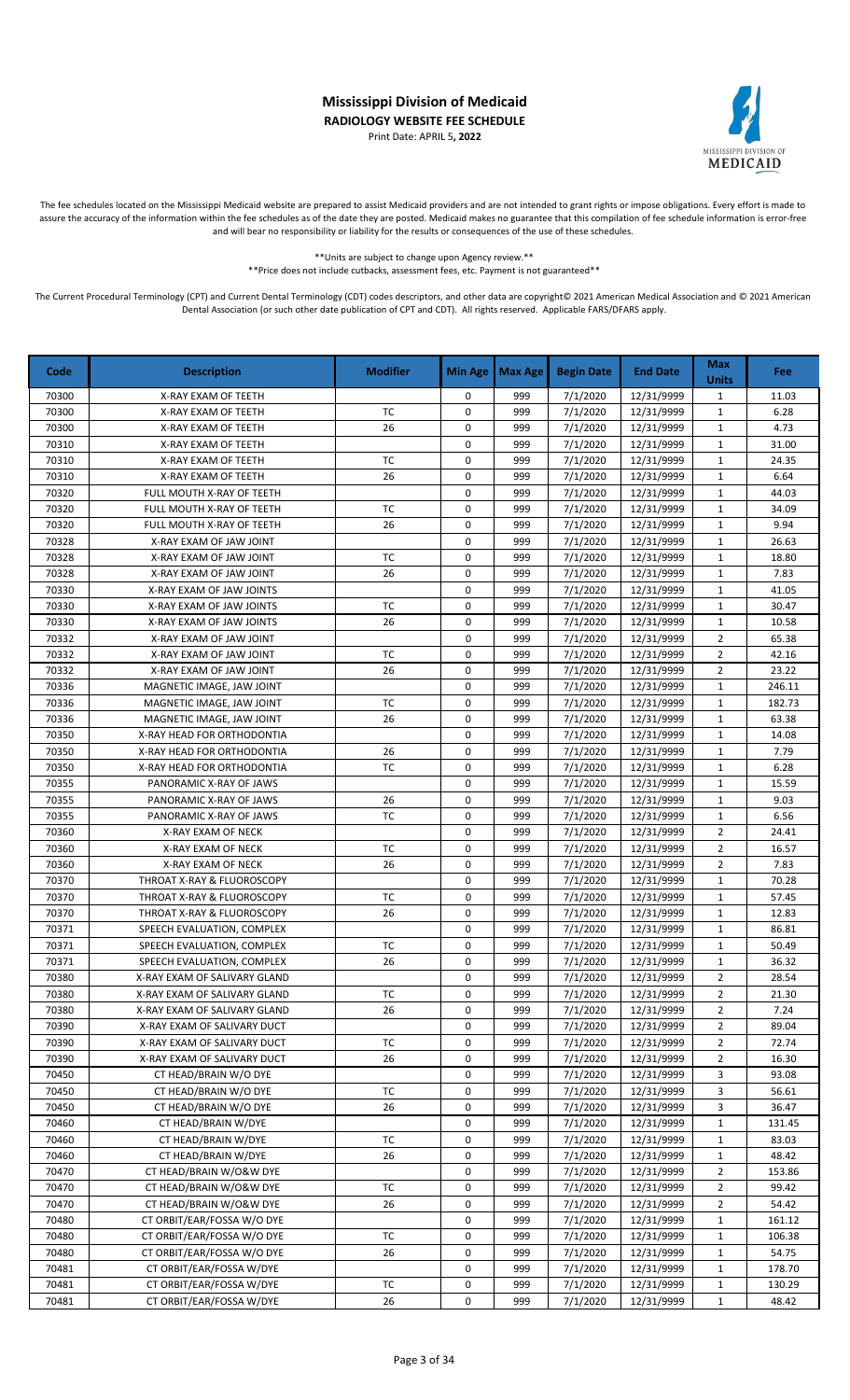# Mississippi Division of Medicaid

**RADIOLOGY WEBSITE FEE SCHEDULE**

Print Date: APRIL 5**, 2022**

The fee schedules located on the Mississippi Medicaid website are prepared to assist Medicaid providers and are not intended to grant rights or impose obligations. Every effort is made to assure the accuracy of the information within the fee schedules as of the date they are posted. Medicaid makes no guarantee that this compilation of fee schedule information is error-free and will bear no responsibility or liability for the results or consequences of the use of these schedules.

**Units are subject to change upon Agency review.**

**Price does not include cutbacks, assessment fees, etc. Payment is not guaranteed**

The Current Procedural Terminology (CPT) and Current Dental Terminology (CDT) codes descriptors, and other data are copyright© 2021 American Medical Association and © 2021 American Dental Association (or such other date publication of CPT and CDT). All rights reserved. Applicable FARS/DFARS apply.

| Code | Description | Modifier | Min Age | Max Age | Begin Date | End Date | Max Units | Fee |
|---|---|---|---|---|---|---|---|---|
| 70300 | X-RAY EXAM OF TEETH | | 0 | 999 | 7/1/2020 | 12/31/9999 | 1 | 11.03 |
| 70300 | X-RAY EXAM OF TEETH | TC | 0 | 999 | 7/1/2020 | 12/31/9999 | 1 | 6.28 |
| 70300 | X-RAY EXAM OF TEETH | 26 | 0 | 999 | 7/1/2020 | 12/31/9999 | 1 | 4.73 |
| 70310 | X-RAY EXAM OF TEETH | | 0 | 999 | 7/1/2020 | 12/31/9999 | 1 | 31.00 |
| 70310 | X-RAY EXAM OF TEETH | TC | 0 | 999 | 7/1/2020 | 12/31/9999 | 1 | 24.35 |
| 70310 | X-RAY EXAM OF TEETH | 26 | 0 | 999 | 7/1/2020 | 12/31/9999 | 1 | 6.64 |
| 70320 | FULL MOUTH X-RAY OF TEETH | | 0 | 999 | 7/1/2020 | 12/31/9999 | 1 | 44.03 |
| 70320 | FULL MOUTH X-RAY OF TEETH | TC | 0 | 999 | 7/1/2020 | 12/31/9999 | 1 | 34.09 |
| 70320 | FULL MOUTH X-RAY OF TEETH | 26 | 0 | 999 | 7/1/2020 | 12/31/9999 | 1 | 9.94 |
| 70328 | X-RAY EXAM OF JAW JOINT | | 0 | 999 | 7/1/2020 | 12/31/9999 | 1 | 26.63 |
| 70328 | X-RAY EXAM OF JAW JOINT | TC | 0 | 999 | 7/1/2020 | 12/31/9999 | 1 | 18.80 |
| 70328 | X-RAY EXAM OF JAW JOINT | 26 | 0 | 999 | 7/1/2020 | 12/31/9999 | 1 | 7.83 |
| 70330 | X-RAY EXAM OF JAW JOINTS | | 0 | 999 | 7/1/2020 | 12/31/9999 | 1 | 41.05 |
| 70330 | X-RAY EXAM OF JAW JOINTS | TC | 0 | 999 | 7/1/2020 | 12/31/9999 | 1 | 30.47 |
| 70330 | X-RAY EXAM OF JAW JOINTS | 26 | 0 | 999 | 7/1/2020 | 12/31/9999 | 1 | 10.58 |
| 70332 | X-RAY EXAM OF JAW JOINT | | 0 | 999 | 7/1/2020 | 12/31/9999 | 2 | 65.38 |
| 70332 | X-RAY EXAM OF JAW JOINT | TC | 0 | 999 | 7/1/2020 | 12/31/9999 | 2 | 42.16 |
| 70332 | X-RAY EXAM OF JAW JOINT | 26 | 0 | 999 | 7/1/2020 | 12/31/9999 | 2 | 23.22 |
| 70336 | MAGNETIC IMAGE, JAW JOINT | | 0 | 999 | 7/1/2020 | 12/31/9999 | 1 | 246.11 |
| 70336 | MAGNETIC IMAGE, JAW JOINT | TC | 0 | 999 | 7/1/2020 | 12/31/9999 | 1 | 182.73 |
| 70336 | MAGNETIC IMAGE, JAW JOINT | 26 | 0 | 999 | 7/1/2020 | 12/31/9999 | 1 | 63.38 |
| 70350 | X-RAY HEAD FOR ORTHODONTIA | | 0 | 999 | 7/1/2020 | 12/31/9999 | 1 | 14.08 |
| 70350 | X-RAY HEAD FOR ORTHODONTIA | 26 | 0 | 999 | 7/1/2020 | 12/31/9999 | 1 | 7.79 |
| 70350 | X-RAY HEAD FOR ORTHODONTIA | TC | 0 | 999 | 7/1/2020 | 12/31/9999 | 1 | 6.28 |
| 70355 | PANORAMIC X-RAY OF JAWS | | 0 | 999 | 7/1/2020 | 12/31/9999 | 1 | 15.59 |
| 70355 | PANORAMIC X-RAY OF JAWS | 26 | 0 | 999 | 7/1/2020 | 12/31/9999 | 1 | 9.03 |
| 70355 | PANORAMIC X-RAY OF JAWS | TC | 0 | 999 | 7/1/2020 | 12/31/9999 | 1 | 6.56 |
| 70360 | X-RAY EXAM OF NECK | | 0 | 999 | 7/1/2020 | 12/31/9999 | 2 | 24.41 |
| 70360 | X-RAY EXAM OF NECK | TC | 0 | 999 | 7/1/2020 | 12/31/9999 | 2 | 16.57 |
| 70360 | X-RAY EXAM OF NECK | 26 | 0 | 999 | 7/1/2020 | 12/31/9999 | 2 | 7.83 |
| 70370 | THROAT X-RAY & FLUOROSCOPY | | 0 | 999 | 7/1/2020 | 12/31/9999 | 1 | 70.28 |
| 70370 | THROAT X-RAY & FLUOROSCOPY | TC | 0 | 999 | 7/1/2020 | 12/31/9999 | 1 | 57.45 |
| 70370 | THROAT X-RAY & FLUOROSCOPY | 26 | 0 | 999 | 7/1/2020 | 12/31/9999 | 1 | 12.83 |
| 70371 | SPEECH EVALUATION, COMPLEX | | 0 | 999 | 7/1/2020 | 12/31/9999 | 1 | 86.81 |
| 70371 | SPEECH EVALUATION, COMPLEX | TC | 0 | 999 | 7/1/2020 | 12/31/9999 | 1 | 50.49 |
| 70371 | SPEECH EVALUATION, COMPLEX | 26 | 0 | 999 | 7/1/2020 | 12/31/9999 | 1 | 36.32 |
| 70380 | X-RAY EXAM OF SALIVARY GLAND | | 0 | 999 | 7/1/2020 | 12/31/9999 | 2 | 28.54 |
| 70380 | X-RAY EXAM OF SALIVARY GLAND | TC | 0 | 999 | 7/1/2020 | 12/31/9999 | 2 | 21.30 |
| 70380 | X-RAY EXAM OF SALIVARY GLAND | 26 | 0 | 999 | 7/1/2020 | 12/31/9999 | 2 | 7.24 |
| 70390 | X-RAY EXAM OF SALIVARY DUCT | | 0 | 999 | 7/1/2020 | 12/31/9999 | 2 | 89.04 |
| 70390 | X-RAY EXAM OF SALIVARY DUCT | TC | 0 | 999 | 7/1/2020 | 12/31/9999 | 2 | 72.74 |
| 70390 | X-RAY EXAM OF SALIVARY DUCT | 26 | 0 | 999 | 7/1/2020 | 12/31/9999 | 2 | 16.30 |
| 70450 | CT HEAD/BRAIN W/O DYE | | 0 | 999 | 7/1/2020 | 12/31/9999 | 3 | 93.08 |
| 70450 | CT HEAD/BRAIN W/O DYE | TC | 0 | 999 | 7/1/2020 | 12/31/9999 | 3 | 56.61 |
| 70450 | CT HEAD/BRAIN W/O DYE | 26 | 0 | 999 | 7/1/2020 | 12/31/9999 | 3 | 36.47 |
| 70460 | CT HEAD/BRAIN W/DYE | | 0 | 999 | 7/1/2020 | 12/31/9999 | 1 | 131.45 |
| 70460 | CT HEAD/BRAIN W/DYE | TC | 0 | 999 | 7/1/2020 | 12/31/9999 | 1 | 83.03 |
| 70460 | CT HEAD/BRAIN W/DYE | 26 | 0 | 999 | 7/1/2020 | 12/31/9999 | 1 | 48.42 |
| 70470 | CT HEAD/BRAIN W/O&W DYE | | 0 | 999 | 7/1/2020 | 12/31/9999 | 2 | 153.86 |
| 70470 | CT HEAD/BRAIN W/O&W DYE | TC | 0 | 999 | 7/1/2020 | 12/31/9999 | 2 | 99.42 |
| 70470 | CT HEAD/BRAIN W/O&W DYE | 26 | 0 | 999 | 7/1/2020 | 12/31/9999 | 2 | 54.42 |
| 70480 | CT ORBIT/EAR/FOSSA W/O DYE | | 0 | 999 | 7/1/2020 | 12/31/9999 | 1 | 161.12 |
| 70480 | CT ORBIT/EAR/FOSSA W/O DYE | TC | 0 | 999 | 7/1/2020 | 12/31/9999 | 1 | 106.38 |
| 70480 | CT ORBIT/EAR/FOSSA W/O DYE | 26 | 0 | 999 | 7/1/2020 | 12/31/9999 | 1 | 54.75 |
| 70481 | CT ORBIT/EAR/FOSSA W/DYE | | 0 | 999 | 7/1/2020 | 12/31/9999 | 1 | 178.70 |
| 70481 | CT ORBIT/EAR/FOSSA W/DYE | TC | 0 | 999 | 7/1/2020 | 12/31/9999 | 1 | 130.29 |
| 70481 | CT ORBIT/EAR/FOSSA W/DYE | 26 | 0 | 999 | 7/1/2020 | 12/31/9999 | 1 | 48.42 |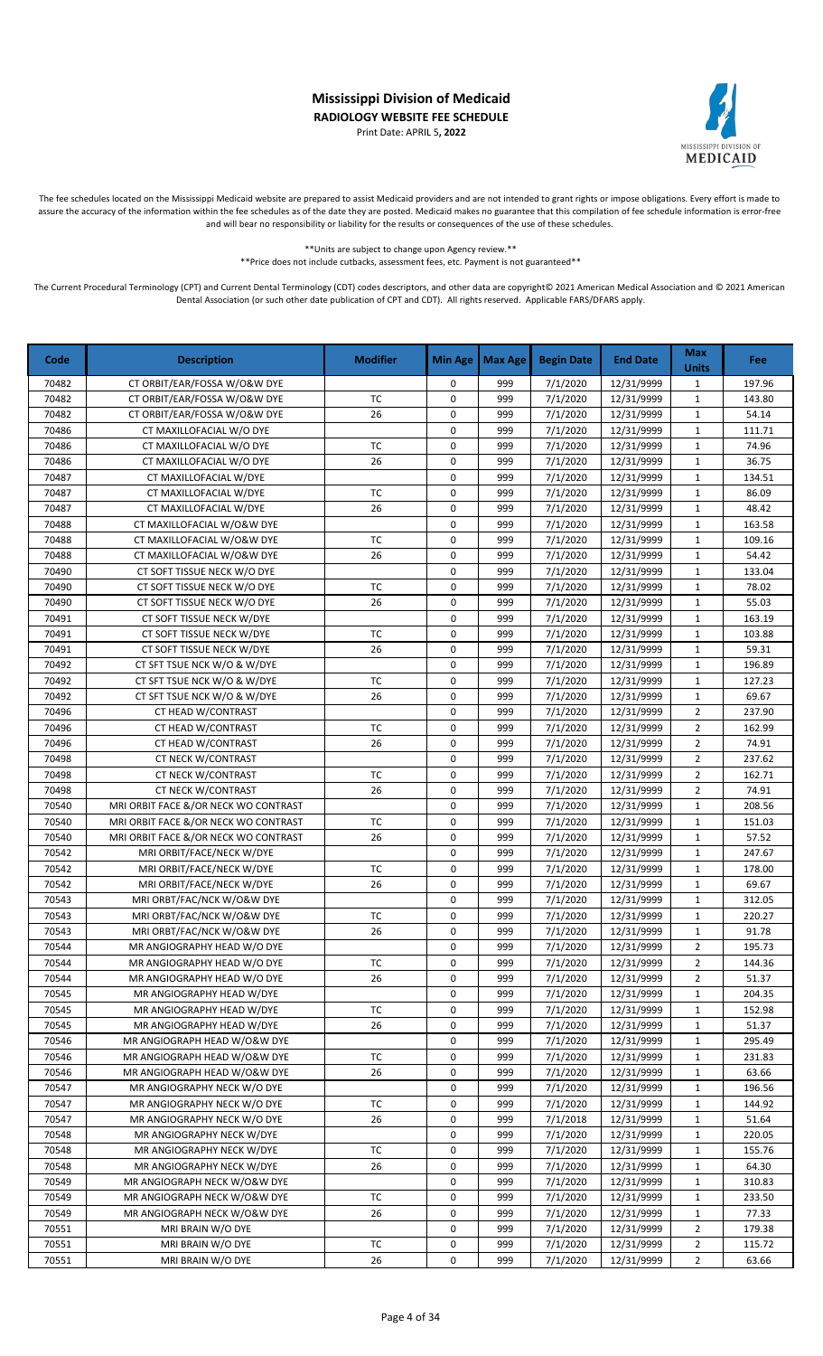# Mississippi Division of Medicaid

**RADIOLOGY WEBSITE FEE SCHEDULE**

Print Date: APRIL 5**, 2022**

The fee schedules located on the Mississippi Medicaid website are prepared to assist Medicaid providers and are not intended to grant rights or impose obligations. Every effort is made to assure the accuracy of the information within the fee schedules as of the date they are posted. Medicaid makes no guarantee that this compilation of fee schedule information is error-free and will bear no responsibility or liability for the results or consequences of the use of these schedules.

\*\*Units are subject to change upon Agency review.\*\*

\*\*Price does not include cutbacks, assessment fees, etc. Payment is not guaranteed\*\*

The Current Procedural Terminology (CPT) and Current Dental Terminology (CDT) codes descriptors, and other data are copyright© 2021 American Medical Association and © 2021 American Dental Association (or such other date publication of CPT and CDT). All rights reserved. Applicable FARS/DFARS apply.

| Code | Description | Modifier | Min Age | Max Age | Begin Date | End Date | Max Units | Fee |
|---|---|---|---|---|---|---|---|---|
| 70482 | CT ORBIT/EAR/FOSSA W/O&W DYE | | 0 | 999 | 7/1/2020 | 12/31/9999 | 1 | 197.96 |
| 70482 | CT ORBIT/EAR/FOSSA W/O&W DYE | TC | 0 | 999 | 7/1/2020 | 12/31/9999 | 1 | 143.80 |
| 70482 | CT ORBIT/EAR/FOSSA W/O&W DYE | 26 | 0 | 999 | 7/1/2020 | 12/31/9999 | 1 | 54.14 |
| 70486 | CT MAXILLOFACIAL W/O DYE | | 0 | 999 | 7/1/2020 | 12/31/9999 | 1 | 111.71 |
| 70486 | CT MAXILLOFACIAL W/O DYE | TC | 0 | 999 | 7/1/2020 | 12/31/9999 | 1 | 74.96 |
| 70486 | CT MAXILLOFACIAL W/O DYE | 26 | 0 | 999 | 7/1/2020 | 12/31/9999 | 1 | 36.75 |
| 70487 | CT MAXILLOFACIAL W/DYE | | 0 | 999 | 7/1/2020 | 12/31/9999 | 1 | 134.51 |
| 70487 | CT MAXILLOFACIAL W/DYE | TC | 0 | 999 | 7/1/2020 | 12/31/9999 | 1 | 86.09 |
| 70487 | CT MAXILLOFACIAL W/DYE | 26 | 0 | 999 | 7/1/2020 | 12/31/9999 | 1 | 48.42 |
| 70488 | CT MAXILLOFACIAL W/O&W DYE | | 0 | 999 | 7/1/2020 | 12/31/9999 | 1 | 163.58 |
| 70488 | CT MAXILLOFACIAL W/O&W DYE | TC | 0 | 999 | 7/1/2020 | 12/31/9999 | 1 | 109.16 |
| 70488 | CT MAXILLOFACIAL W/O&W DYE | 26 | 0 | 999 | 7/1/2020 | 12/31/9999 | 1 | 54.42 |
| 70490 | CT SOFT TISSUE NECK W/O DYE | | 0 | 999 | 7/1/2020 | 12/31/9999 | 1 | 133.04 |
| 70490 | CT SOFT TISSUE NECK W/O DYE | TC | 0 | 999 | 7/1/2020 | 12/31/9999 | 1 | 78.02 |
| 70490 | CT SOFT TISSUE NECK W/O DYE | 26 | 0 | 999 | 7/1/2020 | 12/31/9999 | 1 | 55.03 |
| 70491 | CT SOFT TISSUE NECK W/DYE | | 0 | 999 | 7/1/2020 | 12/31/9999 | 1 | 163.19 |
| 70491 | CT SOFT TISSUE NECK W/DYE | TC | 0 | 999 | 7/1/2020 | 12/31/9999 | 1 | 103.88 |
| 70491 | CT SOFT TISSUE NECK W/DYE | 26 | 0 | 999 | 7/1/2020 | 12/31/9999 | 1 | 59.31 |
| 70492 | CT SFT TSUE NCK W/O & W/DYE | | 0 | 999 | 7/1/2020 | 12/31/9999 | 1 | 196.89 |
| 70492 | CT SFT TSUE NCK W/O & W/DYE | TC | 0 | 999 | 7/1/2020 | 12/31/9999 | 1 | 127.23 |
| 70492 | CT SFT TSUE NCK W/O & W/DYE | 26 | 0 | 999 | 7/1/2020 | 12/31/9999 | 1 | 69.67 |
| 70496 | CT HEAD W/CONTRAST | | 0 | 999 | 7/1/2020 | 12/31/9999 | 2 | 237.90 |
| 70496 | CT HEAD W/CONTRAST | TC | 0 | 999 | 7/1/2020 | 12/31/9999 | 2 | 162.99 |
| 70496 | CT HEAD W/CONTRAST | 26 | 0 | 999 | 7/1/2020 | 12/31/9999 | 2 | 74.91 |
| 70498 | CT NECK W/CONTRAST | | 0 | 999 | 7/1/2020 | 12/31/9999 | 2 | 237.62 |
| 70498 | CT NECK W/CONTRAST | TC | 0 | 999 | 7/1/2020 | 12/31/9999 | 2 | 162.71 |
| 70498 | CT NECK W/CONTRAST | 26 | 0 | 999 | 7/1/2020 | 12/31/9999 | 2 | 74.91 |
| 70540 | MRI ORBIT FACE &/OR NECK WO CONTRAST | | 0 | 999 | 7/1/2020 | 12/31/9999 | 1 | 208.56 |
| 70540 | MRI ORBIT FACE &/OR NECK WO CONTRAST | TC | 0 | 999 | 7/1/2020 | 12/31/9999 | 1 | 151.03 |
| 70540 | MRI ORBIT FACE &/OR NECK WO CONTRAST | 26 | 0 | 999 | 7/1/2020 | 12/31/9999 | 1 | 57.52 |
| 70542 | MRI ORBIT/FACE/NECK W/DYE | | 0 | 999 | 7/1/2020 | 12/31/9999 | 1 | 247.67 |
| 70542 | MRI ORBIT/FACE/NECK W/DYE | TC | 0 | 999 | 7/1/2020 | 12/31/9999 | 1 | 178.00 |
| 70542 | MRI ORBIT/FACE/NECK W/DYE | 26 | 0 | 999 | 7/1/2020 | 12/31/9999 | 1 | 69.67 |
| 70543 | MRI ORBT/FAC/NCK W/O&W DYE | | 0 | 999 | 7/1/2020 | 12/31/9999 | 1 | 312.05 |
| 70543 | MRI ORBT/FAC/NCK W/O&W DYE | TC | 0 | 999 | 7/1/2020 | 12/31/9999 | 1 | 220.27 |
| 70543 | MRI ORBT/FAC/NCK W/O&W DYE | 26 | 0 | 999 | 7/1/2020 | 12/31/9999 | 1 | 91.78 |
| 70544 | MR ANGIOGRAPHY HEAD W/O DYE | | 0 | 999 | 7/1/2020 | 12/31/9999 | 2 | 195.73 |
| 70544 | MR ANGIOGRAPHY HEAD W/O DYE | TC | 0 | 999 | 7/1/2020 | 12/31/9999 | 2 | 144.36 |
| 70544 | MR ANGIOGRAPHY HEAD W/O DYE | 26 | 0 | 999 | 7/1/2020 | 12/31/9999 | 2 | 51.37 |
| 70545 | MR ANGIOGRAPHY HEAD W/DYE | | 0 | 999 | 7/1/2020 | 12/31/9999 | 1 | 204.35 |
| 70545 | MR ANGIOGRAPHY HEAD W/DYE | TC | 0 | 999 | 7/1/2020 | 12/31/9999 | 1 | 152.98 |
| 70545 | MR ANGIOGRAPHY HEAD W/DYE | 26 | 0 | 999 | 7/1/2020 | 12/31/9999 | 1 | 51.37 |
| 70546 | MR ANGIOGRAPH HEAD W/O&W DYE | | 0 | 999 | 7/1/2020 | 12/31/9999 | 1 | 295.49 |
| 70546 | MR ANGIOGRAPH HEAD W/O&W DYE | TC | 0 | 999 | 7/1/2020 | 12/31/9999 | 1 | 231.83 |
| 70546 | MR ANGIOGRAPH HEAD W/O&W DYE | 26 | 0 | 999 | 7/1/2020 | 12/31/9999 | 1 | 63.66 |
| 70547 | MR ANGIOGRAPHY NECK W/O DYE | | 0 | 999 | 7/1/2020 | 12/31/9999 | 1 | 196.56 |
| 70547 | MR ANGIOGRAPHY NECK W/O DYE | TC | 0 | 999 | 7/1/2020 | 12/31/9999 | 1 | 144.92 |
| 70547 | MR ANGIOGRAPHY NECK W/O DYE | 26 | 0 | 999 | 7/1/2018 | 12/31/9999 | 1 | 51.64 |
| 70548 | MR ANGIOGRAPHY NECK W/DYE | | 0 | 999 | 7/1/2020 | 12/31/9999 | 1 | 220.05 |
| 70548 | MR ANGIOGRAPHY NECK W/DYE | TC | 0 | 999 | 7/1/2020 | 12/31/9999 | 1 | 155.76 |
| 70548 | MR ANGIOGRAPHY NECK W/DYE | 26 | 0 | 999 | 7/1/2020 | 12/31/9999 | 1 | 64.30 |
| 70549 | MR ANGIOGRAPH NECK W/O&W DYE | | 0 | 999 | 7/1/2020 | 12/31/9999 | 1 | 310.83 |
| 70549 | MR ANGIOGRAPH NECK W/O&W DYE | TC | 0 | 999 | 7/1/2020 | 12/31/9999 | 1 | 233.50 |
| 70549 | MR ANGIOGRAPH NECK W/O&W DYE | 26 | 0 | 999 | 7/1/2020 | 12/31/9999 | 1 | 77.33 |
| 70551 | MRI BRAIN W/O DYE | | 0 | 999 | 7/1/2020 | 12/31/9999 | 2 | 179.38 |
| 70551 | MRI BRAIN W/O DYE | TC | 0 | 999 | 7/1/2020 | 12/31/9999 | 2 | 115.72 |
| 70551 | MRI BRAIN W/O DYE | 26 | 0 | 999 | 7/1/2020 | 12/31/9999 | 2 | 63.66 |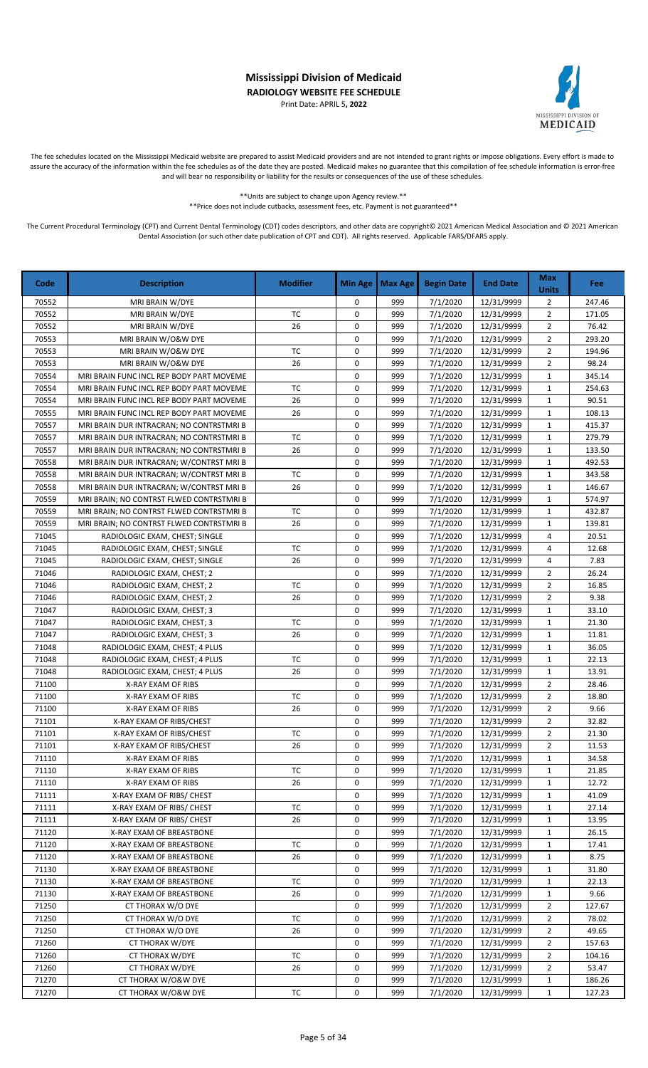# Mississippi Division of Medicaid

**RADIOLOGY WEBSITE FEE SCHEDULE**

Print Date: APRIL 5**, 2022**

The fee schedules located on the Mississippi Medicaid website are prepared to assist Medicaid providers and are not intended to grant rights or impose obligations. Every effort is made to assure the accuracy of the information within the fee schedules as of the date they are posted. Medicaid makes no guarantee that this compilation of fee schedule information is error-free and will bear no responsibility or liability for the results or consequences of the use of these schedules.

**Units are subject to change upon Agency review.**

**Price does not include cutbacks, assessment fees, etc. Payment is not guaranteed**

The Current Procedural Terminology (CPT) and Current Dental Terminology (CDT) codes descriptors, and other data are copyright© 2021 American Medical Association and © 2021 American Dental Association (or such other date publication of CPT and CDT). All rights reserved. Applicable FARS/DFARS apply.

| Code | Description | Modifier | Min Age | Max Age | Begin Date | End Date | Max Units | Fee |
|---|---|---|---|---|---|---|---|---|
| 70552 | MRI BRAIN W/DYE | | 0 | 999 | 7/1/2020 | 12/31/9999 | 2 | 247.46 |
| 70552 | MRI BRAIN W/DYE | TC | 0 | 999 | 7/1/2020 | 12/31/9999 | 2 | 171.05 |
| 70552 | MRI BRAIN W/DYE | 26 | 0 | 999 | 7/1/2020 | 12/31/9999 | 2 | 76.42 |
| 70553 | MRI BRAIN W/O&W DYE | | 0 | 999 | 7/1/2020 | 12/31/9999 | 2 | 293.20 |
| 70553 | MRI BRAIN W/O&W DYE | TC | 0 | 999 | 7/1/2020 | 12/31/9999 | 2 | 194.96 |
| 70553 | MRI BRAIN W/O&W DYE | 26 | 0 | 999 | 7/1/2020 | 12/31/9999 | 2 | 98.24 |
| 70554 | MRI BRAIN FUNC INCL REP BODY PART MOVEME | | 0 | 999 | 7/1/2020 | 12/31/9999 | 1 | 345.14 |
| 70554 | MRI BRAIN FUNC INCL REP BODY PART MOVEME | TC | 0 | 999 | 7/1/2020 | 12/31/9999 | 1 | 254.63 |
| 70554 | MRI BRAIN FUNC INCL REP BODY PART MOVEME | 26 | 0 | 999 | 7/1/2020 | 12/31/9999 | 1 | 90.51 |
| 70555 | MRI BRAIN FUNC INCL REP BODY PART MOVEME | 26 | 0 | 999 | 7/1/2020 | 12/31/9999 | 1 | 108.13 |
| 70557 | MRI BRAIN DUR INTRACRAN; NO CONTRSTMRI B | | 0 | 999 | 7/1/2020 | 12/31/9999 | 1 | 415.37 |
| 70557 | MRI BRAIN DUR INTRACRAN; NO CONTRSTMRI B | TC | 0 | 999 | 7/1/2020 | 12/31/9999 | 1 | 279.79 |
| 70557 | MRI BRAIN DUR INTRACRAN; NO CONTRSTMRI B | 26 | 0 | 999 | 7/1/2020 | 12/31/9999 | 1 | 133.50 |
| 70558 | MRI BRAIN DUR INTRACRAN; W/CONTRST MRI B | | 0 | 999 | 7/1/2020 | 12/31/9999 | 1 | 492.53 |
| 70558 | MRI BRAIN DUR INTRACRAN; W/CONTRST MRI B | TC | 0 | 999 | 7/1/2020 | 12/31/9999 | 1 | 343.58 |
| 70558 | MRI BRAIN DUR INTRACRAN; W/CONTRST MRI B | 26 | 0 | 999 | 7/1/2020 | 12/31/9999 | 1 | 146.67 |
| 70559 | MRI BRAIN; NO CONTRST FLWED CONTRSTMRI B | | 0 | 999 | 7/1/2020 | 12/31/9999 | 1 | 574.97 |
| 70559 | MRI BRAIN; NO CONTRST FLWED CONTRSTMRI B | TC | 0 | 999 | 7/1/2020 | 12/31/9999 | 1 | 432.87 |
| 70559 | MRI BRAIN; NO CONTRST FLWED CONTRSTMRI B | 26 | 0 | 999 | 7/1/2020 | 12/31/9999 | 1 | 139.81 |
| 71045 | RADIOLOGIC EXAM, CHEST; SINGLE | | 0 | 999 | 7/1/2020 | 12/31/9999 | 4 | 20.51 |
| 71045 | RADIOLOGIC EXAM, CHEST; SINGLE | TC | 0 | 999 | 7/1/2020 | 12/31/9999 | 4 | 12.68 |
| 71045 | RADIOLOGIC EXAM, CHEST; SINGLE | 26 | 0 | 999 | 7/1/2020 | 12/31/9999 | 4 | 7.83 |
| 71046 | RADIOLOGIC EXAM, CHEST; 2 | | 0 | 999 | 7/1/2020 | 12/31/9999 | 2 | 26.24 |
| 71046 | RADIOLOGIC EXAM, CHEST; 2 | TC | 0 | 999 | 7/1/2020 | 12/31/9999 | 2 | 16.85 |
| 71046 | RADIOLOGIC EXAM, CHEST; 2 | 26 | 0 | 999 | 7/1/2020 | 12/31/9999 | 2 | 9.38 |
| 71047 | RADIOLOGIC EXAM, CHEST; 3 | | 0 | 999 | 7/1/2020 | 12/31/9999 | 1 | 33.10 |
| 71047 | RADIOLOGIC EXAM, CHEST; 3 | TC | 0 | 999 | 7/1/2020 | 12/31/9999 | 1 | 21.30 |
| 71047 | RADIOLOGIC EXAM, CHEST; 3 | 26 | 0 | 999 | 7/1/2020 | 12/31/9999 | 1 | 11.81 |
| 71048 | RADIOLOGIC EXAM, CHEST; 4 PLUS | | 0 | 999 | 7/1/2020 | 12/31/9999 | 1 | 36.05 |
| 71048 | RADIOLOGIC EXAM, CHEST; 4 PLUS | TC | 0 | 999 | 7/1/2020 | 12/31/9999 | 1 | 22.13 |
| 71048 | RADIOLOGIC EXAM, CHEST; 4 PLUS | 26 | 0 | 999 | 7/1/2020 | 12/31/9999 | 1 | 13.91 |
| 71100 | X-RAY EXAM OF RIBS | | 0 | 999 | 7/1/2020 | 12/31/9999 | 2 | 28.46 |
| 71100 | X-RAY EXAM OF RIBS | TC | 0 | 999 | 7/1/2020 | 12/31/9999 | 2 | 18.80 |
| 71100 | X-RAY EXAM OF RIBS | 26 | 0 | 999 | 7/1/2020 | 12/31/9999 | 2 | 9.66 |
| 71101 | X-RAY EXAM OF RIBS/CHEST | | 0 | 999 | 7/1/2020 | 12/31/9999 | 2 | 32.82 |
| 71101 | X-RAY EXAM OF RIBS/CHEST | TC | 0 | 999 | 7/1/2020 | 12/31/9999 | 2 | 21.30 |
| 71101 | X-RAY EXAM OF RIBS/CHEST | 26 | 0 | 999 | 7/1/2020 | 12/31/9999 | 2 | 11.53 |
| 71110 | X-RAY EXAM OF RIBS | | 0 | 999 | 7/1/2020 | 12/31/9999 | 1 | 34.58 |
| 71110 | X-RAY EXAM OF RIBS | TC | 0 | 999 | 7/1/2020 | 12/31/9999 | 1 | 21.85 |
| 71110 | X-RAY EXAM OF RIBS | 26 | 0 | 999 | 7/1/2020 | 12/31/9999 | 1 | 12.72 |
| 71111 | X-RAY EXAM OF RIBS/ CHEST | | 0 | 999 | 7/1/2020 | 12/31/9999 | 1 | 41.09 |
| 71111 | X-RAY EXAM OF RIBS/ CHEST | TC | 0 | 999 | 7/1/2020 | 12/31/9999 | 1 | 27.14 |
| 71111 | X-RAY EXAM OF RIBS/ CHEST | 26 | 0 | 999 | 7/1/2020 | 12/31/9999 | 1 | 13.95 |
| 71120 | X-RAY EXAM OF BREASTBONE | | 0 | 999 | 7/1/2020 | 12/31/9999 | 1 | 26.15 |
| 71120 | X-RAY EXAM OF BREASTBONE | TC | 0 | 999 | 7/1/2020 | 12/31/9999 | 1 | 17.41 |
| 71120 | X-RAY EXAM OF BREASTBONE | 26 | 0 | 999 | 7/1/2020 | 12/31/9999 | 1 | 8.75 |
| 71130 | X-RAY EXAM OF BREASTBONE | | 0 | 999 | 7/1/2020 | 12/31/9999 | 1 | 31.80 |
| 71130 | X-RAY EXAM OF BREASTBONE | TC | 0 | 999 | 7/1/2020 | 12/31/9999 | 1 | 22.13 |
| 71130 | X-RAY EXAM OF BREASTBONE | 26 | 0 | 999 | 7/1/2020 | 12/31/9999 | 1 | 9.66 |
| 71250 | CT THORAX W/O DYE | | 0 | 999 | 7/1/2020 | 12/31/9999 | 2 | 127.67 |
| 71250 | CT THORAX W/O DYE | TC | 0 | 999 | 7/1/2020 | 12/31/9999 | 2 | 78.02 |
| 71250 | CT THORAX W/O DYE | 26 | 0 | 999 | 7/1/2020 | 12/31/9999 | 2 | 49.65 |
| 71260 | CT THORAX W/DYE | | 0 | 999 | 7/1/2020 | 12/31/9999 | 2 | 157.63 |
| 71260 | CT THORAX W/DYE | TC | 0 | 999 | 7/1/2020 | 12/31/9999 | 2 | 104.16 |
| 71260 | CT THORAX W/DYE | 26 | 0 | 999 | 7/1/2020 | 12/31/9999 | 2 | 53.47 |
| 71270 | CT THORAX W/O&W DYE | | 0 | 999 | 7/1/2020 | 12/31/9999 | 1 | 186.26 |
| 71270 | CT THORAX W/O&W DYE | TC | 0 | 999 | 7/1/2020 | 12/31/9999 | 1 | 127.23 |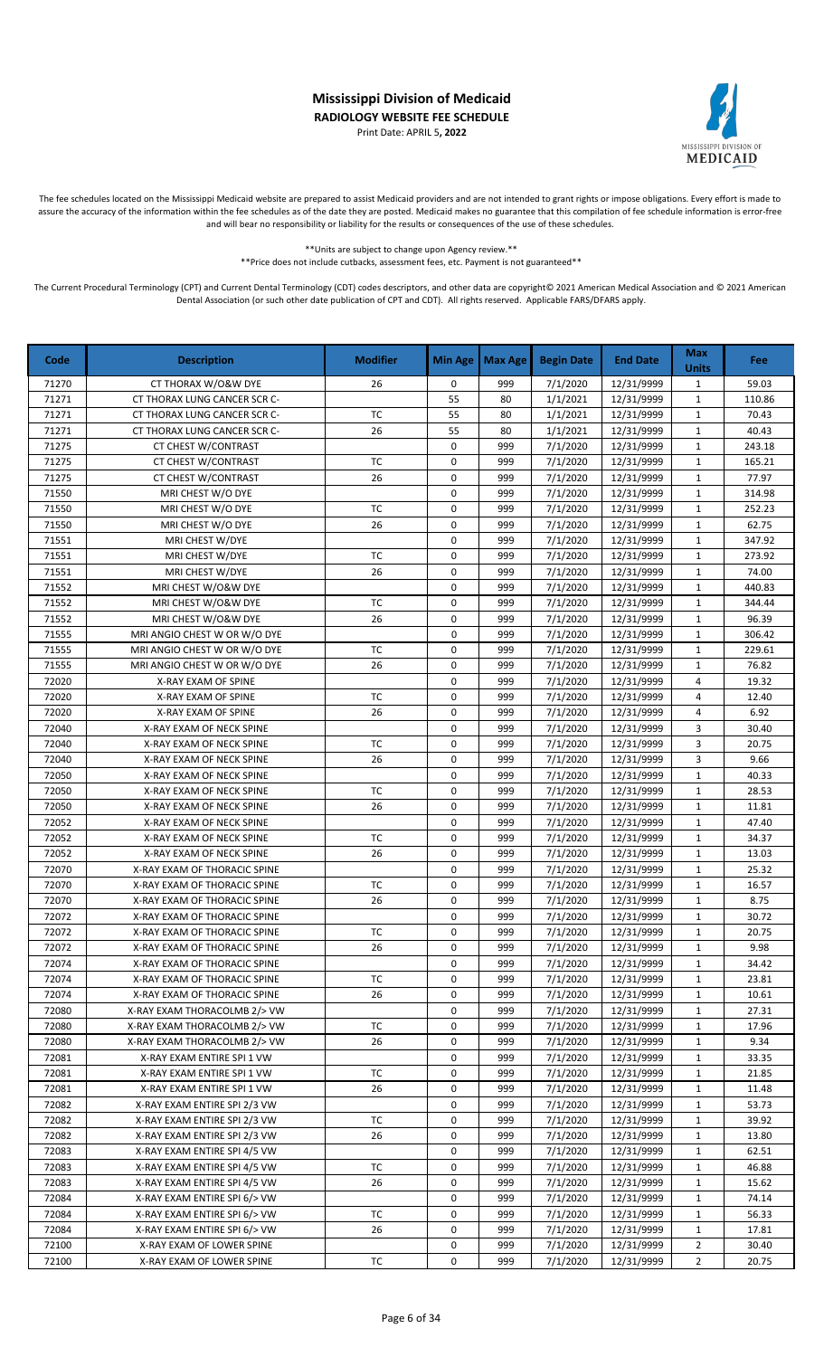# Mississippi Division of Medicaid

**RADIOLOGY WEBSITE FEE SCHEDULE**

Print Date: APRIL 5**, 2022**

The fee schedules located on the Mississippi Medicaid website are prepared to assist Medicaid providers and are not intended to grant rights or impose obligations. Every effort is made to assure the accuracy of the information within the fee schedules as of the date they are posted. Medicaid makes no guarantee that this compilation of fee schedule information is error-free and will bear no responsibility or liability for the results or consequences of the use of these schedules.

\*\*Units are subject to change upon Agency review.\*\*

\*\*Price does not include cutbacks, assessment fees, etc. Payment is not guaranteed\*\*

The Current Procedural Terminology (CPT) and Current Dental Terminology (CDT) codes descriptors, and other data are copyright© 2021 American Medical Association and © 2021 American Dental Association (or such other date publication of CPT and CDT). All rights reserved. Applicable FARS/DFARS apply.

| Code | Description | Modifier | Min Age | Max Age | Begin Date | End Date | Max Units | Fee |
|---|---|---|---|---|---|---|---|---|
| 71270 | CT THORAX W/O&W DYE | 26 | 0 | 999 | 7/1/2020 | 12/31/9999 | 1 | 59.03 |
| 71271 | CT THORAX LUNG CANCER SCR C- | | 55 | 80 | 1/1/2021 | 12/31/9999 | 1 | 110.86 |
| 71271 | CT THORAX LUNG CANCER SCR C- | TC | 55 | 80 | 1/1/2021 | 12/31/9999 | 1 | 70.43 |
| 71271 | CT THORAX LUNG CANCER SCR C- | 26 | 55 | 80 | 1/1/2021 | 12/31/9999 | 1 | 40.43 |
| 71275 | CT CHEST W/CONTRAST | | 0 | 999 | 7/1/2020 | 12/31/9999 | 1 | 243.18 |
| 71275 | CT CHEST W/CONTRAST | TC | 0 | 999 | 7/1/2020 | 12/31/9999 | 1 | 165.21 |
| 71275 | CT CHEST W/CONTRAST | 26 | 0 | 999 | 7/1/2020 | 12/31/9999 | 1 | 77.97 |
| 71550 | MRI CHEST W/O DYE | | 0 | 999 | 7/1/2020 | 12/31/9999 | 1 | 314.98 |
| 71550 | MRI CHEST W/O DYE | TC | 0 | 999 | 7/1/2020 | 12/31/9999 | 1 | 252.23 |
| 71550 | MRI CHEST W/O DYE | 26 | 0 | 999 | 7/1/2020 | 12/31/9999 | 1 | 62.75 |
| 71551 | MRI CHEST W/DYE | | 0 | 999 | 7/1/2020 | 12/31/9999 | 1 | 347.92 |
| 71551 | MRI CHEST W/DYE | TC | 0 | 999 | 7/1/2020 | 12/31/9999 | 1 | 273.92 |
| 71551 | MRI CHEST W/DYE | 26 | 0 | 999 | 7/1/2020 | 12/31/9999 | 1 | 74.00 |
| 71552 | MRI CHEST W/O&W DYE | | 0 | 999 | 7/1/2020 | 12/31/9999 | 1 | 440.83 |
| 71552 | MRI CHEST W/O&W DYE | TC | 0 | 999 | 7/1/2020 | 12/31/9999 | 1 | 344.44 |
| 71552 | MRI CHEST W/O&W DYE | 26 | 0 | 999 | 7/1/2020 | 12/31/9999 | 1 | 96.39 |
| 71555 | MRI ANGIO CHEST W OR W/O DYE | | 0 | 999 | 7/1/2020 | 12/31/9999 | 1 | 306.42 |
| 71555 | MRI ANGIO CHEST W OR W/O DYE | TC | 0 | 999 | 7/1/2020 | 12/31/9999 | 1 | 229.61 |
| 71555 | MRI ANGIO CHEST W OR W/O DYE | 26 | 0 | 999 | 7/1/2020 | 12/31/9999 | 1 | 76.82 |
| 72020 | X-RAY EXAM OF SPINE | | 0 | 999 | 7/1/2020 | 12/31/9999 | 4 | 19.32 |
| 72020 | X-RAY EXAM OF SPINE | TC | 0 | 999 | 7/1/2020 | 12/31/9999 | 4 | 12.40 |
| 72020 | X-RAY EXAM OF SPINE | 26 | 0 | 999 | 7/1/2020 | 12/31/9999 | 4 | 6.92 |
| 72040 | X-RAY EXAM OF NECK SPINE | | 0 | 999 | 7/1/2020 | 12/31/9999 | 3 | 30.40 |
| 72040 | X-RAY EXAM OF NECK SPINE | TC | 0 | 999 | 7/1/2020 | 12/31/9999 | 3 | 20.75 |
| 72040 | X-RAY EXAM OF NECK SPINE | 26 | 0 | 999 | 7/1/2020 | 12/31/9999 | 3 | 9.66 |
| 72050 | X-RAY EXAM OF NECK SPINE | | 0 | 999 | 7/1/2020 | 12/31/9999 | 1 | 40.33 |
| 72050 | X-RAY EXAM OF NECK SPINE | TC | 0 | 999 | 7/1/2020 | 12/31/9999 | 1 | 28.53 |
| 72050 | X-RAY EXAM OF NECK SPINE | 26 | 0 | 999 | 7/1/2020 | 12/31/9999 | 1 | 11.81 |
| 72052 | X-RAY EXAM OF NECK SPINE | | 0 | 999 | 7/1/2020 | 12/31/9999 | 1 | 47.40 |
| 72052 | X-RAY EXAM OF NECK SPINE | TC | 0 | 999 | 7/1/2020 | 12/31/9999 | 1 | 34.37 |
| 72052 | X-RAY EXAM OF NECK SPINE | 26 | 0 | 999 | 7/1/2020 | 12/31/9999 | 1 | 13.03 |
| 72070 | X-RAY EXAM OF THORACIC SPINE | | 0 | 999 | 7/1/2020 | 12/31/9999 | 1 | 25.32 |
| 72070 | X-RAY EXAM OF THORACIC SPINE | TC | 0 | 999 | 7/1/2020 | 12/31/9999 | 1 | 16.57 |
| 72070 | X-RAY EXAM OF THORACIC SPINE | 26 | 0 | 999 | 7/1/2020 | 12/31/9999 | 1 | 8.75 |
| 72072 | X-RAY EXAM OF THORACIC SPINE | | 0 | 999 | 7/1/2020 | 12/31/9999 | 1 | 30.72 |
| 72072 | X-RAY EXAM OF THORACIC SPINE | TC | 0 | 999 | 7/1/2020 | 12/31/9999 | 1 | 20.75 |
| 72072 | X-RAY EXAM OF THORACIC SPINE | 26 | 0 | 999 | 7/1/2020 | 12/31/9999 | 1 | 9.98 |
| 72074 | X-RAY EXAM OF THORACIC SPINE | | 0 | 999 | 7/1/2020 | 12/31/9999 | 1 | 34.42 |
| 72074 | X-RAY EXAM OF THORACIC SPINE | TC | 0 | 999 | 7/1/2020 | 12/31/9999 | 1 | 23.81 |
| 72074 | X-RAY EXAM OF THORACIC SPINE | 26 | 0 | 999 | 7/1/2020 | 12/31/9999 | 1 | 10.61 |
| 72080 | X-RAY EXAM THORACOLMB 2/> VW | | 0 | 999 | 7/1/2020 | 12/31/9999 | 1 | 27.31 |
| 72080 | X-RAY EXAM THORACOLMB 2/> VW | TC | 0 | 999 | 7/1/2020 | 12/31/9999 | 1 | 17.96 |
| 72080 | X-RAY EXAM THORACOLMB 2/> VW | 26 | 0 | 999 | 7/1/2020 | 12/31/9999 | 1 | 9.34 |
| 72081 | X-RAY EXAM ENTIRE SPI 1 VW | | 0 | 999 | 7/1/2020 | 12/31/9999 | 1 | 33.35 |
| 72081 | X-RAY EXAM ENTIRE SPI 1 VW | TC | 0 | 999 | 7/1/2020 | 12/31/9999 | 1 | 21.85 |
| 72081 | X-RAY EXAM ENTIRE SPI 1 VW | 26 | 0 | 999 | 7/1/2020 | 12/31/9999 | 1 | 11.48 |
| 72082 | X-RAY EXAM ENTIRE SPI 2/3 VW | | 0 | 999 | 7/1/2020 | 12/31/9999 | 1 | 53.73 |
| 72082 | X-RAY EXAM ENTIRE SPI 2/3 VW | TC | 0 | 999 | 7/1/2020 | 12/31/9999 | 1 | 39.92 |
| 72082 | X-RAY EXAM ENTIRE SPI 2/3 VW | 26 | 0 | 999 | 7/1/2020 | 12/31/9999 | 1 | 13.80 |
| 72083 | X-RAY EXAM ENTIRE SPI 4/5 VW | | 0 | 999 | 7/1/2020 | 12/31/9999 | 1 | 62.51 |
| 72083 | X-RAY EXAM ENTIRE SPI 4/5 VW | TC | 0 | 999 | 7/1/2020 | 12/31/9999 | 1 | 46.88 |
| 72083 | X-RAY EXAM ENTIRE SPI 4/5 VW | 26 | 0 | 999 | 7/1/2020 | 12/31/9999 | 1 | 15.62 |
| 72084 | X-RAY EXAM ENTIRE SPI 6/> VW | | 0 | 999 | 7/1/2020 | 12/31/9999 | 1 | 74.14 |
| 72084 | X-RAY EXAM ENTIRE SPI 6/> VW | TC | 0 | 999 | 7/1/2020 | 12/31/9999 | 1 | 56.33 |
| 72084 | X-RAY EXAM ENTIRE SPI 6/> VW | 26 | 0 | 999 | 7/1/2020 | 12/31/9999 | 1 | 17.81 |
| 72100 | X-RAY EXAM OF LOWER SPINE | | 0 | 999 | 7/1/2020 | 12/31/9999 | 2 | 30.40 |
| 72100 | X-RAY EXAM OF LOWER SPINE | TC | 0 | 999 | 7/1/2020 | 12/31/9999 | 2 | 20.75 |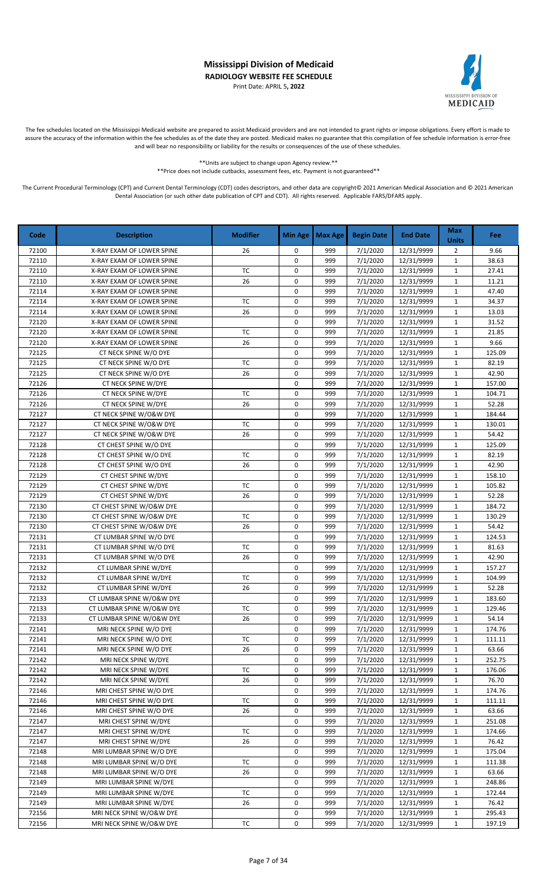# Mississippi Division of Medicaid

**RADIOLOGY WEBSITE FEE SCHEDULE**

Print Date: APRIL 5**, 2022**

The fee schedules located on the Mississippi Medicaid website are prepared to assist Medicaid providers and are not intended to grant rights or impose obligations. Every effort is made to assure the accuracy of the information within the fee schedules as of the date they are posted. Medicaid makes no guarantee that this compilation of fee schedule information is error-free and will bear no responsibility or liability for the results or consequences of the use of these schedules.

**Units are subject to change upon Agency review.**

**Price does not include cutbacks, assessment fees, etc. Payment is not guaranteed**

The Current Procedural Terminology (CPT) and Current Dental Terminology (CDT) codes descriptors, and other data are copyright© 2021 American Medical Association and © 2021 American Dental Association (or such other date publication of CPT and CDT). All rights reserved. Applicable FARS/DFARS apply.

| Code | Description | Modifier | Min Age | Max Age | Begin Date | End Date | Max Units | Fee |
|---|---|---|---|---|---|---|---|---|
| 72100 | X-RAY EXAM OF LOWER SPINE | 26 | 0 | 999 | 7/1/2020 | 12/31/9999 | 2 | 9.66 |
| 72110 | X-RAY EXAM OF LOWER SPINE |  | 0 | 999 | 7/1/2020 | 12/31/9999 | 1 | 38.63 |
| 72110 | X-RAY EXAM OF LOWER SPINE | TC | 0 | 999 | 7/1/2020 | 12/31/9999 | 1 | 27.41 |
| 72110 | X-RAY EXAM OF LOWER SPINE | 26 | 0 | 999 | 7/1/2020 | 12/31/9999 | 1 | 11.21 |
| 72114 | X-RAY EXAM OF LOWER SPINE |  | 0 | 999 | 7/1/2020 | 12/31/9999 | 1 | 47.40 |
| 72114 | X-RAY EXAM OF LOWER SPINE | TC | 0 | 999 | 7/1/2020 | 12/31/9999 | 1 | 34.37 |
| 72114 | X-RAY EXAM OF LOWER SPINE | 26 | 0 | 999 | 7/1/2020 | 12/31/9999 | 1 | 13.03 |
| 72120 | X-RAY EXAM OF LOWER SPINE |  | 0 | 999 | 7/1/2020 | 12/31/9999 | 1 | 31.52 |
| 72120 | X-RAY EXAM OF LOWER SPINE | TC | 0 | 999 | 7/1/2020 | 12/31/9999 | 1 | 21.85 |
| 72120 | X-RAY EXAM OF LOWER SPINE | 26 | 0 | 999 | 7/1/2020 | 12/31/9999 | 1 | 9.66 |
| 72125 | CT NECK SPINE W/O DYE |  | 0 | 999 | 7/1/2020 | 12/31/9999 | 1 | 125.09 |
| 72125 | CT NECK SPINE W/O DYE | TC | 0 | 999 | 7/1/2020 | 12/31/9999 | 1 | 82.19 |
| 72125 | CT NECK SPINE W/O DYE | 26 | 0 | 999 | 7/1/2020 | 12/31/9999 | 1 | 42.90 |
| 72126 | CT NECK SPINE W/DYE |  | 0 | 999 | 7/1/2020 | 12/31/9999 | 1 | 157.00 |
| 72126 | CT NECK SPINE W/DYE | TC | 0 | 999 | 7/1/2020 | 12/31/9999 | 1 | 104.71 |
| 72126 | CT NECK SPINE W/DYE | 26 | 0 | 999 | 7/1/2020 | 12/31/9999 | 1 | 52.28 |
| 72127 | CT NECK SPINE W/O&W DYE |  | 0 | 999 | 7/1/2020 | 12/31/9999 | 1 | 184.44 |
| 72127 | CT NECK SPINE W/O&W DYE | TC | 0 | 999 | 7/1/2020 | 12/31/9999 | 1 | 130.01 |
| 72127 | CT NECK SPINE W/O&W DYE | 26 | 0 | 999 | 7/1/2020 | 12/31/9999 | 1 | 54.42 |
| 72128 | CT CHEST SPINE W/O DYE |  | 0 | 999 | 7/1/2020 | 12/31/9999 | 1 | 125.09 |
| 72128 | CT CHEST SPINE W/O DYE | TC | 0 | 999 | 7/1/2020 | 12/31/9999 | 1 | 82.19 |
| 72128 | CT CHEST SPINE W/O DYE | 26 | 0 | 999 | 7/1/2020 | 12/31/9999 | 1 | 42.90 |
| 72129 | CT CHEST SPINE W/DYE |  | 0 | 999 | 7/1/2020 | 12/31/9999 | 1 | 158.10 |
| 72129 | CT CHEST SPINE W/DYE | TC | 0 | 999 | 7/1/2020 | 12/31/9999 | 1 | 105.82 |
| 72129 | CT CHEST SPINE W/DYE | 26 | 0 | 999 | 7/1/2020 | 12/31/9999 | 1 | 52.28 |
| 72130 | CT CHEST SPINE W/O&W DYE |  | 0 | 999 | 7/1/2020 | 12/31/9999 | 1 | 184.72 |
| 72130 | CT CHEST SPINE W/O&W DYE | TC | 0 | 999 | 7/1/2020 | 12/31/9999 | 1 | 130.29 |
| 72130 | CT CHEST SPINE W/O&W DYE | 26 | 0 | 999 | 7/1/2020 | 12/31/9999 | 1 | 54.42 |
| 72131 | CT LUMBAR SPINE W/O DYE |  | 0 | 999 | 7/1/2020 | 12/31/9999 | 1 | 124.53 |
| 72131 | CT LUMBAR SPINE W/O DYE | TC | 0 | 999 | 7/1/2020 | 12/31/9999 | 1 | 81.63 |
| 72131 | CT LUMBAR SPINE W/O DYE | 26 | 0 | 999 | 7/1/2020 | 12/31/9999 | 1 | 42.90 |
| 72132 | CT LUMBAR SPINE W/DYE |  | 0 | 999 | 7/1/2020 | 12/31/9999 | 1 | 157.27 |
| 72132 | CT LUMBAR SPINE W/DYE | TC | 0 | 999 | 7/1/2020 | 12/31/9999 | 1 | 104.99 |
| 72132 | CT LUMBAR SPINE W/DYE | 26 | 0 | 999 | 7/1/2020 | 12/31/9999 | 1 | 52.28 |
| 72133 | CT LUMBAR SPINE W/O&W DYE |  | 0 | 999 | 7/1/2020 | 12/31/9999 | 1 | 183.60 |
| 72133 | CT LUMBAR SPINE W/O&W DYE | TC | 0 | 999 | 7/1/2020 | 12/31/9999 | 1 | 129.46 |
| 72133 | CT LUMBAR SPINE W/O&W DYE | 26 | 0 | 999 | 7/1/2020 | 12/31/9999 | 1 | 54.14 |
| 72141 | MRI NECK SPINE W/O DYE |  | 0 | 999 | 7/1/2020 | 12/31/9999 | 1 | 174.76 |
| 72141 | MRI NECK SPINE W/O DYE | TC | 0 | 999 | 7/1/2020 | 12/31/9999 | 1 | 111.11 |
| 72141 | MRI NECK SPINE W/O DYE | 26 | 0 | 999 | 7/1/2020 | 12/31/9999 | 1 | 63.66 |
| 72142 | MRI NECK SPINE W/DYE |  | 0 | 999 | 7/1/2020 | 12/31/9999 | 1 | 252.75 |
| 72142 | MRI NECK SPINE W/DYE | TC | 0 | 999 | 7/1/2020 | 12/31/9999 | 1 | 176.06 |
| 72142 | MRI NECK SPINE W/DYE | 26 | 0 | 999 | 7/1/2020 | 12/31/9999 | 1 | 76.70 |
| 72146 | MRI CHEST SPINE W/O DYE |  | 0 | 999 | 7/1/2020 | 12/31/9999 | 1 | 174.76 |
| 72146 | MRI CHEST SPINE W/O DYE | TC | 0 | 999 | 7/1/2020 | 12/31/9999 | 1 | 111.11 |
| 72146 | MRI CHEST SPINE W/O DYE | 26 | 0 | 999 | 7/1/2020 | 12/31/9999 | 1 | 63.66 |
| 72147 | MRI CHEST SPINE W/DYE |  | 0 | 999 | 7/1/2020 | 12/31/9999 | 1 | 251.08 |
| 72147 | MRI CHEST SPINE W/DYE | TC | 0 | 999 | 7/1/2020 | 12/31/9999 | 1 | 174.66 |
| 72147 | MRI CHEST SPINE W/DYE | 26 | 0 | 999 | 7/1/2020 | 12/31/9999 | 1 | 76.42 |
| 72148 | MRI LUMBAR SPINE W/O DYE |  | 0 | 999 | 7/1/2020 | 12/31/9999 | 1 | 175.04 |
| 72148 | MRI LUMBAR SPINE W/O DYE | TC | 0 | 999 | 7/1/2020 | 12/31/9999 | 1 | 111.38 |
| 72148 | MRI LUMBAR SPINE W/O DYE | 26 | 0 | 999 | 7/1/2020 | 12/31/9999 | 1 | 63.66 |
| 72149 | MRI LUMBAR SPINE W/DYE |  | 0 | 999 | 7/1/2020 | 12/31/9999 | 1 | 248.86 |
| 72149 | MRI LUMBAR SPINE W/DYE | TC | 0 | 999 | 7/1/2020 | 12/31/9999 | 1 | 172.44 |
| 72149 | MRI LUMBAR SPINE W/DYE | 26 | 0 | 999 | 7/1/2020 | 12/31/9999 | 1 | 76.42 |
| 72156 | MRI NECK SPINE W/O&W DYE |  | 0 | 999 | 7/1/2020 | 12/31/9999 | 1 | 295.43 |
| 72156 | MRI NECK SPINE W/O&W DYE | TC | 0 | 999 | 7/1/2020 | 12/31/9999 | 1 | 197.19 |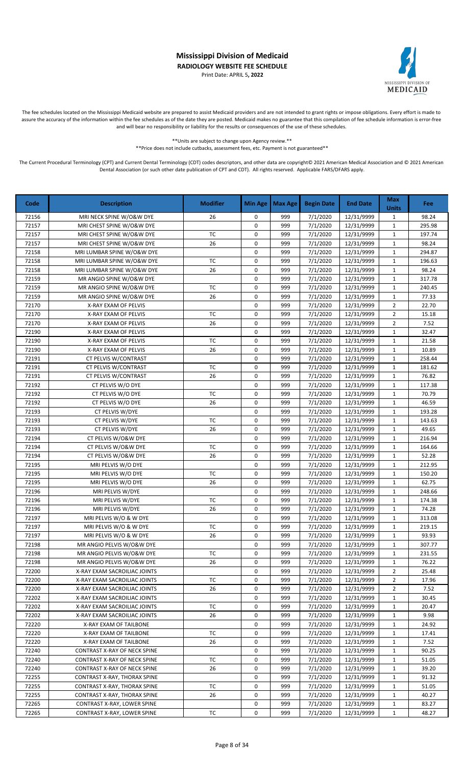# Mississippi Division of Medicaid

**RADIOLOGY WEBSITE FEE SCHEDULE**

Print Date: APRIL 5**, 2022**

The fee schedules located on the Mississippi Medicaid website are prepared to assist Medicaid providers and are not intended to grant rights or impose obligations. Every effort is made to assure the accuracy of the information within the fee schedules as of the date they are posted. Medicaid makes no guarantee that this compilation of fee schedule information is error-free and will bear no responsibility or liability for the results or consequences of the use of these schedules.

**Units are subject to change upon Agency review.**

**Price does not include cutbacks, assessment fees, etc. Payment is not guaranteed**

The Current Procedural Terminology (CPT) and Current Dental Terminology (CDT) codes descriptors, and other data are copyright© 2021 American Medical Association and © 2021 American Dental Association (or such other date publication of CPT and CDT). All rights reserved. Applicable FARS/DFARS apply.

| Code | Description | Modifier | Min Age | Max Age | Begin Date | End Date | Max Units | Fee |
|---|---|---|---|---|---|---|---|---|
| 72156 | MRI NECK SPINE W/O&W DYE | 26 | 0 | 999 | 7/1/2020 | 12/31/9999 | 1 | 98.24 |
| 72157 | MRI CHEST SPINE W/O&W DYE | | 0 | 999 | 7/1/2020 | 12/31/9999 | 1 | 295.98 |
| 72157 | MRI CHEST SPINE W/O&W DYE | TC | 0 | 999 | 7/1/2020 | 12/31/9999 | 1 | 197.74 |
| 72157 | MRI CHEST SPINE W/O&W DYE | 26 | 0 | 999 | 7/1/2020 | 12/31/9999 | 1 | 98.24 |
| 72158 | MRI LUMBAR SPINE W/O&W DYE | | 0 | 999 | 7/1/2020 | 12/31/9999 | 1 | 294.87 |
| 72158 | MRI LUMBAR SPINE W/O&W DYE | TC | 0 | 999 | 7/1/2020 | 12/31/9999 | 1 | 196.63 |
| 72158 | MRI LUMBAR SPINE W/O&W DYE | 26 | 0 | 999 | 7/1/2020 | 12/31/9999 | 1 | 98.24 |
| 72159 | MR ANGIO SPINE W/O&W DYE | | 0 | 999 | 7/1/2020 | 12/31/9999 | 1 | 317.78 |
| 72159 | MR ANGIO SPINE W/O&W DYE | TC | 0 | 999 | 7/1/2020 | 12/31/9999 | 1 | 240.45 |
| 72159 | MR ANGIO SPINE W/O&W DYE | 26 | 0 | 999 | 7/1/2020 | 12/31/9999 | 1 | 77.33 |
| 72170 | X-RAY EXAM OF PELVIS | | 0 | 999 | 7/1/2020 | 12/31/9999 | 2 | 22.70 |
| 72170 | X-RAY EXAM OF PELVIS | TC | 0 | 999 | 7/1/2020 | 12/31/9999 | 2 | 15.18 |
| 72170 | X-RAY EXAM OF PELVIS | 26 | 0 | 999 | 7/1/2020 | 12/31/9999 | 2 | 7.52 |
| 72190 | X-RAY EXAM OF PELVIS | | 0 | 999 | 7/1/2020 | 12/31/9999 | 1 | 32.47 |
| 72190 | X-RAY EXAM OF PELVIS | TC | 0 | 999 | 7/1/2020 | 12/31/9999 | 1 | 21.58 |
| 72190 | X-RAY EXAM OF PELVIS | 26 | 0 | 999 | 7/1/2020 | 12/31/9999 | 1 | 10.89 |
| 72191 | CT PELVIS W/CONTRAST | | 0 | 999 | 7/1/2020 | 12/31/9999 | 1 | 258.44 |
| 72191 | CT PELVIS W/CONTRAST | TC | 0 | 999 | 7/1/2020 | 12/31/9999 | 1 | 181.62 |
| 72191 | CT PELVIS W/CONTRAST | 26 | 0 | 999 | 7/1/2020 | 12/31/9999 | 1 | 76.82 |
| 72192 | CT PELVIS W/O DYE | | 0 | 999 | 7/1/2020 | 12/31/9999 | 1 | 117.38 |
| 72192 | CT PELVIS W/O DYE | TC | 0 | 999 | 7/1/2020 | 12/31/9999 | 1 | 70.79 |
| 72192 | CT PELVIS W/O DYE | 26 | 0 | 999 | 7/1/2020 | 12/31/9999 | 1 | 46.59 |
| 72193 | CT PELVIS W/DYE | | 0 | 999 | 7/1/2020 | 12/31/9999 | 1 | 193.28 |
| 72193 | CT PELVIS W/DYE | TC | 0 | 999 | 7/1/2020 | 12/31/9999 | 1 | 143.63 |
| 72193 | CT PELVIS W/DYE | 26 | 0 | 999 | 7/1/2020 | 12/31/9999 | 1 | 49.65 |
| 72194 | CT PELVIS W/O&W DYE | | 0 | 999 | 7/1/2020 | 12/31/9999 | 1 | 216.94 |
| 72194 | CT PELVIS W/O&W DYE | TC | 0 | 999 | 7/1/2020 | 12/31/9999 | 1 | 164.66 |
| 72194 | CT PELVIS W/O&W DYE | 26 | 0 | 999 | 7/1/2020 | 12/31/9999 | 1 | 52.28 |
| 72195 | MRI PELVIS W/O DYE | | 0 | 999 | 7/1/2020 | 12/31/9999 | 1 | 212.95 |
| 72195 | MRI PELVIS W/O DYE | TC | 0 | 999 | 7/1/2020 | 12/31/9999 | 1 | 150.20 |
| 72195 | MRI PELVIS W/O DYE | 26 | 0 | 999 | 7/1/2020 | 12/31/9999 | 1 | 62.75 |
| 72196 | MRI PELVIS W/DYE | | 0 | 999 | 7/1/2020 | 12/31/9999 | 1 | 248.66 |
| 72196 | MRI PELVIS W/DYE | TC | 0 | 999 | 7/1/2020 | 12/31/9999 | 1 | 174.38 |
| 72196 | MRI PELVIS W/DYE | 26 | 0 | 999 | 7/1/2020 | 12/31/9999 | 1 | 74.28 |
| 72197 | MRI PELVIS W/O & W DYE | | 0 | 999 | 7/1/2020 | 12/31/9999 | 1 | 313.08 |
| 72197 | MRI PELVIS W/O & W DYE | TC | 0 | 999 | 7/1/2020 | 12/31/9999 | 1 | 219.15 |
| 72197 | MRI PELVIS W/O & W DYE | 26 | 0 | 999 | 7/1/2020 | 12/31/9999 | 1 | 93.93 |
| 72198 | MR ANGIO PELVIS W/O&W DYE | | 0 | 999 | 7/1/2020 | 12/31/9999 | 1 | 307.77 |
| 72198 | MR ANGIO PELVIS W/O&W DYE | TC | 0 | 999 | 7/1/2020 | 12/31/9999 | 1 | 231.55 |
| 72198 | MR ANGIO PELVIS W/O&W DYE | 26 | 0 | 999 | 7/1/2020 | 12/31/9999 | 1 | 76.22 |
| 72200 | X-RAY EXAM SACROILIAC JOINTS | | 0 | 999 | 7/1/2020 | 12/31/9999 | 2 | 25.48 |
| 72200 | X-RAY EXAM SACROILIAC JOINTS | TC | 0 | 999 | 7/1/2020 | 12/31/9999 | 2 | 17.96 |
| 72200 | X-RAY EXAM SACROILIAC JOINTS | 26 | 0 | 999 | 7/1/2020 | 12/31/9999 | 2 | 7.52 |
| 72202 | X-RAY EXAM SACROILIAC JOINTS | | 0 | 999 | 7/1/2020 | 12/31/9999 | 1 | 30.45 |
| 72202 | X-RAY EXAM SACROILIAC JOINTS | TC | 0 | 999 | 7/1/2020 | 12/31/9999 | 1 | 20.47 |
| 72202 | X-RAY EXAM SACROILIAC JOINTS | 26 | 0 | 999 | 7/1/2020 | 12/31/9999 | 1 | 9.98 |
| 72220 | X-RAY EXAM OF TAILBONE | | 0 | 999 | 7/1/2020 | 12/31/9999 | 1 | 24.92 |
| 72220 | X-RAY EXAM OF TAILBONE | TC | 0 | 999 | 7/1/2020 | 12/31/9999 | 1 | 17.41 |
| 72220 | X-RAY EXAM OF TAILBONE | 26 | 0 | 999 | 7/1/2020 | 12/31/9999 | 1 | 7.52 |
| 72240 | CONTRAST X-RAY OF NECK SPINE | | 0 | 999 | 7/1/2020 | 12/31/9999 | 1 | 90.25 |
| 72240 | CONTRAST X-RAY OF NECK SPINE | TC | 0 | 999 | 7/1/2020 | 12/31/9999 | 1 | 51.05 |
| 72240 | CONTRAST X-RAY OF NECK SPINE | 26 | 0 | 999 | 7/1/2020 | 12/31/9999 | 1 | 39.20 |
| 72255 | CONTRAST X-RAY, THORAX SPINE | | 0 | 999 | 7/1/2020 | 12/31/9999 | 1 | 91.32 |
| 72255 | CONTRAST X-RAY, THORAX SPINE | TC | 0 | 999 | 7/1/2020 | 12/31/9999 | 1 | 51.05 |
| 72255 | CONTRAST X-RAY, THORAX SPINE | 26 | 0 | 999 | 7/1/2020 | 12/31/9999 | 1 | 40.27 |
| 72265 | CONTRAST X-RAY, LOWER SPINE | | 0 | 999 | 7/1/2020 | 12/31/9999 | 1 | 83.27 |
| 72265 | CONTRAST X-RAY, LOWER SPINE | TC | 0 | 999 | 7/1/2020 | 12/31/9999 | 1 | 48.27 |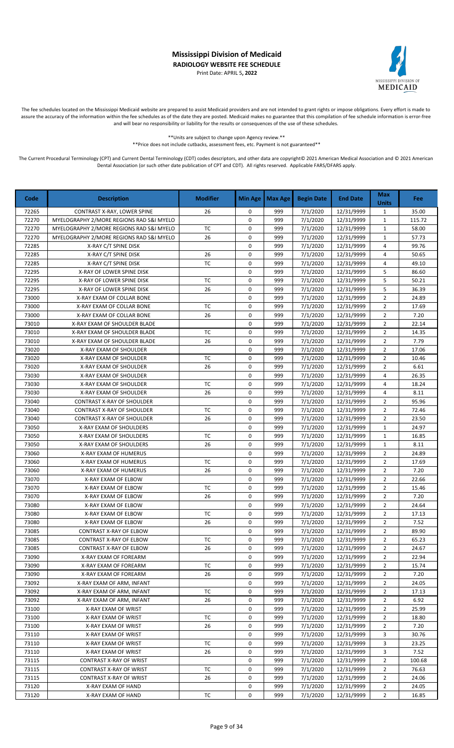# Mississippi Division of Medicaid

## RADIOLOGY WEBSITE FEE SCHEDULE

Print Date: APRIL 5**, 2022**

The fee schedules located on the Mississippi Medicaid website are prepared to assist Medicaid providers and are not intended to grant rights or impose obligations. Every effort is made to assure the accuracy of the information within the fee schedules as of the date they are posted. Medicaid makes no guarantee that this compilation of fee schedule information is error-free and will bear no responsibility or liability for the results or consequences of the use of these schedules.

**Units are subject to change upon Agency review.**

**Price does not include cutbacks, assessment fees, etc. Payment is not guaranteed**

The Current Procedural Terminology (CPT) and Current Dental Terminology (CDT) codes descriptors, and other data are copyright© 2021 American Medical Association and © 2021 American Dental Association (or such other date publication of CPT and CDT). All rights reserved. Applicable FARS/DFARS apply.

| Code | Description | Modifier | Min Age | Max Age | Begin Date | End Date | Max Units | Fee |
|---|---|---|---|---|---|---|---|---|
| 72265 | CONTRAST X-RAY, LOWER SPINE | 26 | 0 | 999 | 7/1/2020 | 12/31/9999 | 1 | 35.00 |
| 72270 | MYELOGRAPHY 2/MORE REGIONS RAD S&I MYELO | | 0 | 999 | 7/1/2020 | 12/31/9999 | 1 | 115.72 |
| 72270 | MYELOGRAPHY 2/MORE REGIONS RAD S&I MYELO | TC | 0 | 999 | 7/1/2020 | 12/31/9999 | 1 | 58.00 |
| 72270 | MYELOGRAPHY 2/MORE REGIONS RAD S&I MYELO | 26 | 0 | 999 | 7/1/2020 | 12/31/9999 | 1 | 57.73 |
| 72285 | X-RAY C/T SPINE DISK | | 0 | 999 | 7/1/2020 | 12/31/9999 | 4 | 99.76 |
| 72285 | X-RAY C/T SPINE DISK | 26 | 0 | 999 | 7/1/2020 | 12/31/9999 | 4 | 50.65 |
| 72285 | X-RAY C/T SPINE DISK | TC | 0 | 999 | 7/1/2020 | 12/31/9999 | 4 | 49.10 |
| 72295 | X-RAY OF LOWER SPINE DISK | | 0 | 999 | 7/1/2020 | 12/31/9999 | 5 | 86.60 |
| 72295 | X-RAY OF LOWER SPINE DISK | TC | 0 | 999 | 7/1/2020 | 12/31/9999 | 5 | 50.21 |
| 72295 | X-RAY OF LOWER SPINE DISK | 26 | 0 | 999 | 7/1/2020 | 12/31/9999 | 5 | 36.39 |
| 73000 | X-RAY EXAM OF COLLAR BONE | | 0 | 999 | 7/1/2020 | 12/31/9999 | 2 | 24.89 |
| 73000 | X-RAY EXAM OF COLLAR BONE | TC | 0 | 999 | 7/1/2020 | 12/31/9999 | 2 | 17.69 |
| 73000 | X-RAY EXAM OF COLLAR BONE | 26 | 0 | 999 | 7/1/2020 | 12/31/9999 | 2 | 7.20 |
| 73010 | X-RAY EXAM OF SHOULDER BLADE | | 0 | 999 | 7/1/2020 | 12/31/9999 | 2 | 22.14 |
| 73010 | X-RAY EXAM OF SHOULDER BLADE | TC | 0 | 999 | 7/1/2020 | 12/31/9999 | 2 | 14.35 |
| 73010 | X-RAY EXAM OF SHOULDER BLADE | 26 | 0 | 999 | 7/1/2020 | 12/31/9999 | 2 | 7.79 |
| 73020 | X-RAY EXAM OF SHOULDER | | 0 | 999 | 7/1/2020 | 12/31/9999 | 2 | 17.06 |
| 73020 | X-RAY EXAM OF SHOULDER | TC | 0 | 999 | 7/1/2020 | 12/31/9999 | 2 | 10.46 |
| 73020 | X-RAY EXAM OF SHOULDER | 26 | 0 | 999 | 7/1/2020 | 12/31/9999 | 2 | 6.61 |
| 73030 | X-RAY EXAM OF SHOULDER | | 0 | 999 | 7/1/2020 | 12/31/9999 | 4 | 26.35 |
| 73030 | X-RAY EXAM OF SHOULDER | TC | 0 | 999 | 7/1/2020 | 12/31/9999 | 4 | 18.24 |
| 73030 | X-RAY EXAM OF SHOULDER | 26 | 0 | 999 | 7/1/2020 | 12/31/9999 | 4 | 8.11 |
| 73040 | CONTRAST X-RAY OF SHOULDER | | 0 | 999 | 7/1/2020 | 12/31/9999 | 2 | 95.96 |
| 73040 | CONTRAST X-RAY OF SHOULDER | TC | 0 | 999 | 7/1/2020 | 12/31/9999 | 2 | 72.46 |
| 73040 | CONTRAST X-RAY OF SHOULDER | 26 | 0 | 999 | 7/1/2020 | 12/31/9999 | 2 | 23.50 |
| 73050 | X-RAY EXAM OF SHOULDERS | | 0 | 999 | 7/1/2020 | 12/31/9999 | 1 | 24.97 |
| 73050 | X-RAY EXAM OF SHOULDERS | TC | 0 | 999 | 7/1/2020 | 12/31/9999 | 1 | 16.85 |
| 73050 | X-RAY EXAM OF SHOULDERS | 26 | 0 | 999 | 7/1/2020 | 12/31/9999 | 1 | 8.11 |
| 73060 | X-RAY EXAM OF HUMERUS | | 0 | 999 | 7/1/2020 | 12/31/9999 | 2 | 24.89 |
| 73060 | X-RAY EXAM OF HUMERUS | TC | 0 | 999 | 7/1/2020 | 12/31/9999 | 2 | 17.69 |
| 73060 | X-RAY EXAM OF HUMERUS | 26 | 0 | 999 | 7/1/2020 | 12/31/9999 | 2 | 7.20 |
| 73070 | X-RAY EXAM OF ELBOW | | 0 | 999 | 7/1/2020 | 12/31/9999 | 2 | 22.66 |
| 73070 | X-RAY EXAM OF ELBOW | TC | 0 | 999 | 7/1/2020 | 12/31/9999 | 2 | 15.46 |
| 73070 | X-RAY EXAM OF ELBOW | 26 | 0 | 999 | 7/1/2020 | 12/31/9999 | 2 | 7.20 |
| 73080 | X-RAY EXAM OF ELBOW | | 0 | 999 | 7/1/2020 | 12/31/9999 | 2 | 24.64 |
| 73080 | X-RAY EXAM OF ELBOW | TC | 0 | 999 | 7/1/2020 | 12/31/9999 | 2 | 17.13 |
| 73080 | X-RAY EXAM OF ELBOW | 26 | 0 | 999 | 7/1/2020 | 12/31/9999 | 2 | 7.52 |
| 73085 | CONTRAST X-RAY OF ELBOW | | 0 | 999 | 7/1/2020 | 12/31/9999 | 2 | 89.90 |
| 73085 | CONTRAST X-RAY OF ELBOW | TC | 0 | 999 | 7/1/2020 | 12/31/9999 | 2 | 65.23 |
| 73085 | CONTRAST X-RAY OF ELBOW | 26 | 0 | 999 | 7/1/2020 | 12/31/9999 | 2 | 24.67 |
| 73090 | X-RAY EXAM OF FOREARM | | 0 | 999 | 7/1/2020 | 12/31/9999 | 2 | 22.94 |
| 73090 | X-RAY EXAM OF FOREARM | TC | 0 | 999 | 7/1/2020 | 12/31/9999 | 2 | 15.74 |
| 73090 | X-RAY EXAM OF FOREARM | 26 | 0 | 999 | 7/1/2020 | 12/31/9999 | 2 | 7.20 |
| 73092 | X-RAY EXAM OF ARM, INFANT | | 0 | 999 | 7/1/2020 | 12/31/9999 | 2 | 24.05 |
| 73092 | X-RAY EXAM OF ARM, INFANT | TC | 0 | 999 | 7/1/2020 | 12/31/9999 | 2 | 17.13 |
| 73092 | X-RAY EXAM OF ARM, INFANT | 26 | 0 | 999 | 7/1/2020 | 12/31/9999 | 2 | 6.92 |
| 73100 | X-RAY EXAM OF WRIST | | 0 | 999 | 7/1/2020 | 12/31/9999 | 2 | 25.99 |
| 73100 | X-RAY EXAM OF WRIST | TC | 0 | 999 | 7/1/2020 | 12/31/9999 | 2 | 18.80 |
| 73100 | X-RAY EXAM OF WRIST | 26 | 0 | 999 | 7/1/2020 | 12/31/9999 | 2 | 7.20 |
| 73110 | X-RAY EXAM OF WRIST | | 0 | 999 | 7/1/2020 | 12/31/9999 | 3 | 30.76 |
| 73110 | X-RAY EXAM OF WRIST | TC | 0 | 999 | 7/1/2020 | 12/31/9999 | 3 | 23.25 |
| 73110 | X-RAY EXAM OF WRIST | 26 | 0 | 999 | 7/1/2020 | 12/31/9999 | 3 | 7.52 |
| 73115 | CONTRAST X-RAY OF WRIST | | 0 | 999 | 7/1/2020 | 12/31/9999 | 2 | 100.68 |
| 73115 | CONTRAST X-RAY OF WRIST | TC | 0 | 999 | 7/1/2020 | 12/31/9999 | 2 | 76.63 |
| 73115 | CONTRAST X-RAY OF WRIST | 26 | 0 | 999 | 7/1/2020 | 12/31/9999 | 2 | 24.06 |
| 73120 | X-RAY EXAM OF HAND | | 0 | 999 | 7/1/2020 | 12/31/9999 | 2 | 24.05 |
| 73120 | X-RAY EXAM OF HAND | TC | 0 | 999 | 7/1/2020 | 12/31/9999 | 2 | 16.85 |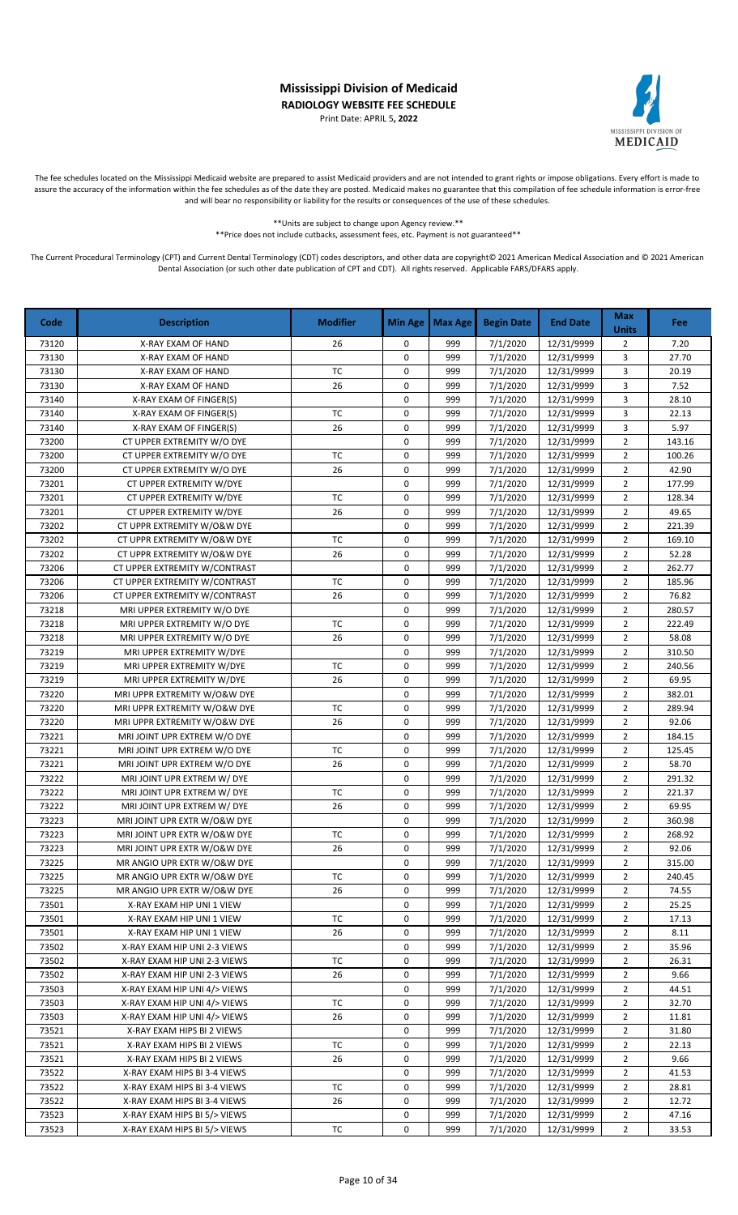# Mississippi Division of Medicaid

**RADIOLOGY WEBSITE FEE SCHEDULE**

Print Date: APRIL 5**, 2022**

The fee schedules located on the Mississippi Medicaid website are prepared to assist Medicaid providers and are not intended to grant rights or impose obligations. Every effort is made to assure the accuracy of the information within the fee schedules as of the date they are posted. Medicaid makes no guarantee that this compilation of fee schedule information is error-free and will bear no responsibility or liability for the results or consequences of the use of these schedules.

**Units are subject to change upon Agency review.**

**Price does not include cutbacks, assessment fees, etc. Payment is not guaranteed**

The Current Procedural Terminology (CPT) and Current Dental Terminology (CDT) codes descriptors, and other data are copyright© 2021 American Medical Association and © 2021 American Dental Association (or such other date publication of CPT and CDT). All rights reserved. Applicable FARS/DFARS apply.

| Code | Description | Modifier | Min Age | Max Age | Begin Date | End Date | Max Units | Fee |
|---|---|---|---|---|---|---|---|---|
| 73120 | X-RAY EXAM OF HAND | 26 | 0 | 999 | 7/1/2020 | 12/31/9999 | 2 | 7.20 |
| 73130 | X-RAY EXAM OF HAND | | 0 | 999 | 7/1/2020 | 12/31/9999 | 3 | 27.70 |
| 73130 | X-RAY EXAM OF HAND | TC | 0 | 999 | 7/1/2020 | 12/31/9999 | 3 | 20.19 |
| 73130 | X-RAY EXAM OF HAND | 26 | 0 | 999 | 7/1/2020 | 12/31/9999 | 3 | 7.52 |
| 73140 | X-RAY EXAM OF FINGER(S) | | 0 | 999 | 7/1/2020 | 12/31/9999 | 3 | 28.10 |
| 73140 | X-RAY EXAM OF FINGER(S) | TC | 0 | 999 | 7/1/2020 | 12/31/9999 | 3 | 22.13 |
| 73140 | X-RAY EXAM OF FINGER(S) | 26 | 0 | 999 | 7/1/2020 | 12/31/9999 | 3 | 5.97 |
| 73200 | CT UPPER EXTREMITY W/O DYE | | 0 | 999 | 7/1/2020 | 12/31/9999 | 2 | 143.16 |
| 73200 | CT UPPER EXTREMITY W/O DYE | TC | 0 | 999 | 7/1/2020 | 12/31/9999 | 2 | 100.26 |
| 73200 | CT UPPER EXTREMITY W/O DYE | 26 | 0 | 999 | 7/1/2020 | 12/31/9999 | 2 | 42.90 |
| 73201 | CT UPPER EXTREMITY W/DYE | | 0 | 999 | 7/1/2020 | 12/31/9999 | 2 | 177.99 |
| 73201 | CT UPPER EXTREMITY W/DYE | TC | 0 | 999 | 7/1/2020 | 12/31/9999 | 2 | 128.34 |
| 73201 | CT UPPER EXTREMITY W/DYE | 26 | 0 | 999 | 7/1/2020 | 12/31/9999 | 2 | 49.65 |
| 73202 | CT UPPR EXTREMITY W/O&W DYE | | 0 | 999 | 7/1/2020 | 12/31/9999 | 2 | 221.39 |
| 73202 | CT UPPR EXTREMITY W/O&W DYE | TC | 0 | 999 | 7/1/2020 | 12/31/9999 | 2 | 169.10 |
| 73202 | CT UPPR EXTREMITY W/O&W DYE | 26 | 0 | 999 | 7/1/2020 | 12/31/9999 | 2 | 52.28 |
| 73206 | CT UPPER EXTREMITY W/CONTRAST | | 0 | 999 | 7/1/2020 | 12/31/9999 | 2 | 262.77 |
| 73206 | CT UPPER EXTREMITY W/CONTRAST | TC | 0 | 999 | 7/1/2020 | 12/31/9999 | 2 | 185.96 |
| 73206 | CT UPPER EXTREMITY W/CONTRAST | 26 | 0 | 999 | 7/1/2020 | 12/31/9999 | 2 | 76.82 |
| 73218 | MRI UPPER EXTREMITY W/O DYE | | 0 | 999 | 7/1/2020 | 12/31/9999 | 2 | 280.57 |
| 73218 | MRI UPPER EXTREMITY W/O DYE | TC | 0 | 999 | 7/1/2020 | 12/31/9999 | 2 | 222.49 |
| 73218 | MRI UPPER EXTREMITY W/O DYE | 26 | 0 | 999 | 7/1/2020 | 12/31/9999 | 2 | 58.08 |
| 73219 | MRI UPPER EXTREMITY W/DYE | | 0 | 999 | 7/1/2020 | 12/31/9999 | 2 | 310.50 |
| 73219 | MRI UPPER EXTREMITY W/DYE | TC | 0 | 999 | 7/1/2020 | 12/31/9999 | 2 | 240.56 |
| 73219 | MRI UPPER EXTREMITY W/DYE | 26 | 0 | 999 | 7/1/2020 | 12/31/9999 | 2 | 69.95 |
| 73220 | MRI UPPR EXTREMITY W/O&W DYE | | 0 | 999 | 7/1/2020 | 12/31/9999 | 2 | 382.01 |
| 73220 | MRI UPPR EXTREMITY W/O&W DYE | TC | 0 | 999 | 7/1/2020 | 12/31/9999 | 2 | 289.94 |
| 73220 | MRI UPPR EXTREMITY W/O&W DYE | 26 | 0 | 999 | 7/1/2020 | 12/31/9999 | 2 | 92.06 |
| 73221 | MRI JOINT UPR EXTREM W/O DYE | | 0 | 999 | 7/1/2020 | 12/31/9999 | 2 | 184.15 |
| 73221 | MRI JOINT UPR EXTREM W/O DYE | TC | 0 | 999 | 7/1/2020 | 12/31/9999 | 2 | 125.45 |
| 73221 | MRI JOINT UPR EXTREM W/O DYE | 26 | 0 | 999 | 7/1/2020 | 12/31/9999 | 2 | 58.70 |
| 73222 | MRI JOINT UPR EXTREM W/ DYE | | 0 | 999 | 7/1/2020 | 12/31/9999 | 2 | 291.32 |
| 73222 | MRI JOINT UPR EXTREM W/ DYE | TC | 0 | 999 | 7/1/2020 | 12/31/9999 | 2 | 221.37 |
| 73222 | MRI JOINT UPR EXTREM W/ DYE | 26 | 0 | 999 | 7/1/2020 | 12/31/9999 | 2 | 69.95 |
| 73223 | MRI JOINT UPR EXTR W/O&W DYE | | 0 | 999 | 7/1/2020 | 12/31/9999 | 2 | 360.98 |
| 73223 | MRI JOINT UPR EXTR W/O&W DYE | TC | 0 | 999 | 7/1/2020 | 12/31/9999 | 2 | 268.92 |
| 73223 | MRI JOINT UPR EXTR W/O&W DYE | 26 | 0 | 999 | 7/1/2020 | 12/31/9999 | 2 | 92.06 |
| 73225 | MR ANGIO UPR EXTR W/O&W DYE | | 0 | 999 | 7/1/2020 | 12/31/9999 | 2 | 315.00 |
| 73225 | MR ANGIO UPR EXTR W/O&W DYE | TC | 0 | 999 | 7/1/2020 | 12/31/9999 | 2 | 240.45 |
| 73225 | MR ANGIO UPR EXTR W/O&W DYE | 26 | 0 | 999 | 7/1/2020 | 12/31/9999 | 2 | 74.55 |
| 73501 | X-RAY EXAM HIP UNI 1 VIEW | | 0 | 999 | 7/1/2020 | 12/31/9999 | 2 | 25.25 |
| 73501 | X-RAY EXAM HIP UNI 1 VIEW | TC | 0 | 999 | 7/1/2020 | 12/31/9999 | 2 | 17.13 |
| 73501 | X-RAY EXAM HIP UNI 1 VIEW | 26 | 0 | 999 | 7/1/2020 | 12/31/9999 | 2 | 8.11 |
| 73502 | X-RAY EXAM HIP UNI 2-3 VIEWS | | 0 | 999 | 7/1/2020 | 12/31/9999 | 2 | 35.96 |
| 73502 | X-RAY EXAM HIP UNI 2-3 VIEWS | TC | 0 | 999 | 7/1/2020 | 12/31/9999 | 2 | 26.31 |
| 73502 | X-RAY EXAM HIP UNI 2-3 VIEWS | 26 | 0 | 999 | 7/1/2020 | 12/31/9999 | 2 | 9.66 |
| 73503 | X-RAY EXAM HIP UNI 4/> VIEWS | | 0 | 999 | 7/1/2020 | 12/31/9999 | 2 | 44.51 |
| 73503 | X-RAY EXAM HIP UNI 4/> VIEWS | TC | 0 | 999 | 7/1/2020 | 12/31/9999 | 2 | 32.70 |
| 73503 | X-RAY EXAM HIP UNI 4/> VIEWS | 26 | 0 | 999 | 7/1/2020 | 12/31/9999 | 2 | 11.81 |
| 73521 | X-RAY EXAM HIPS BI 2 VIEWS | | 0 | 999 | 7/1/2020 | 12/31/9999 | 2 | 31.80 |
| 73521 | X-RAY EXAM HIPS BI 2 VIEWS | TC | 0 | 999 | 7/1/2020 | 12/31/9999 | 2 | 22.13 |
| 73521 | X-RAY EXAM HIPS BI 2 VIEWS | 26 | 0 | 999 | 7/1/2020 | 12/31/9999 | 2 | 9.66 |
| 73522 | X-RAY EXAM HIPS BI 3-4 VIEWS | | 0 | 999 | 7/1/2020 | 12/31/9999 | 2 | 41.53 |
| 73522 | X-RAY EXAM HIPS BI 3-4 VIEWS | TC | 0 | 999 | 7/1/2020 | 12/31/9999 | 2 | 28.81 |
| 73522 | X-RAY EXAM HIPS BI 3-4 VIEWS | 26 | 0 | 999 | 7/1/2020 | 12/31/9999 | 2 | 12.72 |
| 73523 | X-RAY EXAM HIPS BI 5/> VIEWS | | 0 | 999 | 7/1/2020 | 12/31/9999 | 2 | 47.16 |
| 73523 | X-RAY EXAM HIPS BI 5/> VIEWS | TC | 0 | 999 | 7/1/2020 | 12/31/9999 | 2 | 33.53 |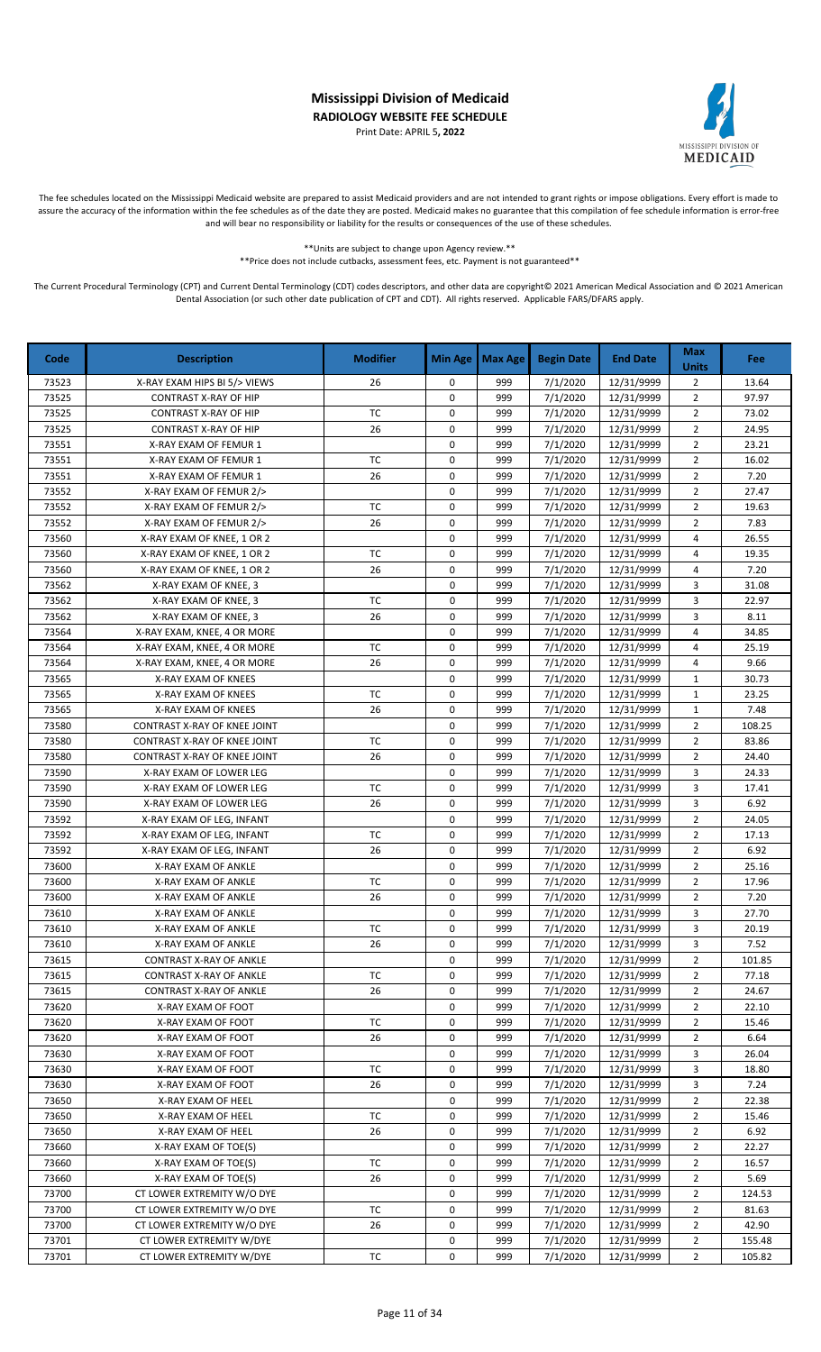# Mississippi Division of Medicaid

**RADIOLOGY WEBSITE FEE SCHEDULE**

Print Date: APRIL 5**, 2022**

The fee schedules located on the Mississippi Medicaid website are prepared to assist Medicaid providers and are not intended to grant rights or impose obligations. Every effort is made to assure the accuracy of the information within the fee schedules as of the date they are posted. Medicaid makes no guarantee that this compilation of fee schedule information is error-free and will bear no responsibility or liability for the results or consequences of the use of these schedules.

**Units are subject to change upon Agency review.**

**Price does not include cutbacks, assessment fees, etc. Payment is not guaranteed**

The Current Procedural Terminology (CPT) and Current Dental Terminology (CDT) codes descriptors, and other data are copyright© 2021 American Medical Association and © 2021 American Dental Association (or such other date publication of CPT and CDT). All rights reserved. Applicable FARS/DFARS apply.

| Code | Description | Modifier | Min Age | Max Age | Begin Date | End Date | Max Units | Fee |
|---|---|---|---|---|---|---|---|---|
| 73523 | X-RAY EXAM HIPS BI 5/> VIEWS | 26 | 0 | 999 | 7/1/2020 | 12/31/9999 | 2 | 13.64 |
| 73525 | CONTRAST X-RAY OF HIP | | 0 | 999 | 7/1/2020 | 12/31/9999 | 2 | 97.97 |
| 73525 | CONTRAST X-RAY OF HIP | TC | 0 | 999 | 7/1/2020 | 12/31/9999 | 2 | 73.02 |
| 73525 | CONTRAST X-RAY OF HIP | 26 | 0 | 999 | 7/1/2020 | 12/31/9999 | 2 | 24.95 |
| 73551 | X-RAY EXAM OF FEMUR 1 | | 0 | 999 | 7/1/2020 | 12/31/9999 | 2 | 23.21 |
| 73551 | X-RAY EXAM OF FEMUR 1 | TC | 0 | 999 | 7/1/2020 | 12/31/9999 | 2 | 16.02 |
| 73551 | X-RAY EXAM OF FEMUR 1 | 26 | 0 | 999 | 7/1/2020 | 12/31/9999 | 2 | 7.20 |
| 73552 | X-RAY EXAM OF FEMUR 2/> | | 0 | 999 | 7/1/2020 | 12/31/9999 | 2 | 27.47 |
| 73552 | X-RAY EXAM OF FEMUR 2/> | TC | 0 | 999 | 7/1/2020 | 12/31/9999 | 2 | 19.63 |
| 73552 | X-RAY EXAM OF FEMUR 2/> | 26 | 0 | 999 | 7/1/2020 | 12/31/9999 | 2 | 7.83 |
| 73560 | X-RAY EXAM OF KNEE, 1 OR 2 | | 0 | 999 | 7/1/2020 | 12/31/9999 | 4 | 26.55 |
| 73560 | X-RAY EXAM OF KNEE, 1 OR 2 | TC | 0 | 999 | 7/1/2020 | 12/31/9999 | 4 | 19.35 |
| 73560 | X-RAY EXAM OF KNEE, 1 OR 2 | 26 | 0 | 999 | 7/1/2020 | 12/31/9999 | 4 | 7.20 |
| 73562 | X-RAY EXAM OF KNEE, 3 | | 0 | 999 | 7/1/2020 | 12/31/9999 | 3 | 31.08 |
| 73562 | X-RAY EXAM OF KNEE, 3 | TC | 0 | 999 | 7/1/2020 | 12/31/9999 | 3 | 22.97 |
| 73562 | X-RAY EXAM OF KNEE, 3 | 26 | 0 | 999 | 7/1/2020 | 12/31/9999 | 3 | 8.11 |
| 73564 | X-RAY EXAM, KNEE, 4 OR MORE | | 0 | 999 | 7/1/2020 | 12/31/9999 | 4 | 34.85 |
| 73564 | X-RAY EXAM, KNEE, 4 OR MORE | TC | 0 | 999 | 7/1/2020 | 12/31/9999 | 4 | 25.19 |
| 73564 | X-RAY EXAM, KNEE, 4 OR MORE | 26 | 0 | 999 | 7/1/2020 | 12/31/9999 | 4 | 9.66 |
| 73565 | X-RAY EXAM OF KNEES | | 0 | 999 | 7/1/2020 | 12/31/9999 | 1 | 30.73 |
| 73565 | X-RAY EXAM OF KNEES | TC | 0 | 999 | 7/1/2020 | 12/31/9999 | 1 | 23.25 |
| 73565 | X-RAY EXAM OF KNEES | 26 | 0 | 999 | 7/1/2020 | 12/31/9999 | 1 | 7.48 |
| 73580 | CONTRAST X-RAY OF KNEE JOINT | | 0 | 999 | 7/1/2020 | 12/31/9999 | 2 | 108.25 |
| 73580 | CONTRAST X-RAY OF KNEE JOINT | TC | 0 | 999 | 7/1/2020 | 12/31/9999 | 2 | 83.86 |
| 73580 | CONTRAST X-RAY OF KNEE JOINT | 26 | 0 | 999 | 7/1/2020 | 12/31/9999 | 2 | 24.40 |
| 73590 | X-RAY EXAM OF LOWER LEG | | 0 | 999 | 7/1/2020 | 12/31/9999 | 3 | 24.33 |
| 73590 | X-RAY EXAM OF LOWER LEG | TC | 0 | 999 | 7/1/2020 | 12/31/9999 | 3 | 17.41 |
| 73590 | X-RAY EXAM OF LOWER LEG | 26 | 0 | 999 | 7/1/2020 | 12/31/9999 | 3 | 6.92 |
| 73592 | X-RAY EXAM OF LEG, INFANT | | 0 | 999 | 7/1/2020 | 12/31/9999 | 2 | 24.05 |
| 73592 | X-RAY EXAM OF LEG, INFANT | TC | 0 | 999 | 7/1/2020 | 12/31/9999 | 2 | 17.13 |
| 73592 | X-RAY EXAM OF LEG, INFANT | 26 | 0 | 999 | 7/1/2020 | 12/31/9999 | 2 | 6.92 |
| 73600 | X-RAY EXAM OF ANKLE | | 0 | 999 | 7/1/2020 | 12/31/9999 | 2 | 25.16 |
| 73600 | X-RAY EXAM OF ANKLE | TC | 0 | 999 | 7/1/2020 | 12/31/9999 | 2 | 17.96 |
| 73600 | X-RAY EXAM OF ANKLE | 26 | 0 | 999 | 7/1/2020 | 12/31/9999 | 2 | 7.20 |
| 73610 | X-RAY EXAM OF ANKLE | | 0 | 999 | 7/1/2020 | 12/31/9999 | 3 | 27.70 |
| 73610 | X-RAY EXAM OF ANKLE | TC | 0 | 999 | 7/1/2020 | 12/31/9999 | 3 | 20.19 |
| 73610 | X-RAY EXAM OF ANKLE | 26 | 0 | 999 | 7/1/2020 | 12/31/9999 | 3 | 7.52 |
| 73615 | CONTRAST X-RAY OF ANKLE | | 0 | 999 | 7/1/2020 | 12/31/9999 | 2 | 101.85 |
| 73615 | CONTRAST X-RAY OF ANKLE | TC | 0 | 999 | 7/1/2020 | 12/31/9999 | 2 | 77.18 |
| 73615 | CONTRAST X-RAY OF ANKLE | 26 | 0 | 999 | 7/1/2020 | 12/31/9999 | 2 | 24.67 |
| 73620 | X-RAY EXAM OF FOOT | | 0 | 999 | 7/1/2020 | 12/31/9999 | 2 | 22.10 |
| 73620 | X-RAY EXAM OF FOOT | TC | 0 | 999 | 7/1/2020 | 12/31/9999 | 2 | 15.46 |
| 73620 | X-RAY EXAM OF FOOT | 26 | 0 | 999 | 7/1/2020 | 12/31/9999 | 2 | 6.64 |
| 73630 | X-RAY EXAM OF FOOT | | 0 | 999 | 7/1/2020 | 12/31/9999 | 3 | 26.04 |
| 73630 | X-RAY EXAM OF FOOT | TC | 0 | 999 | 7/1/2020 | 12/31/9999 | 3 | 18.80 |
| 73630 | X-RAY EXAM OF FOOT | 26 | 0 | 999 | 7/1/2020 | 12/31/9999 | 3 | 7.24 |
| 73650 | X-RAY EXAM OF HEEL | | 0 | 999 | 7/1/2020 | 12/31/9999 | 2 | 22.38 |
| 73650 | X-RAY EXAM OF HEEL | TC | 0 | 999 | 7/1/2020 | 12/31/9999 | 2 | 15.46 |
| 73650 | X-RAY EXAM OF HEEL | 26 | 0 | 999 | 7/1/2020 | 12/31/9999 | 2 | 6.92 |
| 73660 | X-RAY EXAM OF TOE(S) | | 0 | 999 | 7/1/2020 | 12/31/9999 | 2 | 22.27 |
| 73660 | X-RAY EXAM OF TOE(S) | TC | 0 | 999 | 7/1/2020 | 12/31/9999 | 2 | 16.57 |
| 73660 | X-RAY EXAM OF TOE(S) | 26 | 0 | 999 | 7/1/2020 | 12/31/9999 | 2 | 5.69 |
| 73700 | CT LOWER EXTREMITY W/O DYE | | 0 | 999 | 7/1/2020 | 12/31/9999 | 2 | 124.53 |
| 73700 | CT LOWER EXTREMITY W/O DYE | TC | 0 | 999 | 7/1/2020 | 12/31/9999 | 2 | 81.63 |
| 73700 | CT LOWER EXTREMITY W/O DYE | 26 | 0 | 999 | 7/1/2020 | 12/31/9999 | 2 | 42.90 |
| 73701 | CT LOWER EXTREMITY W/DYE | | 0 | 999 | 7/1/2020 | 12/31/9999 | 2 | 155.48 |
| 73701 | CT LOWER EXTREMITY W/DYE | TC | 0 | 999 | 7/1/2020 | 12/31/9999 | 2 | 105.82 |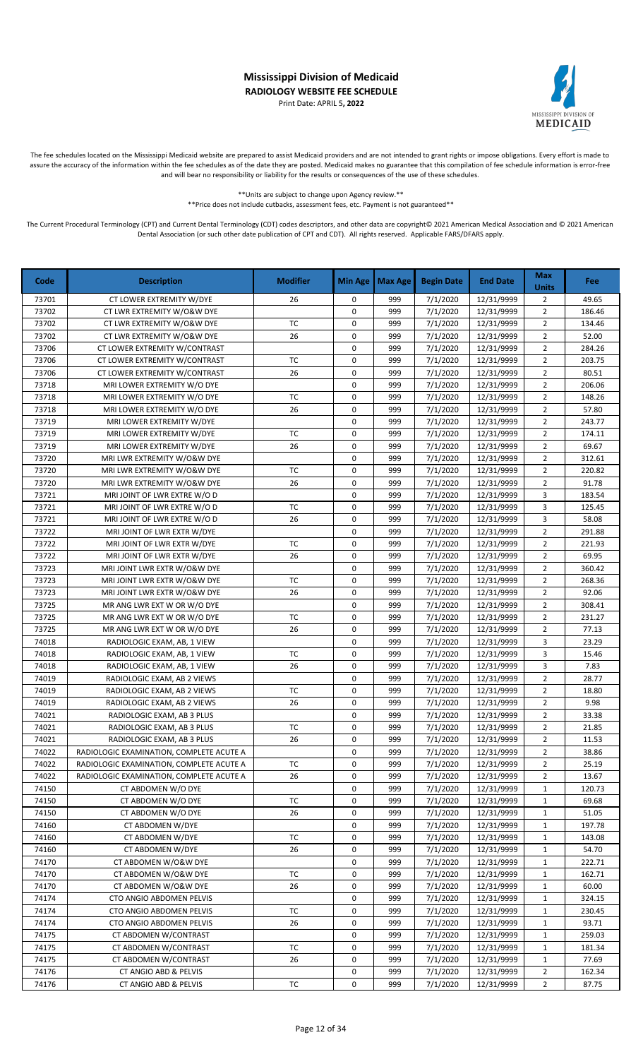# Mississippi Division of Medicaid

**RADIOLOGY WEBSITE FEE SCHEDULE**

Print Date: APRIL 5**, 2022**

The fee schedules located on the Mississippi Medicaid website are prepared to assist Medicaid providers and are not intended to grant rights or impose obligations. Every effort is made to assure the accuracy of the information within the fee schedules as of the date they are posted. Medicaid makes no guarantee that this compilation of fee schedule information is error-free and will bear no responsibility or liability for the results or consequences of the use of these schedules.

**Units are subject to change upon Agency review.**

**Price does not include cutbacks, assessment fees, etc. Payment is not guaranteed**

The Current Procedural Terminology (CPT) and Current Dental Terminology (CDT) codes descriptors, and other data are copyright© 2021 American Medical Association and © 2021 American Dental Association (or such other date publication of CPT and CDT). All rights reserved. Applicable FARS/DFARS apply.

| Code | Description | Modifier | Min Age | Max Age | Begin Date | End Date | Max Units | Fee |
|---|---|---|---|---|---|---|---|---|
| 73701 | CT LOWER EXTREMITY W/DYE | 26 | 0 | 999 | 7/1/2020 | 12/31/9999 | 2 | 49.65 |
| 73702 | CT LWR EXTREMITY W/O&W DYE | | 0 | 999 | 7/1/2020 | 12/31/9999 | 2 | 186.46 |
| 73702 | CT LWR EXTREMITY W/O&W DYE | TC | 0 | 999 | 7/1/2020 | 12/31/9999 | 2 | 134.46 |
| 73702 | CT LWR EXTREMITY W/O&W DYE | 26 | 0 | 999 | 7/1/2020 | 12/31/9999 | 2 | 52.00 |
| 73706 | CT LOWER EXTREMITY W/CONTRAST | | 0 | 999 | 7/1/2020 | 12/31/9999 | 2 | 284.26 |
| 73706 | CT LOWER EXTREMITY W/CONTRAST | TC | 0 | 999 | 7/1/2020 | 12/31/9999 | 2 | 203.75 |
| 73706 | CT LOWER EXTREMITY W/CONTRAST | 26 | 0 | 999 | 7/1/2020 | 12/31/9999 | 2 | 80.51 |
| 73718 | MRI LOWER EXTREMITY W/O DYE | | 0 | 999 | 7/1/2020 | 12/31/9999 | 2 | 206.06 |
| 73718 | MRI LOWER EXTREMITY W/O DYE | TC | 0 | 999 | 7/1/2020 | 12/31/9999 | 2 | 148.26 |
| 73718 | MRI LOWER EXTREMITY W/O DYE | 26 | 0 | 999 | 7/1/2020 | 12/31/9999 | 2 | 57.80 |
| 73719 | MRI LOWER EXTREMITY W/DYE | | 0 | 999 | 7/1/2020 | 12/31/9999 | 2 | 243.77 |
| 73719 | MRI LOWER EXTREMITY W/DYE | TC | 0 | 999 | 7/1/2020 | 12/31/9999 | 2 | 174.11 |
| 73719 | MRI LOWER EXTREMITY W/DYE | 26 | 0 | 999 | 7/1/2020 | 12/31/9999 | 2 | 69.67 |
| 73720 | MRI LWR EXTREMITY W/O&W DYE | | 0 | 999 | 7/1/2020 | 12/31/9999 | 2 | 312.61 |
| 73720 | MRI LWR EXTREMITY W/O&W DYE | TC | 0 | 999 | 7/1/2020 | 12/31/9999 | 2 | 220.82 |
| 73720 | MRI LWR EXTREMITY W/O&W DYE | 26 | 0 | 999 | 7/1/2020 | 12/31/9999 | 2 | 91.78 |
| 73721 | MRI JOINT OF LWR EXTRE W/O D | | 0 | 999 | 7/1/2020 | 12/31/9999 | 3 | 183.54 |
| 73721 | MRI JOINT OF LWR EXTRE W/O D | TC | 0 | 999 | 7/1/2020 | 12/31/9999 | 3 | 125.45 |
| 73721 | MRI JOINT OF LWR EXTRE W/O D | 26 | 0 | 999 | 7/1/2020 | 12/31/9999 | 3 | 58.08 |
| 73722 | MRI JOINT OF LWR EXTR W/DYE | | 0 | 999 | 7/1/2020 | 12/31/9999 | 2 | 291.88 |
| 73722 | MRI JOINT OF LWR EXTR W/DYE | TC | 0 | 999 | 7/1/2020 | 12/31/9999 | 2 | 221.93 |
| 73722 | MRI JOINT OF LWR EXTR W/DYE | 26 | 0 | 999 | 7/1/2020 | 12/31/9999 | 2 | 69.95 |
| 73723 | MRI JOINT LWR EXTR W/O&W DYE | | 0 | 999 | 7/1/2020 | 12/31/9999 | 2 | 360.42 |
| 73723 | MRI JOINT LWR EXTR W/O&W DYE | TC | 0 | 999 | 7/1/2020 | 12/31/9999 | 2 | 268.36 |
| 73723 | MRI JOINT LWR EXTR W/O&W DYE | 26 | 0 | 999 | 7/1/2020 | 12/31/9999 | 2 | 92.06 |
| 73725 | MR ANG LWR EXT W OR W/O DYE | | 0 | 999 | 7/1/2020 | 12/31/9999 | 2 | 308.41 |
| 73725 | MR ANG LWR EXT W OR W/O DYE | TC | 0 | 999 | 7/1/2020 | 12/31/9999 | 2 | 231.27 |
| 73725 | MR ANG LWR EXT W OR W/O DYE | 26 | 0 | 999 | 7/1/2020 | 12/31/9999 | 2 | 77.13 |
| 74018 | RADIOLOGIC EXAM, AB, 1 VIEW | | 0 | 999 | 7/1/2020 | 12/31/9999 | 3 | 23.29 |
| 74018 | RADIOLOGIC EXAM, AB, 1 VIEW | TC | 0 | 999 | 7/1/2020 | 12/31/9999 | 3 | 15.46 |
| 74018 | RADIOLOGIC EXAM, AB, 1 VIEW | 26 | 0 | 999 | 7/1/2020 | 12/31/9999 | 3 | 7.83 |
| 74019 | RADIOLOGIC EXAM, AB 2 VIEWS | | 0 | 999 | 7/1/2020 | 12/31/9999 | 2 | 28.77 |
| 74019 | RADIOLOGIC EXAM, AB 2 VIEWS | TC | 0 | 999 | 7/1/2020 | 12/31/9999 | 2 | 18.80 |
| 74019 | RADIOLOGIC EXAM, AB 2 VIEWS | 26 | 0 | 999 | 7/1/2020 | 12/31/9999 | 2 | 9.98 |
| 74021 | RADIOLOGIC EXAM, AB 3 PLUS | | 0 | 999 | 7/1/2020 | 12/31/9999 | 2 | 33.38 |
| 74021 | RADIOLOGIC EXAM, AB 3 PLUS | TC | 0 | 999 | 7/1/2020 | 12/31/9999 | 2 | 21.85 |
| 74021 | RADIOLOGIC EXAM, AB 3 PLUS | 26 | 0 | 999 | 7/1/2020 | 12/31/9999 | 2 | 11.53 |
| 74022 | RADIOLOGIC EXAMINATION, COMPLETE ACUTE A | | 0 | 999 | 7/1/2020 | 12/31/9999 | 2 | 38.86 |
| 74022 | RADIOLOGIC EXAMINATION, COMPLETE ACUTE A | TC | 0 | 999 | 7/1/2020 | 12/31/9999 | 2 | 25.19 |
| 74022 | RADIOLOGIC EXAMINATION, COMPLETE ACUTE A | 26 | 0 | 999 | 7/1/2020 | 12/31/9999 | 2 | 13.67 |
| 74150 | CT ABDOMEN W/O DYE | | 0 | 999 | 7/1/2020 | 12/31/9999 | 1 | 120.73 |
| 74150 | CT ABDOMEN W/O DYE | TC | 0 | 999 | 7/1/2020 | 12/31/9999 | 1 | 69.68 |
| 74150 | CT ABDOMEN W/O DYE | 26 | 0 | 999 | 7/1/2020 | 12/31/9999 | 1 | 51.05 |
| 74160 | CT ABDOMEN W/DYE | | 0 | 999 | 7/1/2020 | 12/31/9999 | 1 | 197.78 |
| 74160 | CT ABDOMEN W/DYE | TC | 0 | 999 | 7/1/2020 | 12/31/9999 | 1 | 143.08 |
| 74160 | CT ABDOMEN W/DYE | 26 | 0 | 999 | 7/1/2020 | 12/31/9999 | 1 | 54.70 |
| 74170 | CT ABDOMEN W/O&W DYE | | 0 | 999 | 7/1/2020 | 12/31/9999 | 1 | 222.71 |
| 74170 | CT ABDOMEN W/O&W DYE | TC | 0 | 999 | 7/1/2020 | 12/31/9999 | 1 | 162.71 |
| 74170 | CT ABDOMEN W/O&W DYE | 26 | 0 | 999 | 7/1/2020 | 12/31/9999 | 1 | 60.00 |
| 74174 | CTO ANGIO ABDOMEN PELVIS | | 0 | 999 | 7/1/2020 | 12/31/9999 | 1 | 324.15 |
| 74174 | CTO ANGIO ABDOMEN PELVIS | TC | 0 | 999 | 7/1/2020 | 12/31/9999 | 1 | 230.45 |
| 74174 | CTO ANGIO ABDOMEN PELVIS | 26 | 0 | 999 | 7/1/2020 | 12/31/9999 | 1 | 93.71 |
| 74175 | CT ABDOMEN W/CONTRAST | | 0 | 999 | 7/1/2020 | 12/31/9999 | 1 | 259.03 |
| 74175 | CT ABDOMEN W/CONTRAST | TC | 0 | 999 | 7/1/2020 | 12/31/9999 | 1 | 181.34 |
| 74175 | CT ABDOMEN W/CONTRAST | 26 | 0 | 999 | 7/1/2020 | 12/31/9999 | 1 | 77.69 |
| 74176 | CT ANGIO ABD & PELVIS | | 0 | 999 | 7/1/2020 | 12/31/9999 | 2 | 162.34 |
| 74176 | CT ANGIO ABD & PELVIS | TC | 0 | 999 | 7/1/2020 | 12/31/9999 | 2 | 87.75 |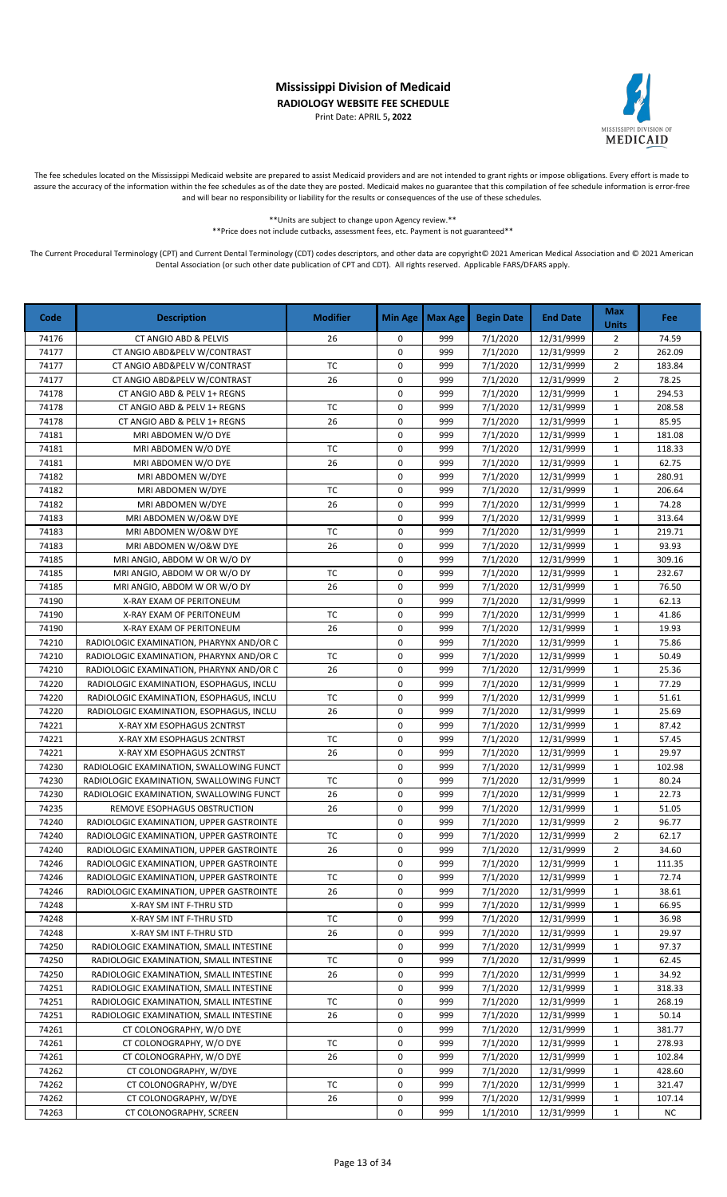# Mississippi Division of Medicaid

**RADIOLOGY WEBSITE FEE SCHEDULE**

Print Date: APRIL 5, 2022

The fee schedules located on the Mississippi Medicaid website are prepared to assist Medicaid providers and are not intended to grant rights or impose obligations. Every effort is made to assure the accuracy of the information within the fee schedules as of the date they are posted. Medicaid makes no guarantee that this compilation of fee schedule information is error-free and will bear no responsibility or liability for the results or consequences of the use of these schedules.

**Units are subject to change upon Agency review.**

**Price does not include cutbacks, assessment fees, etc. Payment is not guaranteed**

The Current Procedural Terminology (CPT) and Current Dental Terminology (CDT) codes descriptors, and other data are copyright© 2021 American Medical Association and © 2021 American Dental Association (or such other date publication of CPT and CDT). All rights reserved. Applicable FARS/DFARS apply.

| Code | Description | Modifier | Min Age | Max Age | Begin Date | End Date | Max Units | Fee |
|---|---|---|---|---|---|---|---|---|
| 74176 | CT ANGIO ABD & PELVIS | 26 | 0 | 999 | 7/1/2020 | 12/31/9999 | 2 | 74.59 |
| 74177 | CT ANGIO ABD&PELV W/CONTRAST | | 0 | 999 | 7/1/2020 | 12/31/9999 | 2 | 262.09 |
| 74177 | CT ANGIO ABD&PELV W/CONTRAST | TC | 0 | 999 | 7/1/2020 | 12/31/9999 | 2 | 183.84 |
| 74177 | CT ANGIO ABD&PELV W/CONTRAST | 26 | 0 | 999 | 7/1/2020 | 12/31/9999 | 2 | 78.25 |
| 74178 | CT ANGIO ABD & PELV 1+ REGNS | | 0 | 999 | 7/1/2020 | 12/31/9999 | 1 | 294.53 |
| 74178 | CT ANGIO ABD & PELV 1+ REGNS | TC | 0 | 999 | 7/1/2020 | 12/31/9999 | 1 | 208.58 |
| 74178 | CT ANGIO ABD & PELV 1+ REGNS | 26 | 0 | 999 | 7/1/2020 | 12/31/9999 | 1 | 85.95 |
| 74181 | MRI ABDOMEN W/O DYE | | 0 | 999 | 7/1/2020 | 12/31/9999 | 1 | 181.08 |
| 74181 | MRI ABDOMEN W/O DYE | TC | 0 | 999 | 7/1/2020 | 12/31/9999 | 1 | 118.33 |
| 74181 | MRI ABDOMEN W/O DYE | 26 | 0 | 999 | 7/1/2020 | 12/31/9999 | 1 | 62.75 |
| 74182 | MRI ABDOMEN W/DYE | | 0 | 999 | 7/1/2020 | 12/31/9999 | 1 | 280.91 |
| 74182 | MRI ABDOMEN W/DYE | TC | 0 | 999 | 7/1/2020 | 12/31/9999 | 1 | 206.64 |
| 74182 | MRI ABDOMEN W/DYE | 26 | 0 | 999 | 7/1/2020 | 12/31/9999 | 1 | 74.28 |
| 74183 | MRI ABDOMEN W/O&W DYE | | 0 | 999 | 7/1/2020 | 12/31/9999 | 1 | 313.64 |
| 74183 | MRI ABDOMEN W/O&W DYE | TC | 0 | 999 | 7/1/2020 | 12/31/9999 | 1 | 219.71 |
| 74183 | MRI ABDOMEN W/O&W DYE | 26 | 0 | 999 | 7/1/2020 | 12/31/9999 | 1 | 93.93 |
| 74185 | MRI ANGIO, ABDOM W OR W/O DY | | 0 | 999 | 7/1/2020 | 12/31/9999 | 1 | 309.16 |
| 74185 | MRI ANGIO, ABDOM W OR W/O DY | TC | 0 | 999 | 7/1/2020 | 12/31/9999 | 1 | 232.67 |
| 74185 | MRI ANGIO, ABDOM W OR W/O DY | 26 | 0 | 999 | 7/1/2020 | 12/31/9999 | 1 | 76.50 |
| 74190 | X-RAY EXAM OF PERITONEUM | | 0 | 999 | 7/1/2020 | 12/31/9999 | 1 | 62.13 |
| 74190 | X-RAY EXAM OF PERITONEUM | TC | 0 | 999 | 7/1/2020 | 12/31/9999 | 1 | 41.86 |
| 74190 | X-RAY EXAM OF PERITONEUM | 26 | 0 | 999 | 7/1/2020 | 12/31/9999 | 1 | 19.93 |
| 74210 | RADIOLOGIC EXAMINATION, PHARYNX AND/OR C | | 0 | 999 | 7/1/2020 | 12/31/9999 | 1 | 75.86 |
| 74210 | RADIOLOGIC EXAMINATION, PHARYNX AND/OR C | TC | 0 | 999 | 7/1/2020 | 12/31/9999 | 1 | 50.49 |
| 74210 | RADIOLOGIC EXAMINATION, PHARYNX AND/OR C | 26 | 0 | 999 | 7/1/2020 | 12/31/9999 | 1 | 25.36 |
| 74220 | RADIOLOGIC EXAMINATION, ESOPHAGUS, INCLU | | 0 | 999 | 7/1/2020 | 12/31/9999 | 1 | 77.29 |
| 74220 | RADIOLOGIC EXAMINATION, ESOPHAGUS, INCLU | TC | 0 | 999 | 7/1/2020 | 12/31/9999 | 1 | 51.61 |
| 74220 | RADIOLOGIC EXAMINATION, ESOPHAGUS, INCLU | 26 | 0 | 999 | 7/1/2020 | 12/31/9999 | 1 | 25.69 |
| 74221 | X-RAY XM ESOPHAGUS 2CNTRST | | 0 | 999 | 7/1/2020 | 12/31/9999 | 1 | 87.42 |
| 74221 | X-RAY XM ESOPHAGUS 2CNTRST | TC | 0 | 999 | 7/1/2020 | 12/31/9999 | 1 | 57.45 |
| 74221 | X-RAY XM ESOPHAGUS 2CNTRST | 26 | 0 | 999 | 7/1/2020 | 12/31/9999 | 1 | 29.97 |
| 74230 | RADIOLOGIC EXAMINATION, SWALLOWING FUNCT | | 0 | 999 | 7/1/2020 | 12/31/9999 | 1 | 102.98 |
| 74230 | RADIOLOGIC EXAMINATION, SWALLOWING FUNCT | TC | 0 | 999 | 7/1/2020 | 12/31/9999 | 1 | 80.24 |
| 74230 | RADIOLOGIC EXAMINATION, SWALLOWING FUNCT | 26 | 0 | 999 | 7/1/2020 | 12/31/9999 | 1 | 22.73 |
| 74235 | REMOVE ESOPHAGUS OBSTRUCTION | 26 | 0 | 999 | 7/1/2020 | 12/31/9999 | 1 | 51.05 |
| 74240 | RADIOLOGIC EXAMINATION, UPPER GASTROINTE | | 0 | 999 | 7/1/2020 | 12/31/9999 | 2 | 96.77 |
| 74240 | RADIOLOGIC EXAMINATION, UPPER GASTROINTE | TC | 0 | 999 | 7/1/2020 | 12/31/9999 | 2 | 62.17 |
| 74240 | RADIOLOGIC EXAMINATION, UPPER GASTROINTE | 26 | 0 | 999 | 7/1/2020 | 12/31/9999 | 2 | 34.60 |
| 74246 | RADIOLOGIC EXAMINATION, UPPER GASTROINTE | | 0 | 999 | 7/1/2020 | 12/31/9999 | 1 | 111.35 |
| 74246 | RADIOLOGIC EXAMINATION, UPPER GASTROINTE | TC | 0 | 999 | 7/1/2020 | 12/31/9999 | 1 | 72.74 |
| 74246 | RADIOLOGIC EXAMINATION, UPPER GASTROINTE | 26 | 0 | 999 | 7/1/2020 | 12/31/9999 | 1 | 38.61 |
| 74248 | X-RAY SM INT F-THRU STD | | 0 | 999 | 7/1/2020 | 12/31/9999 | 1 | 66.95 |
| 74248 | X-RAY SM INT F-THRU STD | TC | 0 | 999 | 7/1/2020 | 12/31/9999 | 1 | 36.98 |
| 74248 | X-RAY SM INT F-THRU STD | 26 | 0 | 999 | 7/1/2020 | 12/31/9999 | 1 | 29.97 |
| 74250 | RADIOLOGIC EXAMINATION, SMALL INTESTINE | | 0 | 999 | 7/1/2020 | 12/31/9999 | 1 | 97.37 |
| 74250 | RADIOLOGIC EXAMINATION, SMALL INTESTINE | TC | 0 | 999 | 7/1/2020 | 12/31/9999 | 1 | 62.45 |
| 74250 | RADIOLOGIC EXAMINATION, SMALL INTESTINE | 26 | 0 | 999 | 7/1/2020 | 12/31/9999 | 1 | 34.92 |
| 74251 | RADIOLOGIC EXAMINATION, SMALL INTESTINE | | 0 | 999 | 7/1/2020 | 12/31/9999 | 1 | 318.33 |
| 74251 | RADIOLOGIC EXAMINATION, SMALL INTESTINE | TC | 0 | 999 | 7/1/2020 | 12/31/9999 | 1 | 268.19 |
| 74251 | RADIOLOGIC EXAMINATION, SMALL INTESTINE | 26 | 0 | 999 | 7/1/2020 | 12/31/9999 | 1 | 50.14 |
| 74261 | CT COLONOGRAPHY, W/O DYE | | 0 | 999 | 7/1/2020 | 12/31/9999 | 1 | 381.77 |
| 74261 | CT COLONOGRAPHY, W/O DYE | TC | 0 | 999 | 7/1/2020 | 12/31/9999 | 1 | 278.93 |
| 74261 | CT COLONOGRAPHY, W/O DYE | 26 | 0 | 999 | 7/1/2020 | 12/31/9999 | 1 | 102.84 |
| 74262 | CT COLONOGRAPHY, W/DYE | | 0 | 999 | 7/1/2020 | 12/31/9999 | 1 | 428.60 |
| 74262 | CT COLONOGRAPHY, W/DYE | TC | 0 | 999 | 7/1/2020 | 12/31/9999 | 1 | 321.47 |
| 74262 | CT COLONOGRAPHY, W/DYE | 26 | 0 | 999 | 7/1/2020 | 12/31/9999 | 1 | 107.14 |
| 74263 | CT COLONOGRAPHY, SCREEN | | 0 | 999 | 1/1/2010 | 12/31/9999 | 1 | NC |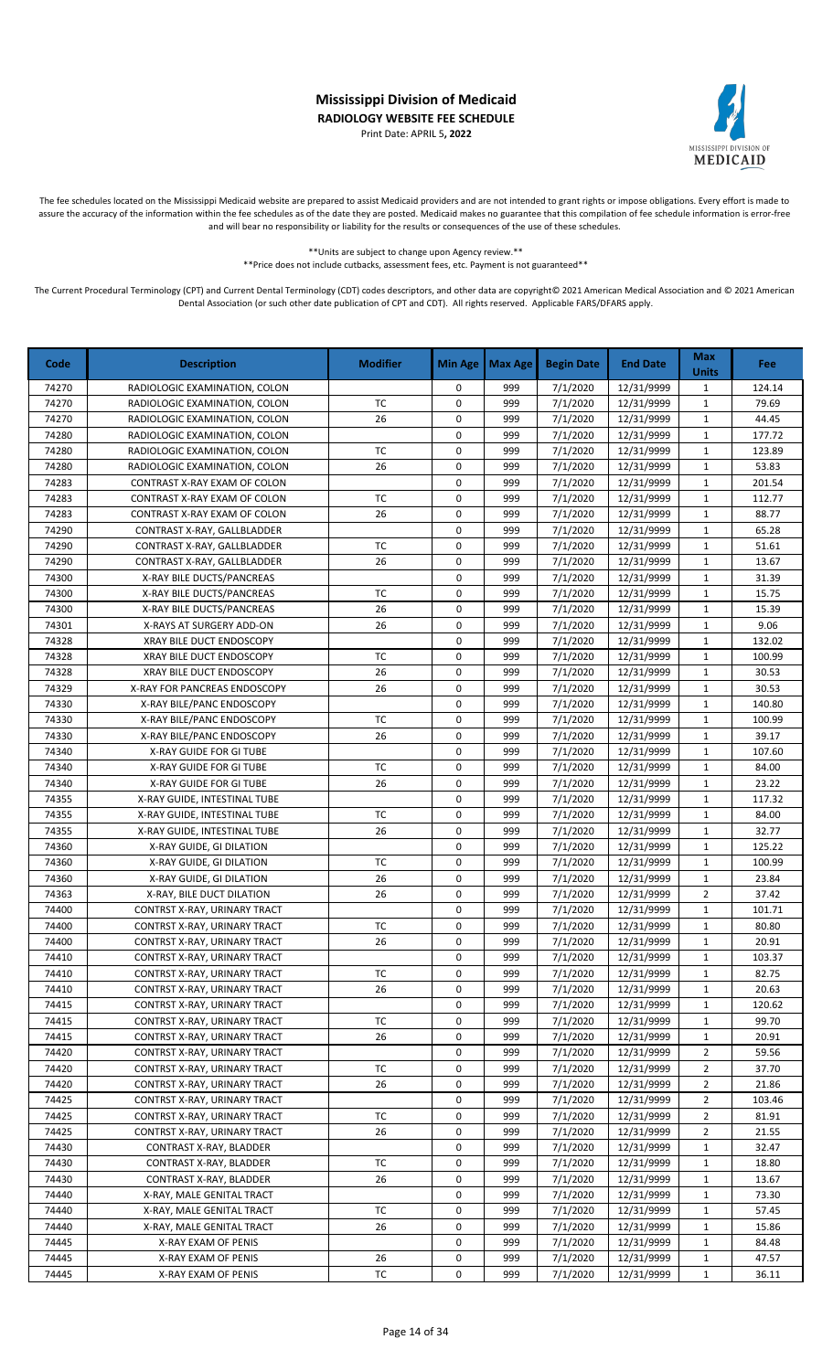# Mississippi Division of Medicaid

**RADIOLOGY WEBSITE FEE SCHEDULE**

Print Date: APRIL 5**, 2022**

The fee schedules located on the Mississippi Medicaid website are prepared to assist Medicaid providers and are not intended to grant rights or impose obligations. Every effort is made to assure the accuracy of the information within the fee schedules as of the date they are posted. Medicaid makes no guarantee that this compilation of fee schedule information is error-free and will bear no responsibility or liability for the results or consequences of the use of these schedules.

**Units are subject to change upon Agency review.**

**Price does not include cutbacks, assessment fees, etc. Payment is not guaranteed**

The Current Procedural Terminology (CPT) and Current Dental Terminology (CDT) codes descriptors, and other data are copyright© 2021 American Medical Association and © 2021 American Dental Association (or such other date publication of CPT and CDT). All rights reserved. Applicable FARS/DFARS apply.

| Code | Description | Modifier | Min Age | Max Age | Begin Date | End Date | Max Units | Fee |
|---|---|---|---|---|---|---|---|---|
| 74270 | RADIOLOGIC EXAMINATION, COLON | | 0 | 999 | 7/1/2020 | 12/31/9999 | 1 | 124.14 |
| 74270 | RADIOLOGIC EXAMINATION, COLON | TC | 0 | 999 | 7/1/2020 | 12/31/9999 | 1 | 79.69 |
| 74270 | RADIOLOGIC EXAMINATION, COLON | 26 | 0 | 999 | 7/1/2020 | 12/31/9999 | 1 | 44.45 |
| 74280 | RADIOLOGIC EXAMINATION, COLON | | 0 | 999 | 7/1/2020 | 12/31/9999 | 1 | 177.72 |
| 74280 | RADIOLOGIC EXAMINATION, COLON | TC | 0 | 999 | 7/1/2020 | 12/31/9999 | 1 | 123.89 |
| 74280 | RADIOLOGIC EXAMINATION, COLON | 26 | 0 | 999 | 7/1/2020 | 12/31/9999 | 1 | 53.83 |
| 74283 | CONTRAST X-RAY EXAM OF COLON | | 0 | 999 | 7/1/2020 | 12/31/9999 | 1 | 201.54 |
| 74283 | CONTRAST X-RAY EXAM OF COLON | TC | 0 | 999 | 7/1/2020 | 12/31/9999 | 1 | 112.77 |
| 74283 | CONTRAST X-RAY EXAM OF COLON | 26 | 0 | 999 | 7/1/2020 | 12/31/9999 | 1 | 88.77 |
| 74290 | CONTRAST X-RAY, GALLBLADDER | | 0 | 999 | 7/1/2020 | 12/31/9999 | 1 | 65.28 |
| 74290 | CONTRAST X-RAY, GALLBLADDER | TC | 0 | 999 | 7/1/2020 | 12/31/9999 | 1 | 51.61 |
| 74290 | CONTRAST X-RAY, GALLBLADDER | 26 | 0 | 999 | 7/1/2020 | 12/31/9999 | 1 | 13.67 |
| 74300 | X-RAY BILE DUCTS/PANCREAS | | 0 | 999 | 7/1/2020 | 12/31/9999 | 1 | 31.39 |
| 74300 | X-RAY BILE DUCTS/PANCREAS | TC | 0 | 999 | 7/1/2020 | 12/31/9999 | 1 | 15.75 |
| 74300 | X-RAY BILE DUCTS/PANCREAS | 26 | 0 | 999 | 7/1/2020 | 12/31/9999 | 1 | 15.39 |
| 74301 | X-RAYS AT SURGERY ADD-ON | 26 | 0 | 999 | 7/1/2020 | 12/31/9999 | 1 | 9.06 |
| 74328 | XRAY BILE DUCT ENDOSCOPY | | 0 | 999 | 7/1/2020 | 12/31/9999 | 1 | 132.02 |
| 74328 | XRAY BILE DUCT ENDOSCOPY | TC | 0 | 999 | 7/1/2020 | 12/31/9999 | 1 | 100.99 |
| 74328 | XRAY BILE DUCT ENDOSCOPY | 26 | 0 | 999 | 7/1/2020 | 12/31/9999 | 1 | 30.53 |
| 74329 | X-RAY FOR PANCREAS ENDOSCOPY | 26 | 0 | 999 | 7/1/2020 | 12/31/9999 | 1 | 30.53 |
| 74330 | X-RAY BILE/PANC ENDOSCOPY | | 0 | 999 | 7/1/2020 | 12/31/9999 | 1 | 140.80 |
| 74330 | X-RAY BILE/PANC ENDOSCOPY | TC | 0 | 999 | 7/1/2020 | 12/31/9999 | 1 | 100.99 |
| 74330 | X-RAY BILE/PANC ENDOSCOPY | 26 | 0 | 999 | 7/1/2020 | 12/31/9999 | 1 | 39.17 |
| 74340 | X-RAY GUIDE FOR GI TUBE | | 0 | 999 | 7/1/2020 | 12/31/9999 | 1 | 107.60 |
| 74340 | X-RAY GUIDE FOR GI TUBE | TC | 0 | 999 | 7/1/2020 | 12/31/9999 | 1 | 84.00 |
| 74340 | X-RAY GUIDE FOR GI TUBE | 26 | 0 | 999 | 7/1/2020 | 12/31/9999 | 1 | 23.22 |
| 74355 | X-RAY GUIDE, INTESTINAL TUBE | | 0 | 999 | 7/1/2020 | 12/31/9999 | 1 | 117.32 |
| 74355 | X-RAY GUIDE, INTESTINAL TUBE | TC | 0 | 999 | 7/1/2020 | 12/31/9999 | 1 | 84.00 |
| 74355 | X-RAY GUIDE, INTESTINAL TUBE | 26 | 0 | 999 | 7/1/2020 | 12/31/9999 | 1 | 32.77 |
| 74360 | X-RAY GUIDE, GI DILATION | | 0 | 999 | 7/1/2020 | 12/31/9999 | 1 | 125.22 |
| 74360 | X-RAY GUIDE, GI DILATION | TC | 0 | 999 | 7/1/2020 | 12/31/9999 | 1 | 100.99 |
| 74360 | X-RAY GUIDE, GI DILATION | 26 | 0 | 999 | 7/1/2020 | 12/31/9999 | 1 | 23.84 |
| 74363 | X-RAY, BILE DUCT DILATION | 26 | 0 | 999 | 7/1/2020 | 12/31/9999 | 2 | 37.42 |
| 74400 | CONTRST X-RAY, URINARY TRACT | | 0 | 999 | 7/1/2020 | 12/31/9999 | 1 | 101.71 |
| 74400 | CONTRST X-RAY, URINARY TRACT | TC | 0 | 999 | 7/1/2020 | 12/31/9999 | 1 | 80.80 |
| 74400 | CONTRST X-RAY, URINARY TRACT | 26 | 0 | 999 | 7/1/2020 | 12/31/9999 | 1 | 20.91 |
| 74410 | CONTRST X-RAY, URINARY TRACT | | 0 | 999 | 7/1/2020 | 12/31/9999 | 1 | 103.37 |
| 74410 | CONTRST X-RAY, URINARY TRACT | TC | 0 | 999 | 7/1/2020 | 12/31/9999 | 1 | 82.75 |
| 74410 | CONTRST X-RAY, URINARY TRACT | 26 | 0 | 999 | 7/1/2020 | 12/31/9999 | 1 | 20.63 |
| 74415 | CONTRST X-RAY, URINARY TRACT | | 0 | 999 | 7/1/2020 | 12/31/9999 | 1 | 120.62 |
| 74415 | CONTRST X-RAY, URINARY TRACT | TC | 0 | 999 | 7/1/2020 | 12/31/9999 | 1 | 99.70 |
| 74415 | CONTRST X-RAY, URINARY TRACT | 26 | 0 | 999 | 7/1/2020 | 12/31/9999 | 1 | 20.91 |
| 74420 | CONTRST X-RAY, URINARY TRACT | | 0 | 999 | 7/1/2020 | 12/31/9999 | 2 | 59.56 |
| 74420 | CONTRST X-RAY, URINARY TRACT | TC | 0 | 999 | 7/1/2020 | 12/31/9999 | 2 | 37.70 |
| 74420 | CONTRST X-RAY, URINARY TRACT | 26 | 0 | 999 | 7/1/2020 | 12/31/9999 | 2 | 21.86 |
| 74425 | CONTRST X-RAY, URINARY TRACT | | 0 | 999 | 7/1/2020 | 12/31/9999 | 2 | 103.46 |
| 74425 | CONTRST X-RAY, URINARY TRACT | TC | 0 | 999 | 7/1/2020 | 12/31/9999 | 2 | 81.91 |
| 74425 | CONTRST X-RAY, URINARY TRACT | 26 | 0 | 999 | 7/1/2020 | 12/31/9999 | 2 | 21.55 |
| 74430 | CONTRAST X-RAY, BLADDER | | 0 | 999 | 7/1/2020 | 12/31/9999 | 1 | 32.47 |
| 74430 | CONTRAST X-RAY, BLADDER | TC | 0 | 999 | 7/1/2020 | 12/31/9999 | 1 | 18.80 |
| 74430 | CONTRAST X-RAY, BLADDER | 26 | 0 | 999 | 7/1/2020 | 12/31/9999 | 1 | 13.67 |
| 74440 | X-RAY, MALE GENITAL TRACT | | 0 | 999 | 7/1/2020 | 12/31/9999 | 1 | 73.30 |
| 74440 | X-RAY, MALE GENITAL TRACT | TC | 0 | 999 | 7/1/2020 | 12/31/9999 | 1 | 57.45 |
| 74440 | X-RAY, MALE GENITAL TRACT | 26 | 0 | 999 | 7/1/2020 | 12/31/9999 | 1 | 15.86 |
| 74445 | X-RAY EXAM OF PENIS | | 0 | 999 | 7/1/2020 | 12/31/9999 | 1 | 84.48 |
| 74445 | X-RAY EXAM OF PENIS | 26 | 0 | 999 | 7/1/2020 | 12/31/9999 | 1 | 47.57 |
| 74445 | X-RAY EXAM OF PENIS | TC | 0 | 999 | 7/1/2020 | 12/31/9999 | 1 | 36.11 |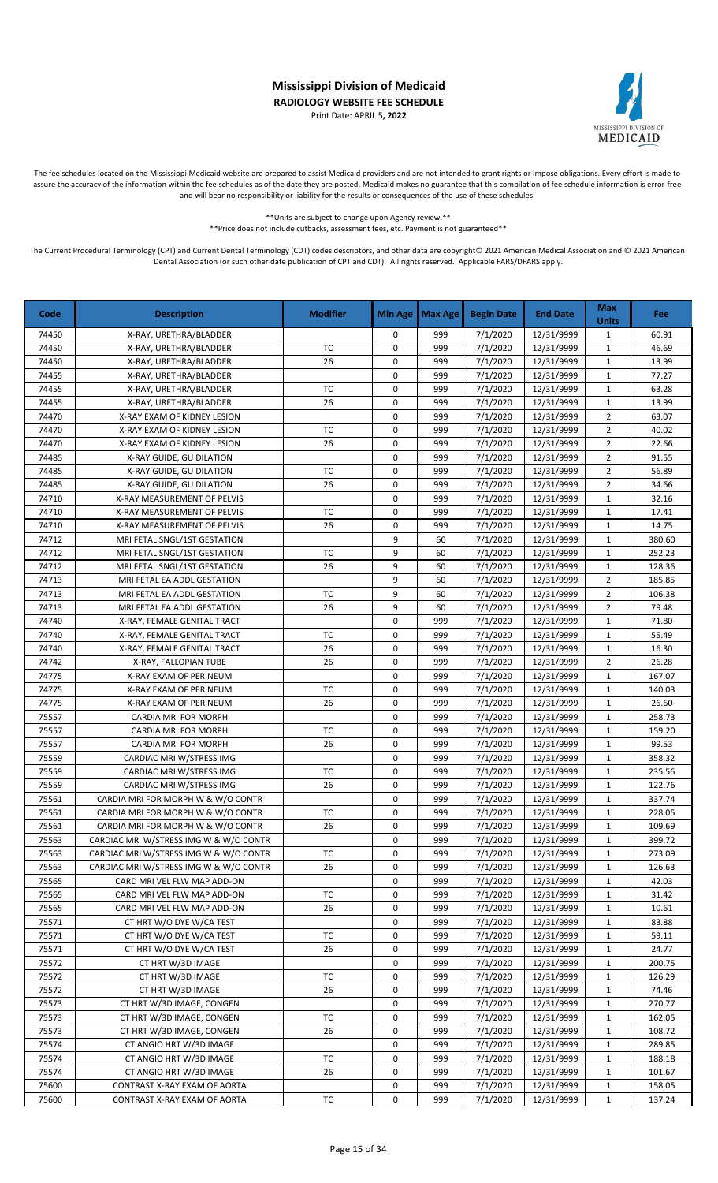# Mississippi Division of Medicaid

**RADIOLOGY WEBSITE FEE SCHEDULE**

Print Date: APRIL 5**, 2022**

The fee schedules located on the Mississippi Medicaid website are prepared to assist Medicaid providers and are not intended to grant rights or impose obligations. Every effort is made to assure the accuracy of the information within the fee schedules as of the date they are posted. Medicaid makes no guarantee that this compilation of fee schedule information is error-free and will bear no responsibility or liability for the results or consequences of the use of these schedules.

**Units are subject to change upon Agency review.**

**Price does not include cutbacks, assessment fees, etc. Payment is not guaranteed**

The Current Procedural Terminology (CPT) and Current Dental Terminology (CDT) codes descriptors, and other data are copyright© 2021 American Medical Association and © 2021 American Dental Association (or such other date publication of CPT and CDT). All rights reserved. Applicable FARS/DFARS apply.

| Code | Description | Modifier | Min Age | Max Age | Begin Date | End Date | Max Units | Fee |
|---|---|---|---|---|---|---|---|---|
| 74450 | X-RAY, URETHRA/BLADDER | | 0 | 999 | 7/1/2020 | 12/31/9999 | 1 | 60.91 |
| 74450 | X-RAY, URETHRA/BLADDER | TC | 0 | 999 | 7/1/2020 | 12/31/9999 | 1 | 46.69 |
| 74450 | X-RAY, URETHRA/BLADDER | 26 | 0 | 999 | 7/1/2020 | 12/31/9999 | 1 | 13.99 |
| 74455 | X-RAY, URETHRA/BLADDER | | 0 | 999 | 7/1/2020 | 12/31/9999 | 1 | 77.27 |
| 74455 | X-RAY, URETHRA/BLADDER | TC | 0 | 999 | 7/1/2020 | 12/31/9999 | 1 | 63.28 |
| 74455 | X-RAY, URETHRA/BLADDER | 26 | 0 | 999 | 7/1/2020 | 12/31/9999 | 1 | 13.99 |
| 74470 | X-RAY EXAM OF KIDNEY LESION | | 0 | 999 | 7/1/2020 | 12/31/9999 | 2 | 63.07 |
| 74470 | X-RAY EXAM OF KIDNEY LESION | TC | 0 | 999 | 7/1/2020 | 12/31/9999 | 2 | 40.02 |
| 74470 | X-RAY EXAM OF KIDNEY LESION | 26 | 0 | 999 | 7/1/2020 | 12/31/9999 | 2 | 22.66 |
| 74485 | X-RAY GUIDE, GU DILATION | | 0 | 999 | 7/1/2020 | 12/31/9999 | 2 | 91.55 |
| 74485 | X-RAY GUIDE, GU DILATION | TC | 0 | 999 | 7/1/2020 | 12/31/9999 | 2 | 56.89 |
| 74485 | X-RAY GUIDE, GU DILATION | 26 | 0 | 999 | 7/1/2020 | 12/31/9999 | 2 | 34.66 |
| 74710 | X-RAY MEASUREMENT OF PELVIS | | 0 | 999 | 7/1/2020 | 12/31/9999 | 1 | 32.16 |
| 74710 | X-RAY MEASUREMENT OF PELVIS | TC | 0 | 999 | 7/1/2020 | 12/31/9999 | 1 | 17.41 |
| 74710 | X-RAY MEASUREMENT OF PELVIS | 26 | 0 | 999 | 7/1/2020 | 12/31/9999 | 1 | 14.75 |
| 74712 | MRI FETAL SNGL/1ST GESTATION | | 9 | 60 | 7/1/2020 | 12/31/9999 | 1 | 380.60 |
| 74712 | MRI FETAL SNGL/1ST GESTATION | TC | 9 | 60 | 7/1/2020 | 12/31/9999 | 1 | 252.23 |
| 74712 | MRI FETAL SNGL/1ST GESTATION | 26 | 9 | 60 | 7/1/2020 | 12/31/9999 | 1 | 128.36 |
| 74713 | MRI FETAL EA ADDL GESTATION | | 9 | 60 | 7/1/2020 | 12/31/9999 | 2 | 185.85 |
| 74713 | MRI FETAL EA ADDL GESTATION | TC | 9 | 60 | 7/1/2020 | 12/31/9999 | 2 | 106.38 |
| 74713 | MRI FETAL EA ADDL GESTATION | 26 | 9 | 60 | 7/1/2020 | 12/31/9999 | 2 | 79.48 |
| 74740 | X-RAY, FEMALE GENITAL TRACT | | 0 | 999 | 7/1/2020 | 12/31/9999 | 1 | 71.80 |
| 74740 | X-RAY, FEMALE GENITAL TRACT | TC | 0 | 999 | 7/1/2020 | 12/31/9999 | 1 | 55.49 |
| 74740 | X-RAY, FEMALE GENITAL TRACT | 26 | 0 | 999 | 7/1/2020 | 12/31/9999 | 1 | 16.30 |
| 74742 | X-RAY, FALLOPIAN TUBE | 26 | 0 | 999 | 7/1/2020 | 12/31/9999 | 2 | 26.28 |
| 74775 | X-RAY EXAM OF PERINEUM | | 0 | 999 | 7/1/2020 | 12/31/9999 | 1 | 167.07 |
| 74775 | X-RAY EXAM OF PERINEUM | TC | 0 | 999 | 7/1/2020 | 12/31/9999 | 1 | 140.03 |
| 74775 | X-RAY EXAM OF PERINEUM | 26 | 0 | 999 | 7/1/2020 | 12/31/9999 | 1 | 26.60 |
| 75557 | CARDIA MRI FOR MORPH | | 0 | 999 | 7/1/2020 | 12/31/9999 | 1 | 258.73 |
| 75557 | CARDIA MRI FOR MORPH | TC | 0 | 999 | 7/1/2020 | 12/31/9999 | 1 | 159.20 |
| 75557 | CARDIA MRI FOR MORPH | 26 | 0 | 999 | 7/1/2020 | 12/31/9999 | 1 | 99.53 |
| 75559 | CARDIAC MRI W/STRESS IMG | | 0 | 999 | 7/1/2020 | 12/31/9999 | 1 | 358.32 |
| 75559 | CARDIAC MRI W/STRESS IMG | TC | 0 | 999 | 7/1/2020 | 12/31/9999 | 1 | 235.56 |
| 75559 | CARDIAC MRI W/STRESS IMG | 26 | 0 | 999 | 7/1/2020 | 12/31/9999 | 1 | 122.76 |
| 75561 | CARDIA MRI FOR MORPH W & W/O CONTR | | 0 | 999 | 7/1/2020 | 12/31/9999 | 1 | 337.74 |
| 75561 | CARDIA MRI FOR MORPH W & W/O CONTR | TC | 0 | 999 | 7/1/2020 | 12/31/9999 | 1 | 228.05 |
| 75561 | CARDIA MRI FOR MORPH W & W/O CONTR | 26 | 0 | 999 | 7/1/2020 | 12/31/9999 | 1 | 109.69 |
| 75563 | CARDIAC MRI W/STRESS IMG W & W/O CONTR | | 0 | 999 | 7/1/2020 | 12/31/9999 | 1 | 399.72 |
| 75563 | CARDIAC MRI W/STRESS IMG W & W/O CONTR | TC | 0 | 999 | 7/1/2020 | 12/31/9999 | 1 | 273.09 |
| 75563 | CARDIAC MRI W/STRESS IMG W & W/O CONTR | 26 | 0 | 999 | 7/1/2020 | 12/31/9999 | 1 | 126.63 |
| 75565 | CARD MRI VEL FLW MAP ADD-ON | | 0 | 999 | 7/1/2020 | 12/31/9999 | 1 | 42.03 |
| 75565 | CARD MRI VEL FLW MAP ADD-ON | TC | 0 | 999 | 7/1/2020 | 12/31/9999 | 1 | 31.42 |
| 75565 | CARD MRI VEL FLW MAP ADD-ON | 26 | 0 | 999 | 7/1/2020 | 12/31/9999 | 1 | 10.61 |
| 75571 | CT HRT W/O DYE W/CA TEST | | 0 | 999 | 7/1/2020 | 12/31/9999 | 1 | 83.88 |
| 75571 | CT HRT W/O DYE W/CA TEST | TC | 0 | 999 | 7/1/2020 | 12/31/9999 | 1 | 59.11 |
| 75571 | CT HRT W/O DYE W/CA TEST | 26 | 0 | 999 | 7/1/2020 | 12/31/9999 | 1 | 24.77 |
| 75572 | CT HRT W/3D IMAGE | | 0 | 999 | 7/1/2020 | 12/31/9999 | 1 | 200.75 |
| 75572 | CT HRT W/3D IMAGE | TC | 0 | 999 | 7/1/2020 | 12/31/9999 | 1 | 126.29 |
| 75572 | CT HRT W/3D IMAGE | 26 | 0 | 999 | 7/1/2020 | 12/31/9999 | 1 | 74.46 |
| 75573 | CT HRT W/3D IMAGE, CONGEN | | 0 | 999 | 7/1/2020 | 12/31/9999 | 1 | 270.77 |
| 75573 | CT HRT W/3D IMAGE, CONGEN | TC | 0 | 999 | 7/1/2020 | 12/31/9999 | 1 | 162.05 |
| 75573 | CT HRT W/3D IMAGE, CONGEN | 26 | 0 | 999 | 7/1/2020 | 12/31/9999 | 1 | 108.72 |
| 75574 | CT ANGIO HRT W/3D IMAGE | | 0 | 999 | 7/1/2020 | 12/31/9999 | 1 | 289.85 |
| 75574 | CT ANGIO HRT W/3D IMAGE | TC | 0 | 999 | 7/1/2020 | 12/31/9999 | 1 | 188.18 |
| 75574 | CT ANGIO HRT W/3D IMAGE | 26 | 0 | 999 | 7/1/2020 | 12/31/9999 | 1 | 101.67 |
| 75600 | CONTRAST X-RAY EXAM OF AORTA | | 0 | 999 | 7/1/2020 | 12/31/9999 | 1 | 158.05 |
| 75600 | CONTRAST X-RAY EXAM OF AORTA | TC | 0 | 999 | 7/1/2020 | 12/31/9999 | 1 | 137.24 |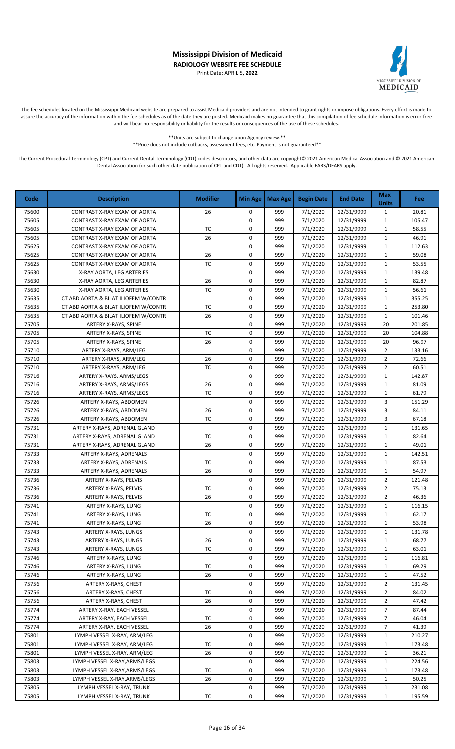# Mississippi Division of Medicaid

**RADIOLOGY WEBSITE FEE SCHEDULE**

Print Date: APRIL 5**, 2022**

The fee schedules located on the Mississippi Medicaid website are prepared to assist Medicaid providers and are not intended to grant rights or impose obligations. Every effort is made to assure the accuracy of the information within the fee schedules as of the date they are posted. Medicaid makes no guarantee that this compilation of fee schedule information is error-free and will bear no responsibility or liability for the results or consequences of the use of these schedules.

**Units are subject to change upon Agency review.**

**Price does not include cutbacks, assessment fees, etc. Payment is not guaranteed**

The Current Procedural Terminology (CPT) and Current Dental Terminology (CDT) codes descriptors, and other data are copyright© 2021 American Medical Association and © 2021 American Dental Association (or such other date publication of CPT and CDT). All rights reserved. Applicable FARS/DFARS apply.

| Code | Description | Modifier | Min Age | Max Age | Begin Date | End Date | Max Units | Fee |
|---|---|---|---|---|---|---|---|---|
| 75600 | CONTRAST X-RAY EXAM OF AORTA | 26 | 0 | 999 | 7/1/2020 | 12/31/9999 | 1 | 20.81 |
| 75605 | CONTRAST X-RAY EXAM OF AORTA | | 0 | 999 | 7/1/2020 | 12/31/9999 | 1 | 105.47 |
| 75605 | CONTRAST X-RAY EXAM OF AORTA | TC | 0 | 999 | 7/1/2020 | 12/31/9999 | 1 | 58.55 |
| 75605 | CONTRAST X-RAY EXAM OF AORTA | 26 | 0 | 999 | 7/1/2020 | 12/31/9999 | 1 | 46.91 |
| 75625 | CONTRAST X-RAY EXAM OF AORTA | | 0 | 999 | 7/1/2020 | 12/31/9999 | 1 | 112.63 |
| 75625 | CONTRAST X-RAY EXAM OF AORTA | 26 | 0 | 999 | 7/1/2020 | 12/31/9999 | 1 | 59.08 |
| 75625 | CONTRAST X-RAY EXAM OF AORTA | TC | 0 | 999 | 7/1/2020 | 12/31/9999 | 1 | 53.55 |
| 75630 | X-RAY AORTA, LEG ARTERIES | | 0 | 999 | 7/1/2020 | 12/31/9999 | 1 | 139.48 |
| 75630 | X-RAY AORTA, LEG ARTERIES | 26 | 0 | 999 | 7/1/2020 | 12/31/9999 | 1 | 82.87 |
| 75630 | X-RAY AORTA, LEG ARTERIES | TC | 0 | 999 | 7/1/2020 | 12/31/9999 | 1 | 56.61 |
| 75635 | CT ABD AORTA & BILAT ILIOFEM W/CONTR | | 0 | 999 | 7/1/2020 | 12/31/9999 | 1 | 355.25 |
| 75635 | CT ABD AORTA & BILAT ILIOFEM W/CONTR | TC | 0 | 999 | 7/1/2020 | 12/31/9999 | 1 | 253.80 |
| 75635 | CT ABD AORTA & BILAT ILIOFEM W/CONTR | 26 | 0 | 999 | 7/1/2020 | 12/31/9999 | 1 | 101.46 |
| 75705 | ARTERY X-RAYS, SPINE | | 0 | 999 | 7/1/2020 | 12/31/9999 | 20 | 201.85 |
| 75705 | ARTERY X-RAYS, SPINE | TC | 0 | 999 | 7/1/2020 | 12/31/9999 | 20 | 104.88 |
| 75705 | ARTERY X-RAYS, SPINE | 26 | 0 | 999 | 7/1/2020 | 12/31/9999 | 20 | 96.97 |
| 75710 | ARTERY X-RAYS, ARM/LEG | | 0 | 999 | 7/1/2020 | 12/31/9999 | 2 | 133.16 |
| 75710 | ARTERY X-RAYS, ARM/LEG | 26 | 0 | 999 | 7/1/2020 | 12/31/9999 | 2 | 72.66 |
| 75710 | ARTERY X-RAYS, ARM/LEG | TC | 0 | 999 | 7/1/2020 | 12/31/9999 | 2 | 60.51 |
| 75716 | ARTERY X-RAYS, ARMS/LEGS | | 0 | 999 | 7/1/2020 | 12/31/9999 | 1 | 142.87 |
| 75716 | ARTERY X-RAYS, ARMS/LEGS | 26 | 0 | 999 | 7/1/2020 | 12/31/9999 | 1 | 81.09 |
| 75716 | ARTERY X-RAYS, ARMS/LEGS | TC | 0 | 999 | 7/1/2020 | 12/31/9999 | 1 | 61.79 |
| 75726 | ARTERY X-RAYS, ABDOMEN | | 0 | 999 | 7/1/2020 | 12/31/9999 | 3 | 151.29 |
| 75726 | ARTERY X-RAYS, ABDOMEN | 26 | 0 | 999 | 7/1/2020 | 12/31/9999 | 3 | 84.11 |
| 75726 | ARTERY X-RAYS, ABDOMEN | TC | 0 | 999 | 7/1/2020 | 12/31/9999 | 3 | 67.18 |
| 75731 | ARTERY X-RAYS, ADRENAL GLAND | | 0 | 999 | 7/1/2020 | 12/31/9999 | 1 | 131.65 |
| 75731 | ARTERY X-RAYS, ADRENAL GLAND | TC | 0 | 999 | 7/1/2020 | 12/31/9999 | 1 | 82.64 |
| 75731 | ARTERY X-RAYS, ADRENAL GLAND | 26 | 0 | 999 | 7/1/2020 | 12/31/9999 | 1 | 49.01 |
| 75733 | ARTERY X-RAYS, ADRENALS | | 0 | 999 | 7/1/2020 | 12/31/9999 | 1 | 142.51 |
| 75733 | ARTERY X-RAYS, ADRENALS | TC | 0 | 999 | 7/1/2020 | 12/31/9999 | 1 | 87.53 |
| 75733 | ARTERY X-RAYS, ADRENALS | 26 | 0 | 999 | 7/1/2020 | 12/31/9999 | 1 | 54.97 |
| 75736 | ARTERY X-RAYS, PELVIS | | 0 | 999 | 7/1/2020 | 12/31/9999 | 2 | 121.48 |
| 75736 | ARTERY X-RAYS, PELVIS | TC | 0 | 999 | 7/1/2020 | 12/31/9999 | 2 | 75.13 |
| 75736 | ARTERY X-RAYS, PELVIS | 26 | 0 | 999 | 7/1/2020 | 12/31/9999 | 2 | 46.36 |
| 75741 | ARTERY X-RAYS, LUNG | | 0 | 999 | 7/1/2020 | 12/31/9999 | 1 | 116.15 |
| 75741 | ARTERY X-RAYS, LUNG | TC | 0 | 999 | 7/1/2020 | 12/31/9999 | 1 | 62.17 |
| 75741 | ARTERY X-RAYS, LUNG | 26 | 0 | 999 | 7/1/2020 | 12/31/9999 | 1 | 53.98 |
| 75743 | ARTERY X-RAYS, LUNGS | | 0 | 999 | 7/1/2020 | 12/31/9999 | 1 | 131.78 |
| 75743 | ARTERY X-RAYS, LUNGS | 26 | 0 | 999 | 7/1/2020 | 12/31/9999 | 1 | 68.77 |
| 75743 | ARTERY X-RAYS, LUNGS | TC | 0 | 999 | 7/1/2020 | 12/31/9999 | 1 | 63.01 |
| 75746 | ARTERY X-RAYS, LUNG | | 0 | 999 | 7/1/2020 | 12/31/9999 | 1 | 116.81 |
| 75746 | ARTERY X-RAYS, LUNG | TC | 0 | 999 | 7/1/2020 | 12/31/9999 | 1 | 69.29 |
| 75746 | ARTERY X-RAYS, LUNG | 26 | 0 | 999 | 7/1/2020 | 12/31/9999 | 1 | 47.52 |
| 75756 | ARTERY X-RAYS, CHEST | | 0 | 999 | 7/1/2020 | 12/31/9999 | 2 | 131.45 |
| 75756 | ARTERY X-RAYS, CHEST | TC | 0 | 999 | 7/1/2020 | 12/31/9999 | 2 | 84.02 |
| 75756 | ARTERY X-RAYS, CHEST | 26 | 0 | 999 | 7/1/2020 | 12/31/9999 | 2 | 47.42 |
| 75774 | ARTERY X-RAY, EACH VESSEL | | 0 | 999 | 7/1/2020 | 12/31/9999 | 7 | 87.44 |
| 75774 | ARTERY X-RAY, EACH VESSEL | TC | 0 | 999 | 7/1/2020 | 12/31/9999 | 7 | 46.04 |
| 75774 | ARTERY X-RAY, EACH VESSEL | 26 | 0 | 999 | 7/1/2020 | 12/31/9999 | 7 | 41.39 |
| 75801 | LYMPH VESSEL X-RAY, ARM/LEG | | 0 | 999 | 7/1/2020 | 12/31/9999 | 1 | 210.27 |
| 75801 | LYMPH VESSEL X-RAY, ARM/LEG | TC | 0 | 999 | 7/1/2020 | 12/31/9999 | 1 | 173.48 |
| 75801 | LYMPH VESSEL X-RAY, ARM/LEG | 26 | 0 | 999 | 7/1/2020 | 12/31/9999 | 1 | 36.21 |
| 75803 | LYMPH VESSEL X-RAY,ARMS/LEGS | | 0 | 999 | 7/1/2020 | 12/31/9999 | 1 | 224.56 |
| 75803 | LYMPH VESSEL X-RAY,ARMS/LEGS | TC | 0 | 999 | 7/1/2020 | 12/31/9999 | 1 | 173.48 |
| 75803 | LYMPH VESSEL X-RAY,ARMS/LEGS | 26 | 0 | 999 | 7/1/2020 | 12/31/9999 | 1 | 50.25 |
| 75805 | LYMPH VESSEL X-RAY, TRUNK | | 0 | 999 | 7/1/2020 | 12/31/9999 | 1 | 231.08 |
| 75805 | LYMPH VESSEL X-RAY, TRUNK | TC | 0 | 999 | 7/1/2020 | 12/31/9999 | 1 | 195.59 |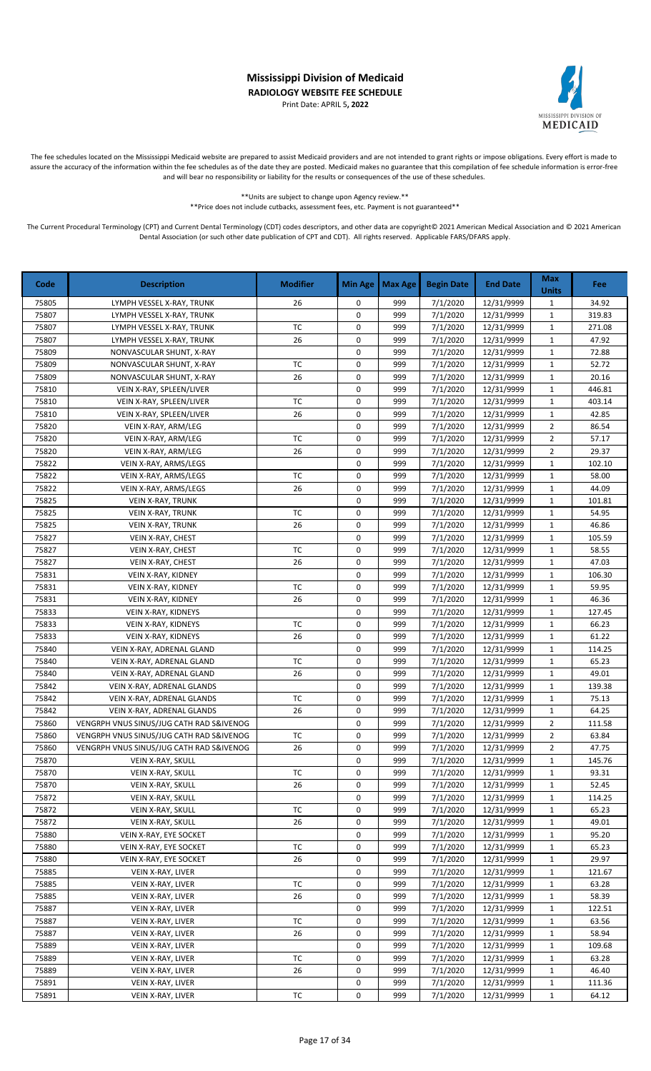# Mississippi Division of Medicaid

**RADIOLOGY WEBSITE FEE SCHEDULE**

Print Date: APRIL 5**, 2022**

The fee schedules located on the Mississippi Medicaid website are prepared to assist Medicaid providers and are not intended to grant rights or impose obligations. Every effort is made to assure the accuracy of the information within the fee schedules as of the date they are posted. Medicaid makes no guarantee that this compilation of fee schedule information is error-free and will bear no responsibility or liability for the results or consequences of the use of these schedules.

\*\*Units are subject to change upon Agency review.\*\*

\*\*Price does not include cutbacks, assessment fees, etc. Payment is not guaranteed\*\*

The Current Procedural Terminology (CPT) and Current Dental Terminology (CDT) codes descriptors, and other data are copyright© 2021 American Medical Association and © 2021 American Dental Association (or such other date publication of CPT and CDT). All rights reserved. Applicable FARS/DFARS apply.

| Code | Description | Modifier | Min Age | Max Age | Begin Date | End Date | Max Units | Fee |
|---|---|---|---|---|---|---|---|---|
| 75805 | LYMPH VESSEL X-RAY, TRUNK | 26 | 0 | 999 | 7/1/2020 | 12/31/9999 | 1 | 34.92 |
| 75807 | LYMPH VESSEL X-RAY, TRUNK | | 0 | 999 | 7/1/2020 | 12/31/9999 | 1 | 319.83 |
| 75807 | LYMPH VESSEL X-RAY, TRUNK | TC | 0 | 999 | 7/1/2020 | 12/31/9999 | 1 | 271.08 |
| 75807 | LYMPH VESSEL X-RAY, TRUNK | 26 | 0 | 999 | 7/1/2020 | 12/31/9999 | 1 | 47.92 |
| 75809 | NONVASCULAR SHUNT, X-RAY | | 0 | 999 | 7/1/2020 | 12/31/9999 | 1 | 72.88 |
| 75809 | NONVASCULAR SHUNT, X-RAY | TC | 0 | 999 | 7/1/2020 | 12/31/9999 | 1 | 52.72 |
| 75809 | NONVASCULAR SHUNT, X-RAY | 26 | 0 | 999 | 7/1/2020 | 12/31/9999 | 1 | 20.16 |
| 75810 | VEIN X-RAY, SPLEEN/LIVER | | 0 | 999 | 7/1/2020 | 12/31/9999 | 1 | 446.81 |
| 75810 | VEIN X-RAY, SPLEEN/LIVER | TC | 0 | 999 | 7/1/2020 | 12/31/9999 | 1 | 403.14 |
| 75810 | VEIN X-RAY, SPLEEN/LIVER | 26 | 0 | 999 | 7/1/2020 | 12/31/9999 | 1 | 42.85 |
| 75820 | VEIN X-RAY, ARM/LEG | | 0 | 999 | 7/1/2020 | 12/31/9999 | 2 | 86.54 |
| 75820 | VEIN X-RAY, ARM/LEG | TC | 0 | 999 | 7/1/2020 | 12/31/9999 | 2 | 57.17 |
| 75820 | VEIN X-RAY, ARM/LEG | 26 | 0 | 999 | 7/1/2020 | 12/31/9999 | 2 | 29.37 |
| 75822 | VEIN X-RAY, ARMS/LEGS | | 0 | 999 | 7/1/2020 | 12/31/9999 | 1 | 102.10 |
| 75822 | VEIN X-RAY, ARMS/LEGS | TC | 0 | 999 | 7/1/2020 | 12/31/9999 | 1 | 58.00 |
| 75822 | VEIN X-RAY, ARMS/LEGS | 26 | 0 | 999 | 7/1/2020 | 12/31/9999 | 1 | 44.09 |
| 75825 | VEIN X-RAY, TRUNK | | 0 | 999 | 7/1/2020 | 12/31/9999 | 1 | 101.81 |
| 75825 | VEIN X-RAY, TRUNK | TC | 0 | 999 | 7/1/2020 | 12/31/9999 | 1 | 54.95 |
| 75825 | VEIN X-RAY, TRUNK | 26 | 0 | 999 | 7/1/2020 | 12/31/9999 | 1 | 46.86 |
| 75827 | VEIN X-RAY, CHEST | | 0 | 999 | 7/1/2020 | 12/31/9999 | 1 | 105.59 |
| 75827 | VEIN X-RAY, CHEST | TC | 0 | 999 | 7/1/2020 | 12/31/9999 | 1 | 58.55 |
| 75827 | VEIN X-RAY, CHEST | 26 | 0 | 999 | 7/1/2020 | 12/31/9999 | 1 | 47.03 |
| 75831 | VEIN X-RAY, KIDNEY | | 0 | 999 | 7/1/2020 | 12/31/9999 | 1 | 106.30 |
| 75831 | VEIN X-RAY, KIDNEY | TC | 0 | 999 | 7/1/2020 | 12/31/9999 | 1 | 59.95 |
| 75831 | VEIN X-RAY, KIDNEY | 26 | 0 | 999 | 7/1/2020 | 12/31/9999 | 1 | 46.36 |
| 75833 | VEIN X-RAY, KIDNEYS | | 0 | 999 | 7/1/2020 | 12/31/9999 | 1 | 127.45 |
| 75833 | VEIN X-RAY, KIDNEYS | TC | 0 | 999 | 7/1/2020 | 12/31/9999 | 1 | 66.23 |
| 75833 | VEIN X-RAY, KIDNEYS | 26 | 0 | 999 | 7/1/2020 | 12/31/9999 | 1 | 61.22 |
| 75840 | VEIN X-RAY, ADRENAL GLAND | | 0 | 999 | 7/1/2020 | 12/31/9999 | 1 | 114.25 |
| 75840 | VEIN X-RAY, ADRENAL GLAND | TC | 0 | 999 | 7/1/2020 | 12/31/9999 | 1 | 65.23 |
| 75840 | VEIN X-RAY, ADRENAL GLAND | 26 | 0 | 999 | 7/1/2020 | 12/31/9999 | 1 | 49.01 |
| 75842 | VEIN X-RAY, ADRENAL GLANDS | | 0 | 999 | 7/1/2020 | 12/31/9999 | 1 | 139.38 |
| 75842 | VEIN X-RAY, ADRENAL GLANDS | TC | 0 | 999 | 7/1/2020 | 12/31/9999 | 1 | 75.13 |
| 75842 | VEIN X-RAY, ADRENAL GLANDS | 26 | 0 | 999 | 7/1/2020 | 12/31/9999 | 1 | 64.25 |
| 75860 | VENGRPH VNUS SINUS/JUG CATH RAD S&IVENOG | | 0 | 999 | 7/1/2020 | 12/31/9999 | 2 | 111.58 |
| 75860 | VENGRPH VNUS SINUS/JUG CATH RAD S&IVENOG | TC | 0 | 999 | 7/1/2020 | 12/31/9999 | 2 | 63.84 |
| 75860 | VENGRPH VNUS SINUS/JUG CATH RAD S&IVENOG | 26 | 0 | 999 | 7/1/2020 | 12/31/9999 | 2 | 47.75 |
| 75870 | VEIN X-RAY, SKULL | | 0 | 999 | 7/1/2020 | 12/31/9999 | 1 | 145.76 |
| 75870 | VEIN X-RAY, SKULL | TC | 0 | 999 | 7/1/2020 | 12/31/9999 | 1 | 93.31 |
| 75870 | VEIN X-RAY, SKULL | 26 | 0 | 999 | 7/1/2020 | 12/31/9999 | 1 | 52.45 |
| 75872 | VEIN X-RAY, SKULL | | 0 | 999 | 7/1/2020 | 12/31/9999 | 1 | 114.25 |
| 75872 | VEIN X-RAY, SKULL | TC | 0 | 999 | 7/1/2020 | 12/31/9999 | 1 | 65.23 |
| 75872 | VEIN X-RAY, SKULL | 26 | 0 | 999 | 7/1/2020 | 12/31/9999 | 1 | 49.01 |
| 75880 | VEIN X-RAY, EYE SOCKET | | 0 | 999 | 7/1/2020 | 12/31/9999 | 1 | 95.20 |
| 75880 | VEIN X-RAY, EYE SOCKET | TC | 0 | 999 | 7/1/2020 | 12/31/9999 | 1 | 65.23 |
| 75880 | VEIN X-RAY, EYE SOCKET | 26 | 0 | 999 | 7/1/2020 | 12/31/9999 | 1 | 29.97 |
| 75885 | VEIN X-RAY, LIVER | | 0 | 999 | 7/1/2020 | 12/31/9999 | 1 | 121.67 |
| 75885 | VEIN X-RAY, LIVER | TC | 0 | 999 | 7/1/2020 | 12/31/9999 | 1 | 63.28 |
| 75885 | VEIN X-RAY, LIVER | 26 | 0 | 999 | 7/1/2020 | 12/31/9999 | 1 | 58.39 |
| 75887 | VEIN X-RAY, LIVER | | 0 | 999 | 7/1/2020 | 12/31/9999 | 1 | 122.51 |
| 75887 | VEIN X-RAY, LIVER | TC | 0 | 999 | 7/1/2020 | 12/31/9999 | 1 | 63.56 |
| 75887 | VEIN X-RAY, LIVER | 26 | 0 | 999 | 7/1/2020 | 12/31/9999 | 1 | 58.94 |
| 75889 | VEIN X-RAY, LIVER | | 0 | 999 | 7/1/2020 | 12/31/9999 | 1 | 109.68 |
| 75889 | VEIN X-RAY, LIVER | TC | 0 | 999 | 7/1/2020 | 12/31/9999 | 1 | 63.28 |
| 75889 | VEIN X-RAY, LIVER | 26 | 0 | 999 | 7/1/2020 | 12/31/9999 | 1 | 46.40 |
| 75891 | VEIN X-RAY, LIVER | | 0 | 999 | 7/1/2020 | 12/31/9999 | 1 | 111.36 |
| 75891 | VEIN X-RAY, LIVER | TC | 0 | 999 | 7/1/2020 | 12/31/9999 | 1 | 64.12 |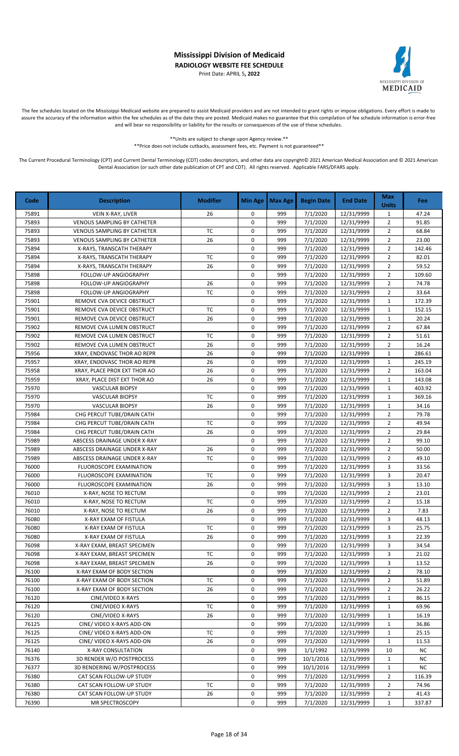# Mississippi Division of Medicaid

**RADIOLOGY WEBSITE FEE SCHEDULE**

Print Date: APRIL 5**, 2022**

The fee schedules located on the Mississippi Medicaid website are prepared to assist Medicaid providers and are not intended to grant rights or impose obligations. Every effort is made to assure the accuracy of the information within the fee schedules as of the date they are posted. Medicaid makes no guarantee that this compilation of fee schedule information is error-free and will bear no responsibility or liability for the results or consequences of the use of these schedules.

**Units are subject to change upon Agency review.**

**Price does not include cutbacks, assessment fees, etc. Payment is not guaranteed**

The Current Procedural Terminology (CPT) and Current Dental Terminology (CDT) codes descriptors, and other data are copyright© 2021 American Medical Association and © 2021 American Dental Association (or such other date publication of CPT and CDT). All rights reserved. Applicable FARS/DFARS apply.

| Code | Description | Modifier | Min Age | Max Age | Begin Date | End Date | Max Units | Fee |
|---|---|---|---|---|---|---|---|---|
| 75891 | VEIN X-RAY, LIVER | 26 | 0 | 999 | 7/1/2020 | 12/31/9999 | 1 | 47.24 |
| 75893 | VENOUS SAMPLING BY CATHETER | | 0 | 999 | 7/1/2020 | 12/31/9999 | 2 | 91.85 |
| 75893 | VENOUS SAMPLING BY CATHETER | TC | 0 | 999 | 7/1/2020 | 12/31/9999 | 2 | 68.84 |
| 75893 | VENOUS SAMPLING BY CATHETER | 26 | 0 | 999 | 7/1/2020 | 12/31/9999 | 2 | 23.00 |
| 75894 | X-RAYS, TRANSCATH THERAPY | | 0 | 999 | 7/1/2020 | 12/31/9999 | 2 | 142.46 |
| 75894 | X-RAYS, TRANSCATH THERAPY | TC | 0 | 999 | 7/1/2020 | 12/31/9999 | 2 | 82.01 |
| 75894 | X-RAYS, TRANSCATH THERAPY | 26 | 0 | 999 | 7/1/2020 | 12/31/9999 | 2 | 59.52 |
| 75898 | FOLLOW-UP ANGIOGRAPHY | | 0 | 999 | 7/1/2020 | 12/31/9999 | 2 | 109.60 |
| 75898 | FOLLOW-UP ANGIOGRAPHY | 26 | 0 | 999 | 7/1/2020 | 12/31/9999 | 2 | 74.78 |
| 75898 | FOLLOW-UP ANGIOGRAPHY | TC | 0 | 999 | 7/1/2020 | 12/31/9999 | 2 | 33.64 |
| 75901 | REMOVE CVA DEVICE OBSTRUCT | | 0 | 999 | 7/1/2020 | 12/31/9999 | 1 | 172.39 |
| 75901 | REMOVE CVA DEVICE OBSTRUCT | TC | 0 | 999 | 7/1/2020 | 12/31/9999 | 1 | 152.15 |
| 75901 | REMOVE CVA DEVICE OBSTRUCT | 26 | 0 | 999 | 7/1/2020 | 12/31/9999 | 1 | 20.24 |
| 75902 | REMOVE CVA LUMEN OBSTRUCT | | 0 | 999 | 7/1/2020 | 12/31/9999 | 2 | 67.84 |
| 75902 | REMOVE CVA LUMEN OBSTRUCT | TC | 0 | 999 | 7/1/2020 | 12/31/9999 | 2 | 51.61 |
| 75902 | REMOVE CVA LUMEN OBSTRUCT | 26 | 0 | 999 | 7/1/2020 | 12/31/9999 | 2 | 16.24 |
| 75956 | XRAY, ENDOVASC THOR AO REPR | 26 | 0 | 999 | 7/1/2020 | 12/31/9999 | 1 | 286.61 |
| 75957 | XRAY, ENDOVASC THOR AO REPR | 26 | 0 | 999 | 7/1/2020 | 12/31/9999 | 1 | 245.19 |
| 75958 | XRAY, PLACE PROX EXT THOR AO | 26 | 0 | 999 | 7/1/2020 | 12/31/9999 | 2 | 163.04 |
| 75959 | XRAY, PLACE DIST EXT THOR AO | 26 | 0 | 999 | 7/1/2020 | 12/31/9999 | 1 | 143.08 |
| 75970 | VASCULAR BIOPSY | | 0 | 999 | 7/1/2020 | 12/31/9999 | 1 | 403.92 |
| 75970 | VASCULAR BIOPSY | TC | 0 | 999 | 7/1/2020 | 12/31/9999 | 1 | 369.16 |
| 75970 | VASCULAR BIOPSY | 26 | 0 | 999 | 7/1/2020 | 12/31/9999 | 1 | 34.16 |
| 75984 | CHG PERCUT TUBE/DRAIN CATH | | 0 | 999 | 7/1/2020 | 12/31/9999 | 2 | 79.78 |
| 75984 | CHG PERCUT TUBE/DRAIN CATH | TC | 0 | 999 | 7/1/2020 | 12/31/9999 | 2 | 49.94 |
| 75984 | CHG PERCUT TUBE/DRAIN CATH | 26 | 0 | 999 | 7/1/2020 | 12/31/9999 | 2 | 29.84 |
| 75989 | ABSCESS DRAINAGE UNDER X-RAY | | 0 | 999 | 7/1/2020 | 12/31/9999 | 2 | 99.10 |
| 75989 | ABSCESS DRAINAGE UNDER X-RAY | 26 | 0 | 999 | 7/1/2020 | 12/31/9999 | 2 | 50.00 |
| 75989 | ABSCESS DRAINAGE UNDER X-RAY | TC | 0 | 999 | 7/1/2020 | 12/31/9999 | 2 | 49.10 |
| 76000 | FLUOROSCOPE EXAMINATION | | 0 | 999 | 7/1/2020 | 12/31/9999 | 3 | 33.56 |
| 76000 | FLUOROSCOPE EXAMINATION | TC | 0 | 999 | 7/1/2020 | 12/31/9999 | 3 | 20.47 |
| 76000 | FLUOROSCOPE EXAMINATION | 26 | 0 | 999 | 7/1/2020 | 12/31/9999 | 3 | 13.10 |
| 76010 | X-RAY, NOSE TO RECTUM | | 0 | 999 | 7/1/2020 | 12/31/9999 | 2 | 23.01 |
| 76010 | X-RAY, NOSE TO RECTUM | TC | 0 | 999 | 7/1/2020 | 12/31/9999 | 2 | 15.18 |
| 76010 | X-RAY, NOSE TO RECTUM | 26 | 0 | 999 | 7/1/2020 | 12/31/9999 | 2 | 7.83 |
| 76080 | X-RAY EXAM OF FISTULA | | 0 | 999 | 7/1/2020 | 12/31/9999 | 3 | 48.13 |
| 76080 | X-RAY EXAM OF FISTULA | TC | 0 | 999 | 7/1/2020 | 12/31/9999 | 3 | 25.75 |
| 76080 | X-RAY EXAM OF FISTULA | 26 | 0 | 999 | 7/1/2020 | 12/31/9999 | 3 | 22.39 |
| 76098 | X-RAY EXAM, BREAST SPECIMEN | | 0 | 999 | 7/1/2020 | 12/31/9999 | 3 | 34.54 |
| 76098 | X-RAY EXAM, BREAST SPECIMEN | TC | 0 | 999 | 7/1/2020 | 12/31/9999 | 3 | 21.02 |
| 76098 | X-RAY EXAM, BREAST SPECIMEN | 26 | 0 | 999 | 7/1/2020 | 12/31/9999 | 3 | 13.52 |
| 76100 | X-RAY EXAM OF BODY SECTION | | 0 | 999 | 7/1/2020 | 12/31/9999 | 2 | 78.10 |
| 76100 | X-RAY EXAM OF BODY SECTION | TC | 0 | 999 | 7/1/2020 | 12/31/9999 | 2 | 51.89 |
| 76100 | X-RAY EXAM OF BODY SECTION | 26 | 0 | 999 | 7/1/2020 | 12/31/9999 | 2 | 26.22 |
| 76120 | CINE/VIDEO X-RAYS | | 0 | 999 | 7/1/2020 | 12/31/9999 | 1 | 86.15 |
| 76120 | CINE/VIDEO X-RAYS | TC | 0 | 999 | 7/1/2020 | 12/31/9999 | 1 | 69.96 |
| 76120 | CINE/VIDEO X-RAYS | 26 | 0 | 999 | 7/1/2020 | 12/31/9999 | 1 | 16.19 |
| 76125 | CINE/ VIDEO X-RAYS ADD-ON | | 0 | 999 | 7/1/2020 | 12/31/9999 | 1 | 36.86 |
| 76125 | CINE/ VIDEO X-RAYS ADD-ON | TC | 0 | 999 | 7/1/2020 | 12/31/9999 | 1 | 25.15 |
| 76125 | CINE/ VIDEO X-RAYS ADD-ON | 26 | 0 | 999 | 7/1/2020 | 12/31/9999 | 1 | 11.53 |
| 76140 | X-RAY CONSULTATION | | 0 | 999 | 1/1/1992 | 12/31/9999 | 10 | NC |
| 76376 | 3D RENDER W/O POSTPROCESS | | 0 | 999 | 10/1/2016 | 12/31/9999 | 1 | NC |
| 76377 | 3D RENDERING W/POSTPROCESS | | 0 | 999 | 10/1/2016 | 12/31/9999 | 1 | NC |
| 76380 | CAT SCAN FOLLOW-UP STUDY | | 0 | 999 | 7/1/2020 | 12/31/9999 | 2 | 116.39 |
| 76380 | CAT SCAN FOLLOW-UP STUDY | TC | 0 | 999 | 7/1/2020 | 12/31/9999 | 2 | 74.96 |
| 76380 | CAT SCAN FOLLOW-UP STUDY | 26 | 0 | 999 | 7/1/2020 | 12/31/9999 | 2 | 41.43 |
| 76390 | MR SPECTROSCOPY | | 0 | 999 | 7/1/2020 | 12/31/9999 | 1 | 337.87 |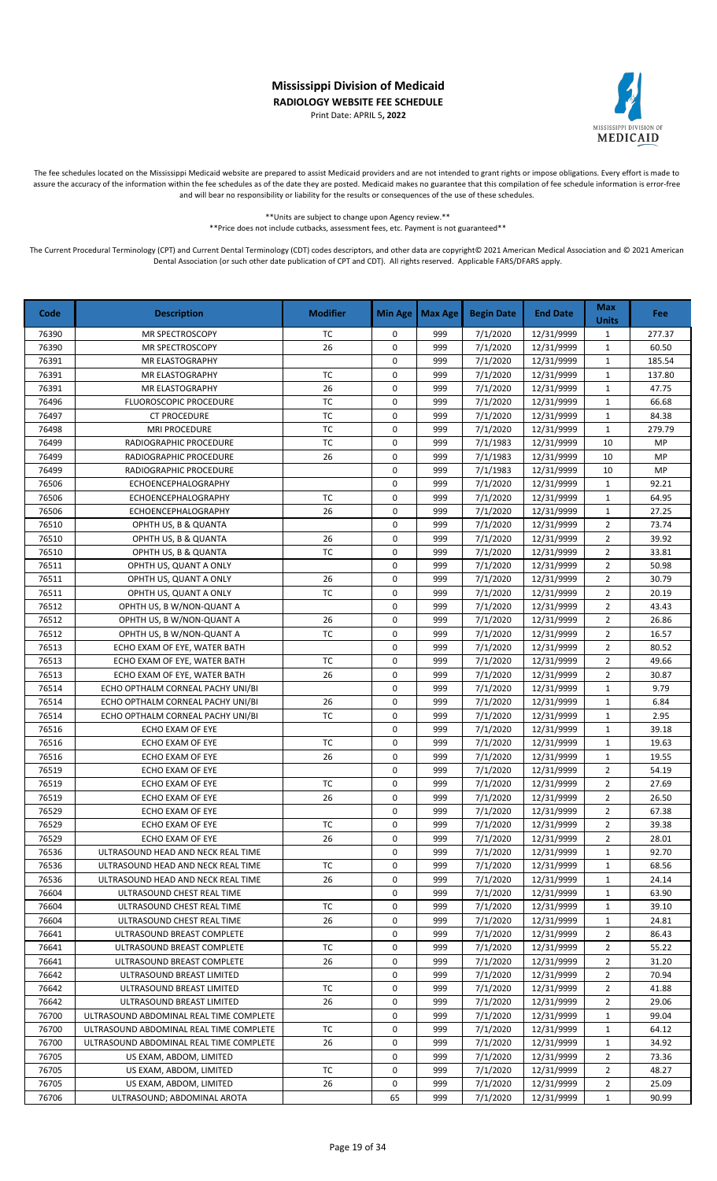# Mississippi Division of Medicaid

**RADIOLOGY WEBSITE FEE SCHEDULE**

Print Date: APRIL 5**, 2022**

The fee schedules located on the Mississippi Medicaid website are prepared to assist Medicaid providers and are not intended to grant rights or impose obligations. Every effort is made to assure the accuracy of the information within the fee schedules as of the date they are posted. Medicaid makes no guarantee that this compilation of fee schedule information is error-free and will bear no responsibility or liability for the results or consequences of the use of these schedules.

**Units are subject to change upon Agency review.**

**Price does not include cutbacks, assessment fees, etc. Payment is not guaranteed**

The Current Procedural Terminology (CPT) and Current Dental Terminology (CDT) codes descriptors, and other data are copyright© 2021 American Medical Association and © 2021 American Dental Association (or such other date publication of CPT and CDT). All rights reserved. Applicable FARS/DFARS apply.

| Code | Description | Modifier | Min Age | Max Age | Begin Date | End Date | Max Units | Fee |
|---|---|---|---|---|---|---|---|---|
| 76390 | MR SPECTROSCOPY | TC | 0 | 999 | 7/1/2020 | 12/31/9999 | 1 | 277.37 |
| 76390 | MR SPECTROSCOPY | 26 | 0 | 999 | 7/1/2020 | 12/31/9999 | 1 | 60.50 |
| 76391 | MR ELASTOGRAPHY | | 0 | 999 | 7/1/2020 | 12/31/9999 | 1 | 185.54 |
| 76391 | MR ELASTOGRAPHY | TC | 0 | 999 | 7/1/2020 | 12/31/9999 | 1 | 137.80 |
| 76391 | MR ELASTOGRAPHY | 26 | 0 | 999 | 7/1/2020 | 12/31/9999 | 1 | 47.75 |
| 76496 | FLUOROSCOPIC PROCEDURE | TC | 0 | 999 | 7/1/2020 | 12/31/9999 | 1 | 66.68 |
| 76497 | CT PROCEDURE | TC | 0 | 999 | 7/1/2020 | 12/31/9999 | 1 | 84.38 |
| 76498 | MRI PROCEDURE | TC | 0 | 999 | 7/1/2020 | 12/31/9999 | 1 | 279.79 |
| 76499 | RADIOGRAPHIC PROCEDURE | TC | 0 | 999 | 7/1/1983 | 12/31/9999 | 10 | MP |
| 76499 | RADIOGRAPHIC PROCEDURE | 26 | 0 | 999 | 7/1/1983 | 12/31/9999 | 10 | MP |
| 76499 | RADIOGRAPHIC PROCEDURE | | 0 | 999 | 7/1/1983 | 12/31/9999 | 10 | MP |
| 76506 | ECHOENCEPHALOGRAPHY | | 0 | 999 | 7/1/2020 | 12/31/9999 | 1 | 92.21 |
| 76506 | ECHOENCEPHALOGRAPHY | TC | 0 | 999 | 7/1/2020 | 12/31/9999 | 1 | 64.95 |
| 76506 | ECHOENCEPHALOGRAPHY | 26 | 0 | 999 | 7/1/2020 | 12/31/9999 | 1 | 27.25 |
| 76510 | OPHTH US, B & QUANTA | | 0 | 999 | 7/1/2020 | 12/31/9999 | 2 | 73.74 |
| 76510 | OPHTH US, B & QUANTA | 26 | 0 | 999 | 7/1/2020 | 12/31/9999 | 2 | 39.92 |
| 76510 | OPHTH US, B & QUANTA | TC | 0 | 999 | 7/1/2020 | 12/31/9999 | 2 | 33.81 |
| 76511 | OPHTH US, QUANT A ONLY | | 0 | 999 | 7/1/2020 | 12/31/9999 | 2 | 50.98 |
| 76511 | OPHTH US, QUANT A ONLY | 26 | 0 | 999 | 7/1/2020 | 12/31/9999 | 2 | 30.79 |
| 76511 | OPHTH US, QUANT A ONLY | TC | 0 | 999 | 7/1/2020 | 12/31/9999 | 2 | 20.19 |
| 76512 | OPHTH US, B W/NON-QUANT A | | 0 | 999 | 7/1/2020 | 12/31/9999 | 2 | 43.43 |
| 76512 | OPHTH US, B W/NON-QUANT A | 26 | 0 | 999 | 7/1/2020 | 12/31/9999 | 2 | 26.86 |
| 76512 | OPHTH US, B W/NON-QUANT A | TC | 0 | 999 | 7/1/2020 | 12/31/9999 | 2 | 16.57 |
| 76513 | ECHO EXAM OF EYE, WATER BATH | | 0 | 999 | 7/1/2020 | 12/31/9999 | 2 | 80.52 |
| 76513 | ECHO EXAM OF EYE, WATER BATH | TC | 0 | 999 | 7/1/2020 | 12/31/9999 | 2 | 49.66 |
| 76513 | ECHO EXAM OF EYE, WATER BATH | 26 | 0 | 999 | 7/1/2020 | 12/31/9999 | 2 | 30.87 |
| 76514 | ECHO OPTHALM CORNEAL PACHY UNI/BI | | 0 | 999 | 7/1/2020 | 12/31/9999 | 1 | 9.79 |
| 76514 | ECHO OPTHALM CORNEAL PACHY UNI/BI | 26 | 0 | 999 | 7/1/2020 | 12/31/9999 | 1 | 6.84 |
| 76514 | ECHO OPTHALM CORNEAL PACHY UNI/BI | TC | 0 | 999 | 7/1/2020 | 12/31/9999 | 1 | 2.95 |
| 76516 | ECHO EXAM OF EYE | | 0 | 999 | 7/1/2020 | 12/31/9999 | 1 | 39.18 |
| 76516 | ECHO EXAM OF EYE | TC | 0 | 999 | 7/1/2020 | 12/31/9999 | 1 | 19.63 |
| 76516 | ECHO EXAM OF EYE | 26 | 0 | 999 | 7/1/2020 | 12/31/9999 | 1 | 19.55 |
| 76519 | ECHO EXAM OF EYE | | 0 | 999 | 7/1/2020 | 12/31/9999 | 2 | 54.19 |
| 76519 | ECHO EXAM OF EYE | TC | 0 | 999 | 7/1/2020 | 12/31/9999 | 2 | 27.69 |
| 76519 | ECHO EXAM OF EYE | 26 | 0 | 999 | 7/1/2020 | 12/31/9999 | 2 | 26.50 |
| 76529 | ECHO EXAM OF EYE | | 0 | 999 | 7/1/2020 | 12/31/9999 | 2 | 67.38 |
| 76529 | ECHO EXAM OF EYE | TC | 0 | 999 | 7/1/2020 | 12/31/9999 | 2 | 39.38 |
| 76529 | ECHO EXAM OF EYE | 26 | 0 | 999 | 7/1/2020 | 12/31/9999 | 2 | 28.01 |
| 76536 | ULTRASOUND HEAD AND NECK REAL TIME | | 0 | 999 | 7/1/2020 | 12/31/9999 | 1 | 92.70 |
| 76536 | ULTRASOUND HEAD AND NECK REAL TIME | TC | 0 | 999 | 7/1/2020 | 12/31/9999 | 1 | 68.56 |
| 76536 | ULTRASOUND HEAD AND NECK REAL TIME | 26 | 0 | 999 | 7/1/2020 | 12/31/9999 | 1 | 24.14 |
| 76604 | ULTRASOUND CHEST REAL TIME | | 0 | 999 | 7/1/2020 | 12/31/9999 | 1 | 63.90 |
| 76604 | ULTRASOUND CHEST REAL TIME | TC | 0 | 999 | 7/1/2020 | 12/31/9999 | 1 | 39.10 |
| 76604 | ULTRASOUND CHEST REAL TIME | 26 | 0 | 999 | 7/1/2020 | 12/31/9999 | 1 | 24.81 |
| 76641 | ULTRASOUND BREAST COMPLETE | | 0 | 999 | 7/1/2020 | 12/31/9999 | 2 | 86.43 |
| 76641 | ULTRASOUND BREAST COMPLETE | TC | 0 | 999 | 7/1/2020 | 12/31/9999 | 2 | 55.22 |
| 76641 | ULTRASOUND BREAST COMPLETE | 26 | 0 | 999 | 7/1/2020 | 12/31/9999 | 2 | 31.20 |
| 76642 | ULTRASOUND BREAST LIMITED | | 0 | 999 | 7/1/2020 | 12/31/9999 | 2 | 70.94 |
| 76642 | ULTRASOUND BREAST LIMITED | TC | 0 | 999 | 7/1/2020 | 12/31/9999 | 2 | 41.88 |
| 76642 | ULTRASOUND BREAST LIMITED | 26 | 0 | 999 | 7/1/2020 | 12/31/9999 | 2 | 29.06 |
| 76700 | ULTRASOUND ABDOMINAL REAL TIME COMPLETE | | 0 | 999 | 7/1/2020 | 12/31/9999 | 1 | 99.04 |
| 76700 | ULTRASOUND ABDOMINAL REAL TIME COMPLETE | TC | 0 | 999 | 7/1/2020 | 12/31/9999 | 1 | 64.12 |
| 76700 | ULTRASOUND ABDOMINAL REAL TIME COMPLETE | 26 | 0 | 999 | 7/1/2020 | 12/31/9999 | 1 | 34.92 |
| 76705 | US EXAM, ABDOM, LIMITED | | 0 | 999 | 7/1/2020 | 12/31/9999 | 2 | 73.36 |
| 76705 | US EXAM, ABDOM, LIMITED | TC | 0 | 999 | 7/1/2020 | 12/31/9999 | 2 | 48.27 |
| 76705 | US EXAM, ABDOM, LIMITED | 26 | 0 | 999 | 7/1/2020 | 12/31/9999 | 2 | 25.09 |
| 76706 | ULTRASOUND; ABDOMINAL AROTA | | 65 | 999 | 7/1/2020 | 12/31/9999 | 1 | 90.99 |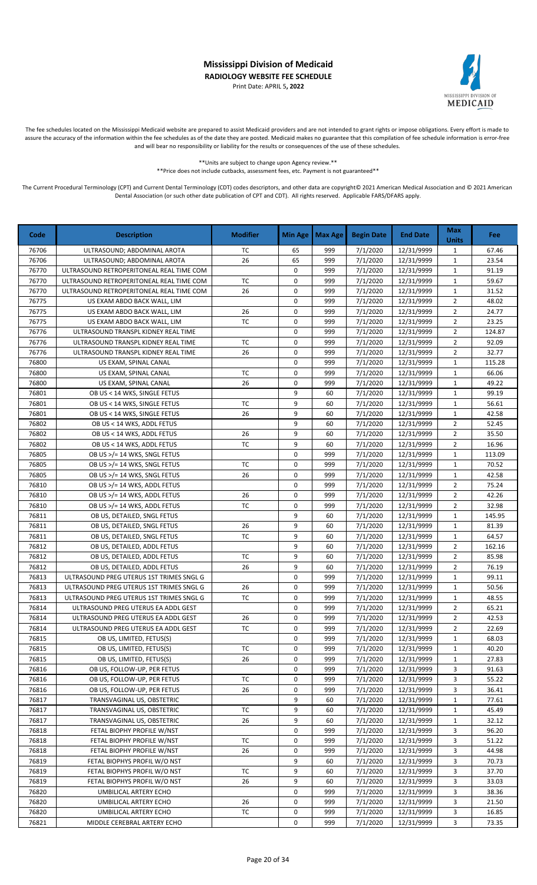# Mississippi Division of Medicaid

**RADIOLOGY WEBSITE FEE SCHEDULE**

Print Date: APRIL 5**, 2022**

The fee schedules located on the Mississippi Medicaid website are prepared to assist Medicaid providers and are not intended to grant rights or impose obligations. Every effort is made to assure the accuracy of the information within the fee schedules as of the date they are posted. Medicaid makes no guarantee that this compilation of fee schedule information is error-free and will bear no responsibility or liability for the results or consequences of the use of these schedules.

**Units are subject to change upon Agency review.**

**Price does not include cutbacks, assessment fees, etc. Payment is not guaranteed**

The Current Procedural Terminology (CPT) and Current Dental Terminology (CDT) codes descriptors, and other data are copyright© 2021 American Medical Association and © 2021 American Dental Association (or such other date publication of CPT and CDT). All rights reserved. Applicable FARS/DFARS apply.

| Code | Description | Modifier | Min Age | Max Age | Begin Date | End Date | Max Units | Fee |
|---|---|---|---|---|---|---|---|---|
| 76706 | ULTRASOUND; ABDOMINAL AROTA | TC | 65 | 999 | 7/1/2020 | 12/31/9999 | 1 | 67.46 |
| 76706 | ULTRASOUND; ABDOMINAL AROTA | 26 | 65 | 999 | 7/1/2020 | 12/31/9999 | 1 | 23.54 |
| 76770 | ULTRASOUND RETROPERITONEAL REAL TIME COM | | 0 | 999 | 7/1/2020 | 12/31/9999 | 1 | 91.19 |
| 76770 | ULTRASOUND RETROPERITONEAL REAL TIME COM | TC | 0 | 999 | 7/1/2020 | 12/31/9999 | 1 | 59.67 |
| 76770 | ULTRASOUND RETROPERITONEAL REAL TIME COM | 26 | 0 | 999 | 7/1/2020 | 12/31/9999 | 1 | 31.52 |
| 76775 | US EXAM ABDO BACK WALL, LIM | | 0 | 999 | 7/1/2020 | 12/31/9999 | 2 | 48.02 |
| 76775 | US EXAM ABDO BACK WALL, LIM | 26 | 0 | 999 | 7/1/2020 | 12/31/9999 | 2 | 24.77 |
| 76775 | US EXAM ABDO BACK WALL, LIM | TC | 0 | 999 | 7/1/2020 | 12/31/9999 | 2 | 23.25 |
| 76776 | ULTRASOUND TRANSPL KIDNEY REAL TIME | | 0 | 999 | 7/1/2020 | 12/31/9999 | 2 | 124.87 |
| 76776 | ULTRASOUND TRANSPL KIDNEY REAL TIME | TC | 0 | 999 | 7/1/2020 | 12/31/9999 | 2 | 92.09 |
| 76776 | ULTRASOUND TRANSPL KIDNEY REAL TIME | 26 | 0 | 999 | 7/1/2020 | 12/31/9999 | 2 | 32.77 |
| 76800 | US EXAM, SPINAL CANAL | | 0 | 999 | 7/1/2020 | 12/31/9999 | 1 | 115.28 |
| 76800 | US EXAM, SPINAL CANAL | TC | 0 | 999 | 7/1/2020 | 12/31/9999 | 1 | 66.06 |
| 76800 | US EXAM, SPINAL CANAL | 26 | 0 | 999 | 7/1/2020 | 12/31/9999 | 1 | 49.22 |
| 76801 | OB US < 14 WKS, SINGLE FETUS | | 9 | 60 | 7/1/2020 | 12/31/9999 | 1 | 99.19 |
| 76801 | OB US < 14 WKS, SINGLE FETUS | TC | 9 | 60 | 7/1/2020 | 12/31/9999 | 1 | 56.61 |
| 76801 | OB US < 14 WKS, SINGLE FETUS | 26 | 9 | 60 | 7/1/2020 | 12/31/9999 | 1 | 42.58 |
| 76802 | OB US < 14 WKS, ADDL FETUS | | 9 | 60 | 7/1/2020 | 12/31/9999 | 2 | 52.45 |
| 76802 | OB US < 14 WKS, ADDL FETUS | 26 | 9 | 60 | 7/1/2020 | 12/31/9999 | 2 | 35.50 |
| 76802 | OB US < 14 WKS, ADDL FETUS | TC | 9 | 60 | 7/1/2020 | 12/31/9999 | 2 | 16.96 |
| 76805 | OB US >/= 14 WKS, SNGL FETUS | | 0 | 999 | 7/1/2020 | 12/31/9999 | 1 | 113.09 |
| 76805 | OB US >/= 14 WKS, SNGL FETUS | TC | 0 | 999 | 7/1/2020 | 12/31/9999 | 1 | 70.52 |
| 76805 | OB US >/= 14 WKS, SNGL FETUS | 26 | 0 | 999 | 7/1/2020 | 12/31/9999 | 1 | 42.58 |
| 76810 | OB US >/= 14 WKS, ADDL FETUS | | 0 | 999 | 7/1/2020 | 12/31/9999 | 2 | 75.24 |
| 76810 | OB US >/= 14 WKS, ADDL FETUS | 26 | 0 | 999 | 7/1/2020 | 12/31/9999 | 2 | 42.26 |
| 76810 | OB US >/= 14 WKS, ADDL FETUS | TC | 0 | 999 | 7/1/2020 | 12/31/9999 | 2 | 32.98 |
| 76811 | OB US, DETAILED, SNGL FETUS | | 9 | 60 | 7/1/2020 | 12/31/9999 | 1 | 145.95 |
| 76811 | OB US, DETAILED, SNGL FETUS | 26 | 9 | 60 | 7/1/2020 | 12/31/9999 | 1 | 81.39 |
| 76811 | OB US, DETAILED, SNGL FETUS | TC | 9 | 60 | 7/1/2020 | 12/31/9999 | 1 | 64.57 |
| 76812 | OB US, DETAILED, ADDL FETUS | | 9 | 60 | 7/1/2020 | 12/31/9999 | 2 | 162.16 |
| 76812 | OB US, DETAILED, ADDL FETUS | TC | 9 | 60 | 7/1/2020 | 12/31/9999 | 2 | 85.98 |
| 76812 | OB US, DETAILED, ADDL FETUS | 26 | 9 | 60 | 7/1/2020 | 12/31/9999 | 2 | 76.19 |
| 76813 | ULTRASOUND PREG UTERUS 1ST TRIMES SNGL G | | 0 | 999 | 7/1/2020 | 12/31/9999 | 1 | 99.11 |
| 76813 | ULTRASOUND PREG UTERUS 1ST TRIMES SNGL G | 26 | 0 | 999 | 7/1/2020 | 12/31/9999 | 1 | 50.56 |
| 76813 | ULTRASOUND PREG UTERUS 1ST TRIMES SNGL G | TC | 0 | 999 | 7/1/2020 | 12/31/9999 | 1 | 48.55 |
| 76814 | ULTRASOUND PREG UTERUS EA ADDL GEST | | 0 | 999 | 7/1/2020 | 12/31/9999 | 2 | 65.21 |
| 76814 | ULTRASOUND PREG UTERUS EA ADDL GEST | 26 | 0 | 999 | 7/1/2020 | 12/31/9999 | 2 | 42.53 |
| 76814 | ULTRASOUND PREG UTERUS EA ADDL GEST | TC | 0 | 999 | 7/1/2020 | 12/31/9999 | 2 | 22.69 |
| 76815 | OB US, LIMITED, FETUS(S) | | 0 | 999 | 7/1/2020 | 12/31/9999 | 1 | 68.03 |
| 76815 | OB US, LIMITED, FETUS(S) | TC | 0 | 999 | 7/1/2020 | 12/31/9999 | 1 | 40.20 |
| 76815 | OB US, LIMITED, FETUS(S) | 26 | 0 | 999 | 7/1/2020 | 12/31/9999 | 1 | 27.83 |
| 76816 | OB US, FOLLOW-UP, PER FETUS | | 0 | 999 | 7/1/2020 | 12/31/9999 | 3 | 91.63 |
| 76816 | OB US, FOLLOW-UP, PER FETUS | TC | 0 | 999 | 7/1/2020 | 12/31/9999 | 3 | 55.22 |
| 76816 | OB US, FOLLOW-UP, PER FETUS | 26 | 0 | 999 | 7/1/2020 | 12/31/9999 | 3 | 36.41 |
| 76817 | TRANSVAGINAL US, OBSTETRIC | | 9 | 60 | 7/1/2020 | 12/31/9999 | 1 | 77.61 |
| 76817 | TRANSVAGINAL US, OBSTETRIC | TC | 9 | 60 | 7/1/2020 | 12/31/9999 | 1 | 45.49 |
| 76817 | TRANSVAGINAL US, OBSTETRIC | 26 | 9 | 60 | 7/1/2020 | 12/31/9999 | 1 | 32.12 |
| 76818 | FETAL BIOPHY PROFILE W/NST | | 0 | 999 | 7/1/2020 | 12/31/9999 | 3 | 96.20 |
| 76818 | FETAL BIOPHY PROFILE W/NST | TC | 0 | 999 | 7/1/2020 | 12/31/9999 | 3 | 51.22 |
| 76818 | FETAL BIOPHY PROFILE W/NST | 26 | 0 | 999 | 7/1/2020 | 12/31/9999 | 3 | 44.98 |
| 76819 | FETAL BIOPHYS PROFIL W/O NST | | 9 | 60 | 7/1/2020 | 12/31/9999 | 3 | 70.73 |
| 76819 | FETAL BIOPHYS PROFIL W/O NST | TC | 9 | 60 | 7/1/2020 | 12/31/9999 | 3 | 37.70 |
| 76819 | FETAL BIOPHYS PROFIL W/O NST | 26 | 9 | 60 | 7/1/2020 | 12/31/9999 | 3 | 33.03 |
| 76820 | UMBILICAL ARTERY ECHO | | 0 | 999 | 7/1/2020 | 12/31/9999 | 3 | 38.36 |
| 76820 | UMBILICAL ARTERY ECHO | 26 | 0 | 999 | 7/1/2020 | 12/31/9999 | 3 | 21.50 |
| 76820 | UMBILICAL ARTERY ECHO | TC | 0 | 999 | 7/1/2020 | 12/31/9999 | 3 | 16.85 |
| 76821 | MIDDLE CEREBRAL ARTERY ECHO | | 0 | 999 | 7/1/2020 | 12/31/9999 | 3 | 73.35 |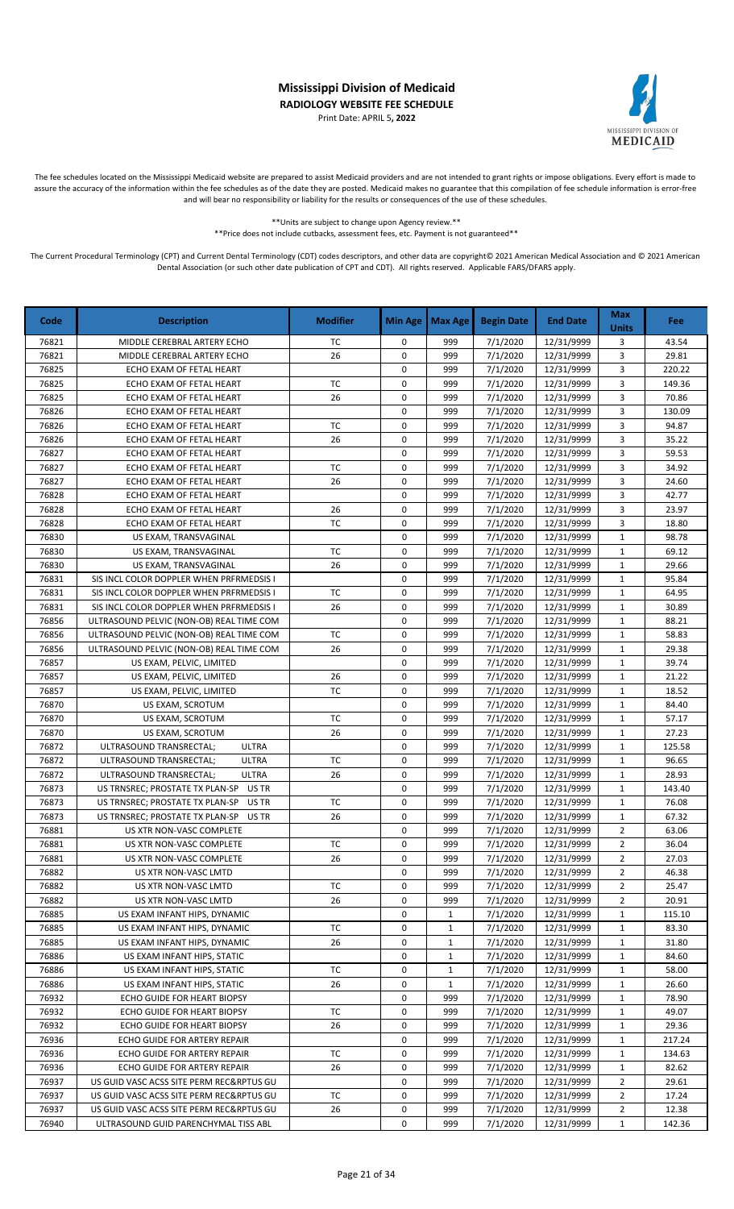# Mississippi Division of Medicaid

**RADIOLOGY WEBSITE FEE SCHEDULE**

Print Date: APRIL 5**, 2022**

The fee schedules located on the Mississippi Medicaid website are prepared to assist Medicaid providers and are not intended to grant rights or impose obligations. Every effort is made to assure the accuracy of the information within the fee schedules as of the date they are posted. Medicaid makes no guarantee that this compilation of fee schedule information is error-free and will bear no responsibility or liability for the results or consequences of the use of these schedules.

**Units are subject to change upon Agency review.**

**Price does not include cutbacks, assessment fees, etc. Payment is not guaranteed**

The Current Procedural Terminology (CPT) and Current Dental Terminology (CDT) codes descriptors, and other data are copyright© 2021 American Medical Association and © 2021 American Dental Association (or such other date publication of CPT and CDT). All rights reserved. Applicable FARS/DFARS apply.

| Code | Description | Modifier | Min Age | Max Age | Begin Date | End Date | Max Units | Fee |
|---|---|---|---|---|---|---|---|---|
| 76821 | MIDDLE CEREBRAL ARTERY ECHO | TC | 0 | 999 | 7/1/2020 | 12/31/9999 | 3 | 43.54 |
| 76821 | MIDDLE CEREBRAL ARTERY ECHO | 26 | 0 | 999 | 7/1/2020 | 12/31/9999 | 3 | 29.81 |
| 76825 | ECHO EXAM OF FETAL HEART | | 0 | 999 | 7/1/2020 | 12/31/9999 | 3 | 220.22 |
| 76825 | ECHO EXAM OF FETAL HEART | TC | 0 | 999 | 7/1/2020 | 12/31/9999 | 3 | 149.36 |
| 76825 | ECHO EXAM OF FETAL HEART | 26 | 0 | 999 | 7/1/2020 | 12/31/9999 | 3 | 70.86 |
| 76826 | ECHO EXAM OF FETAL HEART | | 0 | 999 | 7/1/2020 | 12/31/9999 | 3 | 130.09 |
| 76826 | ECHO EXAM OF FETAL HEART | TC | 0 | 999 | 7/1/2020 | 12/31/9999 | 3 | 94.87 |
| 76826 | ECHO EXAM OF FETAL HEART | 26 | 0 | 999 | 7/1/2020 | 12/31/9999 | 3 | 35.22 |
| 76827 | ECHO EXAM OF FETAL HEART | | 0 | 999 | 7/1/2020 | 12/31/9999 | 3 | 59.53 |
| 76827 | ECHO EXAM OF FETAL HEART | TC | 0 | 999 | 7/1/2020 | 12/31/9999 | 3 | 34.92 |
| 76827 | ECHO EXAM OF FETAL HEART | 26 | 0 | 999 | 7/1/2020 | 12/31/9999 | 3 | 24.60 |
| 76828 | ECHO EXAM OF FETAL HEART | | 0 | 999 | 7/1/2020 | 12/31/9999 | 3 | 42.77 |
| 76828 | ECHO EXAM OF FETAL HEART | 26 | 0 | 999 | 7/1/2020 | 12/31/9999 | 3 | 23.97 |
| 76828 | ECHO EXAM OF FETAL HEART | TC | 0 | 999 | 7/1/2020 | 12/31/9999 | 3 | 18.80 |
| 76830 | US EXAM, TRANSVAGINAL | | 0 | 999 | 7/1/2020 | 12/31/9999 | 1 | 98.78 |
| 76830 | US EXAM, TRANSVAGINAL | TC | 0 | 999 | 7/1/2020 | 12/31/9999 | 1 | 69.12 |
| 76830 | US EXAM, TRANSVAGINAL | 26 | 0 | 999 | 7/1/2020 | 12/31/9999 | 1 | 29.66 |
| 76831 | SIS INCL COLOR DOPPLER WHEN PRFRMEDSIS I | | 0 | 999 | 7/1/2020 | 12/31/9999 | 1 | 95.84 |
| 76831 | SIS INCL COLOR DOPPLER WHEN PRFRMEDSIS I | TC | 0 | 999 | 7/1/2020 | 12/31/9999 | 1 | 64.95 |
| 76831 | SIS INCL COLOR DOPPLER WHEN PRFRMEDSIS I | 26 | 0 | 999 | 7/1/2020 | 12/31/9999 | 1 | 30.89 |
| 76856 | ULTRASOUND PELVIC (NON-OB) REAL TIME COM | | 0 | 999 | 7/1/2020 | 12/31/9999 | 1 | 88.21 |
| 76856 | ULTRASOUND PELVIC (NON-OB) REAL TIME COM | TC | 0 | 999 | 7/1/2020 | 12/31/9999 | 1 | 58.83 |
| 76856 | ULTRASOUND PELVIC (NON-OB) REAL TIME COM | 26 | 0 | 999 | 7/1/2020 | 12/31/9999 | 1 | 29.38 |
| 76857 | US EXAM, PELVIC, LIMITED | | 0 | 999 | 7/1/2020 | 12/31/9999 | 1 | 39.74 |
| 76857 | US EXAM, PELVIC, LIMITED | 26 | 0 | 999 | 7/1/2020 | 12/31/9999 | 1 | 21.22 |
| 76857 | US EXAM, PELVIC, LIMITED | TC | 0 | 999 | 7/1/2020 | 12/31/9999 | 1 | 18.52 |
| 76870 | US EXAM, SCROTUM | | 0 | 999 | 7/1/2020 | 12/31/9999 | 1 | 84.40 |
| 76870 | US EXAM, SCROTUM | TC | 0 | 999 | 7/1/2020 | 12/31/9999 | 1 | 57.17 |
| 76870 | US EXAM, SCROTUM | 26 | 0 | 999 | 7/1/2020 | 12/31/9999 | 1 | 27.23 |
| 76872 | ULTRASOUND TRANSRECTAL; ULTRA | | 0 | 999 | 7/1/2020 | 12/31/9999 | 1 | 125.58 |
| 76872 | ULTRASOUND TRANSRECTAL; ULTRA | TC | 0 | 999 | 7/1/2020 | 12/31/9999 | 1 | 96.65 |
| 76872 | ULTRASOUND TRANSRECTAL; ULTRA | 26 | 0 | 999 | 7/1/2020 | 12/31/9999 | 1 | 28.93 |
| 76873 | US TRNSREC; PROSTATE TX PLAN-SP US TR | | 0 | 999 | 7/1/2020 | 12/31/9999 | 1 | 143.40 |
| 76873 | US TRNSREC; PROSTATE TX PLAN-SP US TR | TC | 0 | 999 | 7/1/2020 | 12/31/9999 | 1 | 76.08 |
| 76873 | US TRNSREC; PROSTATE TX PLAN-SP US TR | 26 | 0 | 999 | 7/1/2020 | 12/31/9999 | 1 | 67.32 |
| 76881 | US XTR NON-VASC COMPLETE | | 0 | 999 | 7/1/2020 | 12/31/9999 | 2 | 63.06 |
| 76881 | US XTR NON-VASC COMPLETE | TC | 0 | 999 | 7/1/2020 | 12/31/9999 | 2 | 36.04 |
| 76881 | US XTR NON-VASC COMPLETE | 26 | 0 | 999 | 7/1/2020 | 12/31/9999 | 2 | 27.03 |
| 76882 | US XTR NON-VASC LMTD | | 0 | 999 | 7/1/2020 | 12/31/9999 | 2 | 46.38 |
| 76882 | US XTR NON-VASC LMTD | TC | 0 | 999 | 7/1/2020 | 12/31/9999 | 2 | 25.47 |
| 76882 | US XTR NON-VASC LMTD | 26 | 0 | 999 | 7/1/2020 | 12/31/9999 | 2 | 20.91 |
| 76885 | US EXAM INFANT HIPS, DYNAMIC | | 0 | 1 | 7/1/2020 | 12/31/9999 | 1 | 115.10 |
| 76885 | US EXAM INFANT HIPS, DYNAMIC | TC | 0 | 1 | 7/1/2020 | 12/31/9999 | 1 | 83.30 |
| 76885 | US EXAM INFANT HIPS, DYNAMIC | 26 | 0 | 1 | 7/1/2020 | 12/31/9999 | 1 | 31.80 |
| 76886 | US EXAM INFANT HIPS, STATIC | | 0 | 1 | 7/1/2020 | 12/31/9999 | 1 | 84.60 |
| 76886 | US EXAM INFANT HIPS, STATIC | TC | 0 | 1 | 7/1/2020 | 12/31/9999 | 1 | 58.00 |
| 76886 | US EXAM INFANT HIPS, STATIC | 26 | 0 | 1 | 7/1/2020 | 12/31/9999 | 1 | 26.60 |
| 76932 | ECHO GUIDE FOR HEART BIOPSY | | 0 | 999 | 7/1/2020 | 12/31/9999 | 1 | 78.90 |
| 76932 | ECHO GUIDE FOR HEART BIOPSY | TC | 0 | 999 | 7/1/2020 | 12/31/9999 | 1 | 49.07 |
| 76932 | ECHO GUIDE FOR HEART BIOPSY | 26 | 0 | 999 | 7/1/2020 | 12/31/9999 | 1 | 29.36 |
| 76936 | ECHO GUIDE FOR ARTERY REPAIR | | 0 | 999 | 7/1/2020 | 12/31/9999 | 1 | 217.24 |
| 76936 | ECHO GUIDE FOR ARTERY REPAIR | TC | 0 | 999 | 7/1/2020 | 12/31/9999 | 1 | 134.63 |
| 76936 | ECHO GUIDE FOR ARTERY REPAIR | 26 | 0 | 999 | 7/1/2020 | 12/31/9999 | 1 | 82.62 |
| 76937 | US GUID VASC ACSS SITE PERM REC&RPTUS GU | | 0 | 999 | 7/1/2020 | 12/31/9999 | 2 | 29.61 |
| 76937 | US GUID VASC ACSS SITE PERM REC&RPTUS GU | TC | 0 | 999 | 7/1/2020 | 12/31/9999 | 2 | 17.24 |
| 76937 | US GUID VASC ACSS SITE PERM REC&RPTUS GU | 26 | 0 | 999 | 7/1/2020 | 12/31/9999 | 2 | 12.38 |
| 76940 | ULTRASOUND GUID PARENCHYMAL TISS ABL | | 0 | 999 | 7/1/2020 | 12/31/9999 | 1 | 142.36 |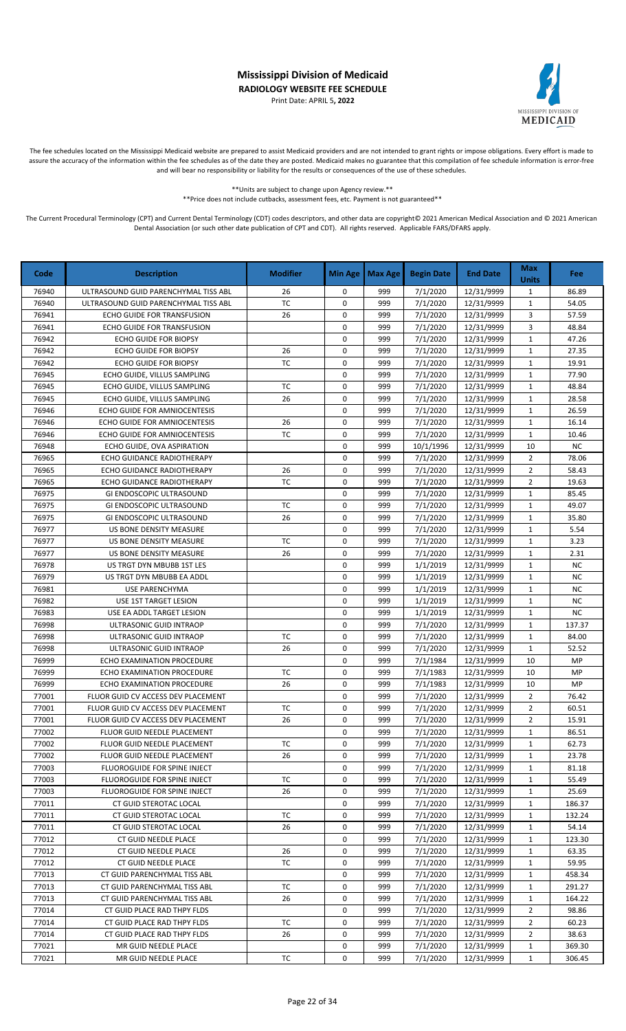# Mississippi Division of Medicaid

**RADIOLOGY WEBSITE FEE SCHEDULE**

Print Date: APRIL 5**, 2022**

The fee schedules located on the Mississippi Medicaid website are prepared to assist Medicaid providers and are not intended to grant rights or impose obligations. Every effort is made to assure the accuracy of the information within the fee schedules as of the date they are posted. Medicaid makes no guarantee that this compilation of fee schedule information is error-free and will bear no responsibility or liability for the results or consequences of the use of these schedules.

**Units are subject to change upon Agency review.**

**Price does not include cutbacks, assessment fees, etc. Payment is not guaranteed**

The Current Procedural Terminology (CPT) and Current Dental Terminology (CDT) codes descriptors, and other data are copyright© 2021 American Medical Association and © 2021 American Dental Association (or such other date publication of CPT and CDT). All rights reserved. Applicable FARS/DFARS apply.

| Code | Description | Modifier | Min Age | Max Age | Begin Date | End Date | Max Units | Fee |
|---|---|---|---|---|---|---|---|---|
| 76940 | ULTRASOUND GUID PARENCHYMAL TISS ABL | 26 | 0 | 999 | 7/1/2020 | 12/31/9999 | 1 | 86.89 |
| 76940 | ULTRASOUND GUID PARENCHYMAL TISS ABL | TC | 0 | 999 | 7/1/2020 | 12/31/9999 | 1 | 54.05 |
| 76941 | ECHO GUIDE FOR TRANSFUSION | 26 | 0 | 999 | 7/1/2020 | 12/31/9999 | 3 | 57.59 |
| 76941 | ECHO GUIDE FOR TRANSFUSION | | 0 | 999 | 7/1/2020 | 12/31/9999 | 3 | 48.84 |
| 76942 | ECHO GUIDE FOR BIOPSY | | 0 | 999 | 7/1/2020 | 12/31/9999 | 1 | 47.26 |
| 76942 | ECHO GUIDE FOR BIOPSY | 26 | 0 | 999 | 7/1/2020 | 12/31/9999 | 1 | 27.35 |
| 76942 | ECHO GUIDE FOR BIOPSY | TC | 0 | 999 | 7/1/2020 | 12/31/9999 | 1 | 19.91 |
| 76945 | ECHO GUIDE, VILLUS SAMPLING | | 0 | 999 | 7/1/2020 | 12/31/9999 | 1 | 77.90 |
| 76945 | ECHO GUIDE, VILLUS SAMPLING | TC | 0 | 999 | 7/1/2020 | 12/31/9999 | 1 | 48.84 |
| 76945 | ECHO GUIDE, VILLUS SAMPLING | 26 | 0 | 999 | 7/1/2020 | 12/31/9999 | 1 | 28.58 |
| 76946 | ECHO GUIDE FOR AMNIOCENTESIS | | 0 | 999 | 7/1/2020 | 12/31/9999 | 1 | 26.59 |
| 76946 | ECHO GUIDE FOR AMNIOCENTESIS | 26 | 0 | 999 | 7/1/2020 | 12/31/9999 | 1 | 16.14 |
| 76946 | ECHO GUIDE FOR AMNIOCENTESIS | TC | 0 | 999 | 7/1/2020 | 12/31/9999 | 1 | 10.46 |
| 76948 | ECHO GUIDE, OVA ASPIRATION | | 0 | 999 | 10/1/1996 | 12/31/9999 | 10 | NC |
| 76965 | ECHO GUIDANCE RADIOTHERAPY | | 0 | 999 | 7/1/2020 | 12/31/9999 | 2 | 78.06 |
| 76965 | ECHO GUIDANCE RADIOTHERAPY | 26 | 0 | 999 | 7/1/2020 | 12/31/9999 | 2 | 58.43 |
| 76965 | ECHO GUIDANCE RADIOTHERAPY | TC | 0 | 999 | 7/1/2020 | 12/31/9999 | 2 | 19.63 |
| 76975 | GI ENDOSCOPIC ULTRASOUND | | 0 | 999 | 7/1/2020 | 12/31/9999 | 1 | 85.45 |
| 76975 | GI ENDOSCOPIC ULTRASOUND | TC | 0 | 999 | 7/1/2020 | 12/31/9999 | 1 | 49.07 |
| 76975 | GI ENDOSCOPIC ULTRASOUND | 26 | 0 | 999 | 7/1/2020 | 12/31/9999 | 1 | 35.80 |
| 76977 | US BONE DENSITY MEASURE | | 0 | 999 | 7/1/2020 | 12/31/9999 | 1 | 5.54 |
| 76977 | US BONE DENSITY MEASURE | TC | 0 | 999 | 7/1/2020 | 12/31/9999 | 1 | 3.23 |
| 76977 | US BONE DENSITY MEASURE | 26 | 0 | 999 | 7/1/2020 | 12/31/9999 | 1 | 2.31 |
| 76978 | US TRGT DYN MBUBB 1ST LES | | 0 | 999 | 1/1/2019 | 12/31/9999 | 1 | NC |
| 76979 | US TRGT DYN MBUBB EA ADDL | | 0 | 999 | 1/1/2019 | 12/31/9999 | 1 | NC |
| 76981 | USE PARENCHYMA | | 0 | 999 | 1/1/2019 | 12/31/9999 | 1 | NC |
| 76982 | USE 1ST TARGET LESION | | 0 | 999 | 1/1/2019 | 12/31/9999 | 1 | NC |
| 76983 | USE EA ADDL TARGET LESION | | 0 | 999 | 1/1/2019 | 12/31/9999 | 1 | NC |
| 76998 | ULTRASONIC GUID INTRAOP | | 0 | 999 | 7/1/2020 | 12/31/9999 | 1 | 137.37 |
| 76998 | ULTRASONIC GUID INTRAOP | TC | 0 | 999 | 7/1/2020 | 12/31/9999 | 1 | 84.00 |
| 76998 | ULTRASONIC GUID INTRAOP | 26 | 0 | 999 | 7/1/2020 | 12/31/9999 | 1 | 52.52 |
| 76999 | ECHO EXAMINATION PROCEDURE | | 0 | 999 | 7/1/1984 | 12/31/9999 | 10 | MP |
| 76999 | ECHO EXAMINATION PROCEDURE | TC | 0 | 999 | 7/1/1983 | 12/31/9999 | 10 | MP |
| 76999 | ECHO EXAMINATION PROCEDURE | 26 | 0 | 999 | 7/1/1983 | 12/31/9999 | 10 | MP |
| 77001 | FLUOR GUID CV ACCESS DEV PLACEMENT | | 0 | 999 | 7/1/2020 | 12/31/9999 | 2 | 76.42 |
| 77001 | FLUOR GUID CV ACCESS DEV PLACEMENT | TC | 0 | 999 | 7/1/2020 | 12/31/9999 | 2 | 60.51 |
| 77001 | FLUOR GUID CV ACCESS DEV PLACEMENT | 26 | 0 | 999 | 7/1/2020 | 12/31/9999 | 2 | 15.91 |
| 77002 | FLUOR GUID NEEDLE PLACEMENT | | 0 | 999 | 7/1/2020 | 12/31/9999 | 1 | 86.51 |
| 77002 | FLUOR GUID NEEDLE PLACEMENT | TC | 0 | 999 | 7/1/2020 | 12/31/9999 | 1 | 62.73 |
| 77002 | FLUOR GUID NEEDLE PLACEMENT | 26 | 0 | 999 | 7/1/2020 | 12/31/9999 | 1 | 23.78 |
| 77003 | FLUOROGUIDE FOR SPINE INJECT | | 0 | 999 | 7/1/2020 | 12/31/9999 | 1 | 81.18 |
| 77003 | FLUOROGUIDE FOR SPINE INJECT | TC | 0 | 999 | 7/1/2020 | 12/31/9999 | 1 | 55.49 |
| 77003 | FLUOROGUIDE FOR SPINE INJECT | 26 | 0 | 999 | 7/1/2020 | 12/31/9999 | 1 | 25.69 |
| 77011 | CT GUID STEROTAC LOCAL | | 0 | 999 | 7/1/2020 | 12/31/9999 | 1 | 186.37 |
| 77011 | CT GUID STEROTAC LOCAL | TC | 0 | 999 | 7/1/2020 | 12/31/9999 | 1 | 132.24 |
| 77011 | CT GUID STEROTAC LOCAL | 26 | 0 | 999 | 7/1/2020 | 12/31/9999 | 1 | 54.14 |
| 77012 | CT GUID NEEDLE PLACE | | 0 | 999 | 7/1/2020 | 12/31/9999 | 1 | 123.30 |
| 77012 | CT GUID NEEDLE PLACE | 26 | 0 | 999 | 7/1/2020 | 12/31/9999 | 1 | 63.35 |
| 77012 | CT GUID NEEDLE PLACE | TC | 0 | 999 | 7/1/2020 | 12/31/9999 | 1 | 59.95 |
| 77013 | CT GUID PARENCHYMAL TISS ABL | | 0 | 999 | 7/1/2020 | 12/31/9999 | 1 | 458.34 |
| 77013 | CT GUID PARENCHYMAL TISS ABL | TC | 0 | 999 | 7/1/2020 | 12/31/9999 | 1 | 291.27 |
| 77013 | CT GUID PARENCHYMAL TISS ABL | 26 | 0 | 999 | 7/1/2020 | 12/31/9999 | 1 | 164.22 |
| 77014 | CT GUID PLACE RAD THPY FLDS | | 0 | 999 | 7/1/2020 | 12/31/9999 | 2 | 98.86 |
| 77014 | CT GUID PLACE RAD THPY FLDS | TC | 0 | 999 | 7/1/2020 | 12/31/9999 | 2 | 60.23 |
| 77014 | CT GUID PLACE RAD THPY FLDS | 26 | 0 | 999 | 7/1/2020 | 12/31/9999 | 2 | 38.63 |
| 77021 | MR GUID NEEDLE PLACE | | 0 | 999 | 7/1/2020 | 12/31/9999 | 1 | 369.30 |
| 77021 | MR GUID NEEDLE PLACE | TC | 0 | 999 | 7/1/2020 | 12/31/9999 | 1 | 306.45 |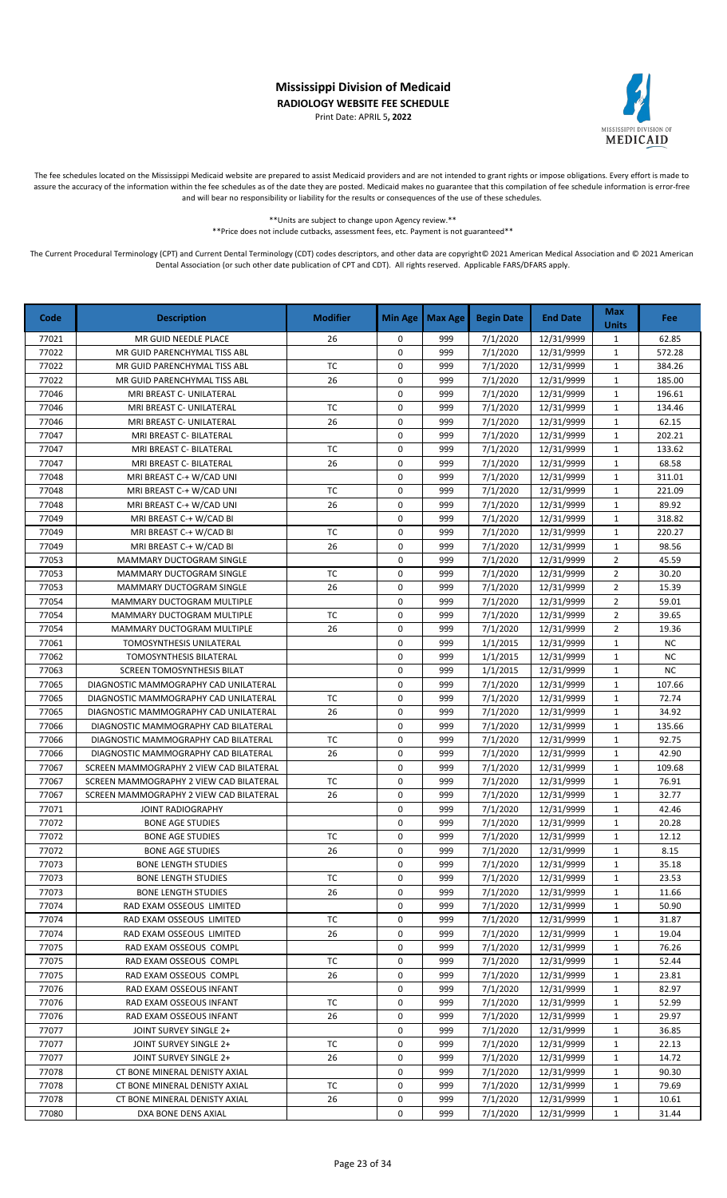# Mississippi Division of Medicaid

**RADIOLOGY WEBSITE FEE SCHEDULE**

Print Date: APRIL 5**, 2022**

The fee schedules located on the Mississippi Medicaid website are prepared to assist Medicaid providers and are not intended to grant rights or impose obligations. Every effort is made to assure the accuracy of the information within the fee schedules as of the date they are posted. Medicaid makes no guarantee that this compilation of fee schedule information is error-free and will bear no responsibility or liability for the results or consequences of the use of these schedules.

**Units are subject to change upon Agency review.**

**Price does not include cutbacks, assessment fees, etc. Payment is not guaranteed**

The Current Procedural Terminology (CPT) and Current Dental Terminology (CDT) codes descriptors, and other data are copyright© 2021 American Medical Association and © 2021 American Dental Association (or such other date publication of CPT and CDT). All rights reserved. Applicable FARS/DFARS apply.

| Code | Description | Modifier | Min Age | Max Age | Begin Date | End Date | Max Units | Fee |
|---|---|---|---|---|---|---|---|---|
| 77021 | MR GUID NEEDLE PLACE | 26 | 0 | 999 | 7/1/2020 | 12/31/9999 | 1 | 62.85 |
| 77022 | MR GUID PARENCHYMAL TISS ABL | | 0 | 999 | 7/1/2020 | 12/31/9999 | 1 | 572.28 |
| 77022 | MR GUID PARENCHYMAL TISS ABL | TC | 0 | 999 | 7/1/2020 | 12/31/9999 | 1 | 384.26 |
| 77022 | MR GUID PARENCHYMAL TISS ABL | 26 | 0 | 999 | 7/1/2020 | 12/31/9999 | 1 | 185.00 |
| 77046 | MRI BREAST C- UNILATERAL | | 0 | 999 | 7/1/2020 | 12/31/9999 | 1 | 196.61 |
| 77046 | MRI BREAST C- UNILATERAL | TC | 0 | 999 | 7/1/2020 | 12/31/9999 | 1 | 134.46 |
| 77046 | MRI BREAST C- UNILATERAL | 26 | 0 | 999 | 7/1/2020 | 12/31/9999 | 1 | 62.15 |
| 77047 | MRI BREAST C- BILATERAL | | 0 | 999 | 7/1/2020 | 12/31/9999 | 1 | 202.21 |
| 77047 | MRI BREAST C- BILATERAL | TC | 0 | 999 | 7/1/2020 | 12/31/9999 | 1 | 133.62 |
| 77047 | MRI BREAST C- BILATERAL | 26 | 0 | 999 | 7/1/2020 | 12/31/9999 | 1 | 68.58 |
| 77048 | MRI BREAST C-+ W/CAD UNI | | 0 | 999 | 7/1/2020 | 12/31/9999 | 1 | 311.01 |
| 77048 | MRI BREAST C-+ W/CAD UNI | TC | 0 | 999 | 7/1/2020 | 12/31/9999 | 1 | 221.09 |
| 77048 | MRI BREAST C-+ W/CAD UNI | 26 | 0 | 999 | 7/1/2020 | 12/31/9999 | 1 | 89.92 |
| 77049 | MRI BREAST C-+ W/CAD BI | | 0 | 999 | 7/1/2020 | 12/31/9999 | 1 | 318.82 |
| 77049 | MRI BREAST C-+ W/CAD BI | TC | 0 | 999 | 7/1/2020 | 12/31/9999 | 1 | 220.27 |
| 77049 | MRI BREAST C-+ W/CAD BI | 26 | 0 | 999 | 7/1/2020 | 12/31/9999 | 1 | 98.56 |
| 77053 | MAMMARY DUCTOGRAM SINGLE | | 0 | 999 | 7/1/2020 | 12/31/9999 | 2 | 45.59 |
| 77053 | MAMMARY DUCTOGRAM SINGLE | TC | 0 | 999 | 7/1/2020 | 12/31/9999 | 2 | 30.20 |
| 77053 | MAMMARY DUCTOGRAM SINGLE | 26 | 0 | 999 | 7/1/2020 | 12/31/9999 | 2 | 15.39 |
| 77054 | MAMMARY DUCTOGRAM MULTIPLE | | 0 | 999 | 7/1/2020 | 12/31/9999 | 2 | 59.01 |
| 77054 | MAMMARY DUCTOGRAM MULTIPLE | TC | 0 | 999 | 7/1/2020 | 12/31/9999 | 2 | 39.65 |
| 77054 | MAMMARY DUCTOGRAM MULTIPLE | 26 | 0 | 999 | 7/1/2020 | 12/31/9999 | 2 | 19.36 |
| 77061 | TOMOSYNTHESIS UNILATERAL | | 0 | 999 | 1/1/2015 | 12/31/9999 | 1 | NC |
| 77062 | TOMOSYNTHESIS BILATERAL | | 0 | 999 | 1/1/2015 | 12/31/9999 | 1 | NC |
| 77063 | SCREEN TOMOSYNTHESIS BILAT | | 0 | 999 | 1/1/2015 | 12/31/9999 | 1 | NC |
| 77065 | DIAGNOSTIC MAMMOGRAPHY CAD UNILATERAL | | 0 | 999 | 7/1/2020 | 12/31/9999 | 1 | 107.66 |
| 77065 | DIAGNOSTIC MAMMOGRAPHY CAD UNILATERAL | TC | 0 | 999 | 7/1/2020 | 12/31/9999 | 1 | 72.74 |
| 77065 | DIAGNOSTIC MAMMOGRAPHY CAD UNILATERAL | 26 | 0 | 999 | 7/1/2020 | 12/31/9999 | 1 | 34.92 |
| 77066 | DIAGNOSTIC MAMMOGRAPHY CAD BILATERAL | | 0 | 999 | 7/1/2020 | 12/31/9999 | 1 | 135.66 |
| 77066 | DIAGNOSTIC MAMMOGRAPHY CAD BILATERAL | TC | 0 | 999 | 7/1/2020 | 12/31/9999 | 1 | 92.75 |
| 77066 | DIAGNOSTIC MAMMOGRAPHY CAD BILATERAL | 26 | 0 | 999 | 7/1/2020 | 12/31/9999 | 1 | 42.90 |
| 77067 | SCREEN MAMMOGRAPHY 2 VIEW CAD BILATERAL | | 0 | 999 | 7/1/2020 | 12/31/9999 | 1 | 109.68 |
| 77067 | SCREEN MAMMOGRAPHY 2 VIEW CAD BILATERAL | TC | 0 | 999 | 7/1/2020 | 12/31/9999 | 1 | 76.91 |
| 77067 | SCREEN MAMMOGRAPHY 2 VIEW CAD BILATERAL | 26 | 0 | 999 | 7/1/2020 | 12/31/9999 | 1 | 32.77 |
| 77071 | JOINT RADIOGRAPHY | | 0 | 999 | 7/1/2020 | 12/31/9999 | 1 | 42.46 |
| 77072 | BONE AGE STUDIES | | 0 | 999 | 7/1/2020 | 12/31/9999 | 1 | 20.28 |
| 77072 | BONE AGE STUDIES | TC | 0 | 999 | 7/1/2020 | 12/31/9999 | 1 | 12.12 |
| 77072 | BONE AGE STUDIES | 26 | 0 | 999 | 7/1/2020 | 12/31/9999 | 1 | 8.15 |
| 77073 | BONE LENGTH STUDIES | | 0 | 999 | 7/1/2020 | 12/31/9999 | 1 | 35.18 |
| 77073 | BONE LENGTH STUDIES | TC | 0 | 999 | 7/1/2020 | 12/31/9999 | 1 | 23.53 |
| 77073 | BONE LENGTH STUDIES | 26 | 0 | 999 | 7/1/2020 | 12/31/9999 | 1 | 11.66 |
| 77074 | RAD EXAM OSSEOUS LIMITED | | 0 | 999 | 7/1/2020 | 12/31/9999 | 1 | 50.90 |
| 77074 | RAD EXAM OSSEOUS LIMITED | TC | 0 | 999 | 7/1/2020 | 12/31/9999 | 1 | 31.87 |
| 77074 | RAD EXAM OSSEOUS LIMITED | 26 | 0 | 999 | 7/1/2020 | 12/31/9999 | 1 | 19.04 |
| 77075 | RAD EXAM OSSEOUS COMPL | | 0 | 999 | 7/1/2020 | 12/31/9999 | 1 | 76.26 |
| 77075 | RAD EXAM OSSEOUS COMPL | TC | 0 | 999 | 7/1/2020 | 12/31/9999 | 1 | 52.44 |
| 77075 | RAD EXAM OSSEOUS COMPL | 26 | 0 | 999 | 7/1/2020 | 12/31/9999 | 1 | 23.81 |
| 77076 | RAD EXAM OSSEOUS INFANT | | 0 | 999 | 7/1/2020 | 12/31/9999 | 1 | 82.97 |
| 77076 | RAD EXAM OSSEOUS INFANT | TC | 0 | 999 | 7/1/2020 | 12/31/9999 | 1 | 52.99 |
| 77076 | RAD EXAM OSSEOUS INFANT | 26 | 0 | 999 | 7/1/2020 | 12/31/9999 | 1 | 29.97 |
| 77077 | JOINT SURVEY SINGLE 2+ | | 0 | 999 | 7/1/2020 | 12/31/9999 | 1 | 36.85 |
| 77077 | JOINT SURVEY SINGLE 2+ | TC | 0 | 999 | 7/1/2020 | 12/31/9999 | 1 | 22.13 |
| 77077 | JOINT SURVEY SINGLE 2+ | 26 | 0 | 999 | 7/1/2020 | 12/31/9999 | 1 | 14.72 |
| 77078 | CT BONE MINERAL DENISTY AXIAL | | 0 | 999 | 7/1/2020 | 12/31/9999 | 1 | 90.30 |
| 77078 | CT BONE MINERAL DENISTY AXIAL | TC | 0 | 999 | 7/1/2020 | 12/31/9999 | 1 | 79.69 |
| 77078 | CT BONE MINERAL DENISTY AXIAL | 26 | 0 | 999 | 7/1/2020 | 12/31/9999 | 1 | 10.61 |
| 77080 | DXA BONE DENS AXIAL | | 0 | 999 | 7/1/2020 | 12/31/9999 | 1 | 31.44 |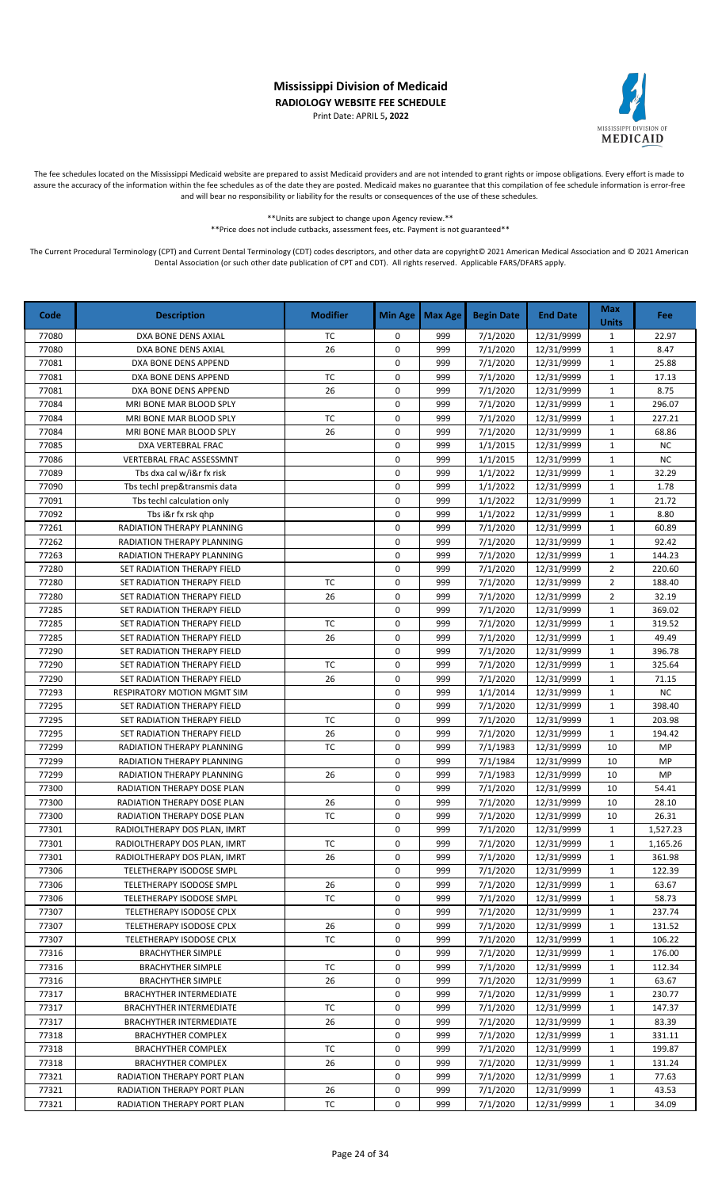# Mississippi Division of Medicaid

**RADIOLOGY WEBSITE FEE SCHEDULE**

Print Date: APRIL 5**, 2022**

The fee schedules located on the Mississippi Medicaid website are prepared to assist Medicaid providers and are not intended to grant rights or impose obligations. Every effort is made to assure the accuracy of the information within the fee schedules as of the date they are posted. Medicaid makes no guarantee that this compilation of fee schedule information is error-free and will bear no responsibility or liability for the results or consequences of the use of these schedules.

**Units are subject to change upon Agency review.**

**Price does not include cutbacks, assessment fees, etc. Payment is not guaranteed**

The Current Procedural Terminology (CPT) and Current Dental Terminology (CDT) codes descriptors, and other data are copyright© 2021 American Medical Association and © 2021 American Dental Association (or such other date publication of CPT and CDT). All rights reserved. Applicable FARS/DFARS apply.

| Code | Description | Modifier | Min Age | Max Age | Begin Date | End Date | Max Units | Fee |
|---|---|---|---|---|---|---|---|---|
| 77080 | DXA BONE DENS AXIAL | TC | 0 | 999 | 7/1/2020 | 12/31/9999 | 1 | 22.97 |
| 77080 | DXA BONE DENS AXIAL | 26 | 0 | 999 | 7/1/2020 | 12/31/9999 | 1 | 8.47 |
| 77081 | DXA BONE DENS APPEND | | 0 | 999 | 7/1/2020 | 12/31/9999 | 1 | 25.88 |
| 77081 | DXA BONE DENS APPEND | TC | 0 | 999 | 7/1/2020 | 12/31/9999 | 1 | 17.13 |
| 77081 | DXA BONE DENS APPEND | 26 | 0 | 999 | 7/1/2020 | 12/31/9999 | 1 | 8.75 |
| 77084 | MRI BONE MAR BLOOD SPLY | | 0 | 999 | 7/1/2020 | 12/31/9999 | 1 | 296.07 |
| 77084 | MRI BONE MAR BLOOD SPLY | TC | 0 | 999 | 7/1/2020 | 12/31/9999 | 1 | 227.21 |
| 77084 | MRI BONE MAR BLOOD SPLY | 26 | 0 | 999 | 7/1/2020 | 12/31/9999 | 1 | 68.86 |
| 77085 | DXA VERTEBRAL FRAC | | 0 | 999 | 1/1/2015 | 12/31/9999 | 1 | NC |
| 77086 | VERTEBRAL FRAC ASSESSMNT | | 0 | 999 | 1/1/2015 | 12/31/9999 | 1 | NC |
| 77089 | Tbs dxa cal w/i&r fx risk | | 0 | 999 | 1/1/2022 | 12/31/9999 | 1 | 32.29 |
| 77090 | Tbs techl prep&transmis data | | 0 | 999 | 1/1/2022 | 12/31/9999 | 1 | 1.78 |
| 77091 | Tbs techl calculation only | | 0 | 999 | 1/1/2022 | 12/31/9999 | 1 | 21.72 |
| 77092 | Tbs i&r fx rsk qhp | | 0 | 999 | 1/1/2022 | 12/31/9999 | 1 | 8.80 |
| 77261 | RADIATION THERAPY PLANNING | | 0 | 999 | 7/1/2020 | 12/31/9999 | 1 | 60.89 |
| 77262 | RADIATION THERAPY PLANNING | | 0 | 999 | 7/1/2020 | 12/31/9999 | 1 | 92.42 |
| 77263 | RADIATION THERAPY PLANNING | | 0 | 999 | 7/1/2020 | 12/31/9999 | 1 | 144.23 |
| 77280 | SET RADIATION THERAPY FIELD | | 0 | 999 | 7/1/2020 | 12/31/9999 | 2 | 220.60 |
| 77280 | SET RADIATION THERAPY FIELD | TC | 0 | 999 | 7/1/2020 | 12/31/9999 | 2 | 188.40 |
| 77280 | SET RADIATION THERAPY FIELD | 26 | 0 | 999 | 7/1/2020 | 12/31/9999 | 2 | 32.19 |
| 77285 | SET RADIATION THERAPY FIELD | | 0 | 999 | 7/1/2020 | 12/31/9999 | 1 | 369.02 |
| 77285 | SET RADIATION THERAPY FIELD | TC | 0 | 999 | 7/1/2020 | 12/31/9999 | 1 | 319.52 |
| 77285 | SET RADIATION THERAPY FIELD | 26 | 0 | 999 | 7/1/2020 | 12/31/9999 | 1 | 49.49 |
| 77290 | SET RADIATION THERAPY FIELD | | 0 | 999 | 7/1/2020 | 12/31/9999 | 1 | 396.78 |
| 77290 | SET RADIATION THERAPY FIELD | TC | 0 | 999 | 7/1/2020 | 12/31/9999 | 1 | 325.64 |
| 77290 | SET RADIATION THERAPY FIELD | 26 | 0 | 999 | 7/1/2020 | 12/31/9999 | 1 | 71.15 |
| 77293 | RESPIRATORY MOTION MGMT SIM | | 0 | 999 | 1/1/2014 | 12/31/9999 | 1 | NC |
| 77295 | SET RADIATION THERAPY FIELD | | 0 | 999 | 7/1/2020 | 12/31/9999 | 1 | 398.40 |
| 77295 | SET RADIATION THERAPY FIELD | TC | 0 | 999 | 7/1/2020 | 12/31/9999 | 1 | 203.98 |
| 77295 | SET RADIATION THERAPY FIELD | 26 | 0 | 999 | 7/1/2020 | 12/31/9999 | 1 | 194.42 |
| 77299 | RADIATION THERAPY PLANNING | TC | 0 | 999 | 7/1/1983 | 12/31/9999 | 10 | MP |
| 77299 | RADIATION THERAPY PLANNING | | 0 | 999 | 7/1/1984 | 12/31/9999 | 10 | MP |
| 77299 | RADIATION THERAPY PLANNING | 26 | 0 | 999 | 7/1/1983 | 12/31/9999 | 10 | MP |
| 77300 | RADIATION THERAPY DOSE PLAN | | 0 | 999 | 7/1/2020 | 12/31/9999 | 10 | 54.41 |
| 77300 | RADIATION THERAPY DOSE PLAN | 26 | 0 | 999 | 7/1/2020 | 12/31/9999 | 10 | 28.10 |
| 77300 | RADIATION THERAPY DOSE PLAN | TC | 0 | 999 | 7/1/2020 | 12/31/9999 | 10 | 26.31 |
| 77301 | RADIOLTHERAPY DOS PLAN, IMRT | | 0 | 999 | 7/1/2020 | 12/31/9999 | 1 | 1,527.23 |
| 77301 | RADIOLTHERAPY DOS PLAN, IMRT | TC | 0 | 999 | 7/1/2020 | 12/31/9999 | 1 | 1,165.26 |
| 77301 | RADIOLTHERAPY DOS PLAN, IMRT | 26 | 0 | 999 | 7/1/2020 | 12/31/9999 | 1 | 361.98 |
| 77306 | TELETHERAPY ISODOSE SMPL | | 0 | 999 | 7/1/2020 | 12/31/9999 | 1 | 122.39 |
| 77306 | TELETHERAPY ISODOSE SMPL | 26 | 0 | 999 | 7/1/2020 | 12/31/9999 | 1 | 63.67 |
| 77306 | TELETHERAPY ISODOSE SMPL | TC | 0 | 999 | 7/1/2020 | 12/31/9999 | 1 | 58.73 |
| 77307 | TELETHERAPY ISODOSE CPLX | | 0 | 999 | 7/1/2020 | 12/31/9999 | 1 | 237.74 |
| 77307 | TELETHERAPY ISODOSE CPLX | 26 | 0 | 999 | 7/1/2020 | 12/31/9999 | 1 | 131.52 |
| 77307 | TELETHERAPY ISODOSE CPLX | TC | 0 | 999 | 7/1/2020 | 12/31/9999 | 1 | 106.22 |
| 77316 | BRACHYTHER SIMPLE | | 0 | 999 | 7/1/2020 | 12/31/9999 | 1 | 176.00 |
| 77316 | BRACHYTHER SIMPLE | TC | 0 | 999 | 7/1/2020 | 12/31/9999 | 1 | 112.34 |
| 77316 | BRACHYTHER SIMPLE | 26 | 0 | 999 | 7/1/2020 | 12/31/9999 | 1 | 63.67 |
| 77317 | BRACHYTHER INTERMEDIATE | | 0 | 999 | 7/1/2020 | 12/31/9999 | 1 | 230.77 |
| 77317 | BRACHYTHER INTERMEDIATE | TC | 0 | 999 | 7/1/2020 | 12/31/9999 | 1 | 147.37 |
| 77317 | BRACHYTHER INTERMEDIATE | 26 | 0 | 999 | 7/1/2020 | 12/31/9999 | 1 | 83.39 |
| 77318 | BRACHYTHER COMPLEX | | 0 | 999 | 7/1/2020 | 12/31/9999 | 1 | 331.11 |
| 77318 | BRACHYTHER COMPLEX | TC | 0 | 999 | 7/1/2020 | 12/31/9999 | 1 | 199.87 |
| 77318 | BRACHYTHER COMPLEX | 26 | 0 | 999 | 7/1/2020 | 12/31/9999 | 1 | 131.24 |
| 77321 | RADIATION THERAPY PORT PLAN | | 0 | 999 | 7/1/2020 | 12/31/9999 | 1 | 77.63 |
| 77321 | RADIATION THERAPY PORT PLAN | 26 | 0 | 999 | 7/1/2020 | 12/31/9999 | 1 | 43.53 |
| 77321 | RADIATION THERAPY PORT PLAN | TC | 0 | 999 | 7/1/2020 | 12/31/9999 | 1 | 34.09 |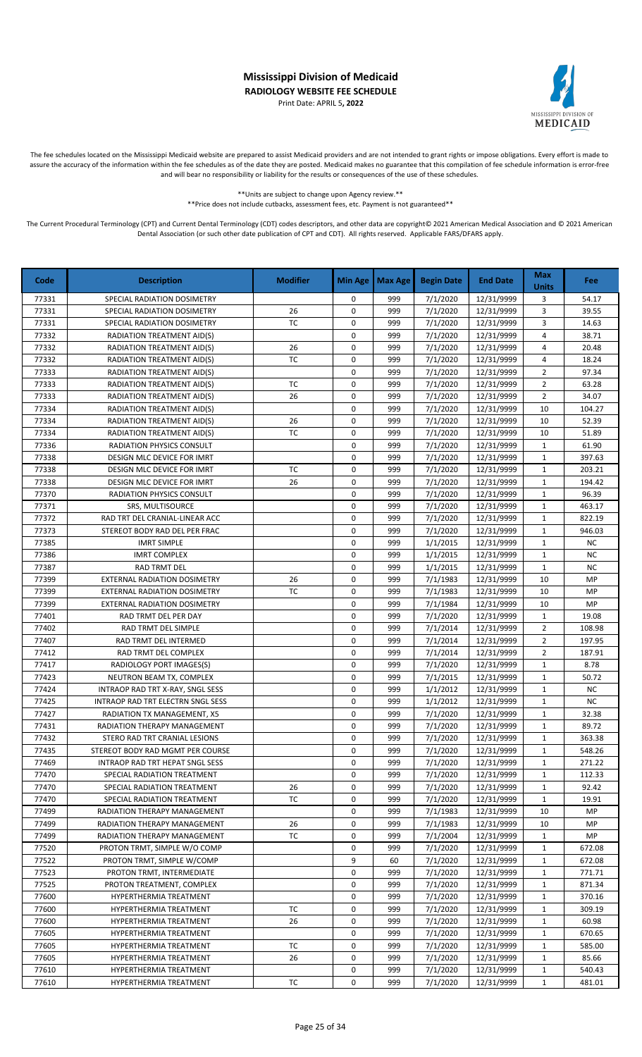# Mississippi Division of Medicaid

**RADIOLOGY WEBSITE FEE SCHEDULE**

Print Date: APRIL 5**, 2022**

The fee schedules located on the Mississippi Medicaid website are prepared to assist Medicaid providers and are not intended to grant rights or impose obligations. Every effort is made to assure the accuracy of the information within the fee schedules as of the date they are posted. Medicaid makes no guarantee that this compilation of fee schedule information is error-free and will bear no responsibility or liability for the results or consequences of the use of these schedules.

\*\*Units are subject to change upon Agency review.\*\*

\*\*Price does not include cutbacks, assessment fees, etc. Payment is not guaranteed\*\*

The Current Procedural Terminology (CPT) and Current Dental Terminology (CDT) codes descriptors, and other data are copyright© 2021 American Medical Association and © 2021 American Dental Association (or such other date publication of CPT and CDT). All rights reserved. Applicable FARS/DFARS apply.

| Code | Description | Modifier | Min Age | Max Age | Begin Date | End Date | Max Units | Fee |
|---|---|---|---|---|---|---|---|---|
| 77331 | SPECIAL RADIATION DOSIMETRY | | 0 | 999 | 7/1/2020 | 12/31/9999 | 3 | 54.17 |
| 77331 | SPECIAL RADIATION DOSIMETRY | 26 | 0 | 999 | 7/1/2020 | 12/31/9999 | 3 | 39.55 |
| 77331 | SPECIAL RADIATION DOSIMETRY | TC | 0 | 999 | 7/1/2020 | 12/31/9999 | 3 | 14.63 |
| 77332 | RADIATION TREATMENT AID(S) | | 0 | 999 | 7/1/2020 | 12/31/9999 | 4 | 38.71 |
| 77332 | RADIATION TREATMENT AID(S) | 26 | 0 | 999 | 7/1/2020 | 12/31/9999 | 4 | 20.48 |
| 77332 | RADIATION TREATMENT AID(S) | TC | 0 | 999 | 7/1/2020 | 12/31/9999 | 4 | 18.24 |
| 77333 | RADIATION TREATMENT AID(S) | | 0 | 999 | 7/1/2020 | 12/31/9999 | 2 | 97.34 |
| 77333 | RADIATION TREATMENT AID(S) | TC | 0 | 999 | 7/1/2020 | 12/31/9999 | 2 | 63.28 |
| 77333 | RADIATION TREATMENT AID(S) | 26 | 0 | 999 | 7/1/2020 | 12/31/9999 | 2 | 34.07 |
| 77334 | RADIATION TREATMENT AID(S) | | 0 | 999 | 7/1/2020 | 12/31/9999 | 10 | 104.27 |
| 77334 | RADIATION TREATMENT AID(S) | 26 | 0 | 999 | 7/1/2020 | 12/31/9999 | 10 | 52.39 |
| 77334 | RADIATION TREATMENT AID(S) | TC | 0 | 999 | 7/1/2020 | 12/31/9999 | 10 | 51.89 |
| 77336 | RADIATION PHYSICS CONSULT | | 0 | 999 | 7/1/2020 | 12/31/9999 | 1 | 61.90 |
| 77338 | DESIGN MLC DEVICE FOR IMRT | | 0 | 999 | 7/1/2020 | 12/31/9999 | 1 | 397.63 |
| 77338 | DESIGN MLC DEVICE FOR IMRT | TC | 0 | 999 | 7/1/2020 | 12/31/9999 | 1 | 203.21 |
| 77338 | DESIGN MLC DEVICE FOR IMRT | 26 | 0 | 999 | 7/1/2020 | 12/31/9999 | 1 | 194.42 |
| 77370 | RADIATION PHYSICS CONSULT | | 0 | 999 | 7/1/2020 | 12/31/9999 | 1 | 96.39 |
| 77371 | SRS, MULTISOURCE | | 0 | 999 | 7/1/2020 | 12/31/9999 | 1 | 463.17 |
| 77372 | RAD TRT DEL CRANIAL-LINEAR ACC | | 0 | 999 | 7/1/2020 | 12/31/9999 | 1 | 822.19 |
| 77373 | STEREOT BODY RAD DEL PER FRAC | | 0 | 999 | 7/1/2020 | 12/31/9999 | 1 | 946.03 |
| 77385 | IMRT SIMPLE | | 0 | 999 | 1/1/2015 | 12/31/9999 | 1 | NC |
| 77386 | IMRT COMPLEX | | 0 | 999 | 1/1/2015 | 12/31/9999 | 1 | NC |
| 77387 | RAD TRMT DEL | | 0 | 999 | 1/1/2015 | 12/31/9999 | 1 | NC |
| 77399 | EXTERNAL RADIATION DOSIMETRY | 26 | 0 | 999 | 7/1/1983 | 12/31/9999 | 10 | MP |
| 77399 | EXTERNAL RADIATION DOSIMETRY | TC | 0 | 999 | 7/1/1983 | 12/31/9999 | 10 | MP |
| 77399 | EXTERNAL RADIATION DOSIMETRY | | 0 | 999 | 7/1/1984 | 12/31/9999 | 10 | MP |
| 77401 | RAD TRMT DEL PER DAY | | 0 | 999 | 7/1/2020 | 12/31/9999 | 1 | 19.08 |
| 77402 | RAD TRMT DEL SIMPLE | | 0 | 999 | 7/1/2014 | 12/31/9999 | 2 | 108.98 |
| 77407 | RAD TRMT DEL INTERMED | | 0 | 999 | 7/1/2014 | 12/31/9999 | 2 | 197.95 |
| 77412 | RAD TRMT DEL COMPLEX | | 0 | 999 | 7/1/2014 | 12/31/9999 | 2 | 187.91 |
| 77417 | RADIOLOGY PORT IMAGES(S) | | 0 | 999 | 7/1/2020 | 12/31/9999 | 1 | 8.78 |
| 77423 | NEUTRON BEAM TX, COMPLEX | | 0 | 999 | 7/1/2015 | 12/31/9999 | 1 | 50.72 |
| 77424 | INTRAOP RAD TRT X-RAY, SNGL SESS | | 0 | 999 | 1/1/2012 | 12/31/9999 | 1 | NC |
| 77425 | INTRAOP RAD TRT ELECTRN SNGL SESS | | 0 | 999 | 1/1/2012 | 12/31/9999 | 1 | NC |
| 77427 | RADIATION TX MANAGEMENT, X5 | | 0 | 999 | 7/1/2020 | 12/31/9999 | 1 | 32.38 |
| 77431 | RADIATION THERAPY MANAGEMENT | | 0 | 999 | 7/1/2020 | 12/31/9999 | 1 | 89.72 |
| 77432 | STERO RAD TRT CRANIAL LESIONS | | 0 | 999 | 7/1/2020 | 12/31/9999 | 1 | 363.38 |
| 77435 | STEREOT BODY RAD MGMT PER COURSE | | 0 | 999 | 7/1/2020 | 12/31/9999 | 1 | 548.26 |
| 77469 | INTRAOP RAD TRT HEPAT SNGL SESS | | 0 | 999 | 7/1/2020 | 12/31/9999 | 1 | 271.22 |
| 77470 | SPECIAL RADIATION TREATMENT | | 0 | 999 | 7/1/2020 | 12/31/9999 | 1 | 112.33 |
| 77470 | SPECIAL RADIATION TREATMENT | 26 | 0 | 999 | 7/1/2020 | 12/31/9999 | 1 | 92.42 |
| 77470 | SPECIAL RADIATION TREATMENT | TC | 0 | 999 | 7/1/2020 | 12/31/9999 | 1 | 19.91 |
| 77499 | RADIATION THERAPY MANAGEMENT | | 0 | 999 | 7/1/1983 | 12/31/9999 | 10 | MP |
| 77499 | RADIATION THERAPY MANAGEMENT | 26 | 0 | 999 | 7/1/1983 | 12/31/9999 | 10 | MP |
| 77499 | RADIATION THERAPY MANAGEMENT | TC | 0 | 999 | 7/1/2004 | 12/31/9999 | 1 | MP |
| 77520 | PROTON TRMT, SIMPLE W/O COMP | | 0 | 999 | 7/1/2020 | 12/31/9999 | 1 | 672.08 |
| 77522 | PROTON TRMT, SIMPLE W/COMP | | 9 | 60 | 7/1/2020 | 12/31/9999 | 1 | 672.08 |
| 77523 | PROTON TRMT, INTERMEDIATE | | 0 | 999 | 7/1/2020 | 12/31/9999 | 1 | 771.71 |
| 77525 | PROTON TREATMENT, COMPLEX | | 0 | 999 | 7/1/2020 | 12/31/9999 | 1 | 871.34 |
| 77600 | HYPERTHERMIA TREATMENT | | 0 | 999 | 7/1/2020 | 12/31/9999 | 1 | 370.16 |
| 77600 | HYPERTHERMIA TREATMENT | TC | 0 | 999 | 7/1/2020 | 12/31/9999 | 1 | 309.19 |
| 77600 | HYPERTHERMIA TREATMENT | 26 | 0 | 999 | 7/1/2020 | 12/31/9999 | 1 | 60.98 |
| 77605 | HYPERTHERMIA TREATMENT | | 0 | 999 | 7/1/2020 | 12/31/9999 | 1 | 670.65 |
| 77605 | HYPERTHERMIA TREATMENT | TC | 0 | 999 | 7/1/2020 | 12/31/9999 | 1 | 585.00 |
| 77605 | HYPERTHERMIA TREATMENT | 26 | 0 | 999 | 7/1/2020 | 12/31/9999 | 1 | 85.66 |
| 77610 | HYPERTHERMIA TREATMENT | | 0 | 999 | 7/1/2020 | 12/31/9999 | 1 | 540.43 |
| 77610 | HYPERTHERMIA TREATMENT | TC | 0 | 999 | 7/1/2020 | 12/31/9999 | 1 | 481.01 |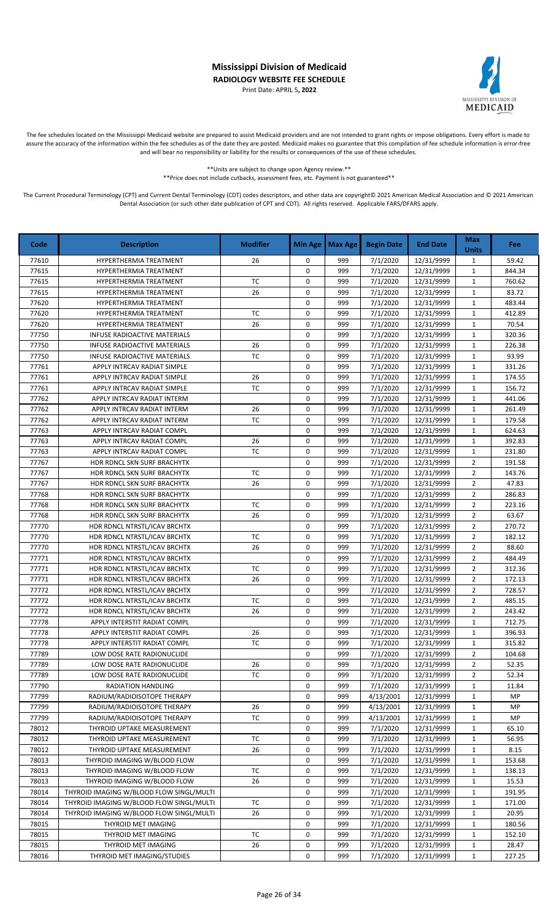# Mississippi Division of Medicaid

**RADIOLOGY WEBSITE FEE SCHEDULE**

Print Date: APRIL 5**, 2022**

The fee schedules located on the Mississippi Medicaid website are prepared to assist Medicaid providers and are not intended to grant rights or impose obligations. Every effort is made to assure the accuracy of the information within the fee schedules as of the date they are posted. Medicaid makes no guarantee that this compilation of fee schedule information is error-free and will bear no responsibility or liability for the results or consequences of the use of these schedules.

**Units are subject to change upon Agency review.**

**Price does not include cutbacks, assessment fees, etc. Payment is not guaranteed**

The Current Procedural Terminology (CPT) and Current Dental Terminology (CDT) codes descriptors, and other data are copyright© 2021 American Medical Association and © 2021 American Dental Association (or such other date publication of CPT and CDT). All rights reserved. Applicable FARS/DFARS apply.

| Code | Description | Modifier | Min Age | Max Age | Begin Date | End Date | Max Units | Fee |
|---|---|---|---|---|---|---|---|---|
| 77610 | HYPERTHERMIA TREATMENT | 26 | 0 | 999 | 7/1/2020 | 12/31/9999 | 1 | 59.42 |
| 77615 | HYPERTHERMIA TREATMENT | | 0 | 999 | 7/1/2020 | 12/31/9999 | 1 | 844.34 |
| 77615 | HYPERTHERMIA TREATMENT | TC | 0 | 999 | 7/1/2020 | 12/31/9999 | 1 | 760.62 |
| 77615 | HYPERTHERMIA TREATMENT | 26 | 0 | 999 | 7/1/2020 | 12/31/9999 | 1 | 83.72 |
| 77620 | HYPERTHERMIA TREATMENT | | 0 | 999 | 7/1/2020 | 12/31/9999 | 1 | 483.44 |
| 77620 | HYPERTHERMIA TREATMENT | TC | 0 | 999 | 7/1/2020 | 12/31/9999 | 1 | 412.89 |
| 77620 | HYPERTHERMIA TREATMENT | 26 | 0 | 999 | 7/1/2020 | 12/31/9999 | 1 | 70.54 |
| 77750 | INFUSE RADIOACTIVE MATERIALS | | 0 | 999 | 7/1/2020 | 12/31/9999 | 1 | 320.36 |
| 77750 | INFUSE RADIOACTIVE MATERIALS | 26 | 0 | 999 | 7/1/2020 | 12/31/9999 | 1 | 226.38 |
| 77750 | INFUSE RADIOACTIVE MATERIALS | TC | 0 | 999 | 7/1/2020 | 12/31/9999 | 1 | 93.99 |
| 77761 | APPLY INTRCAV RADIAT SIMPLE | | 0 | 999 | 7/1/2020 | 12/31/9999 | 1 | 331.26 |
| 77761 | APPLY INTRCAV RADIAT SIMPLE | 26 | 0 | 999 | 7/1/2020 | 12/31/9999 | 1 | 174.55 |
| 77761 | APPLY INTRCAV RADIAT SIMPLE | TC | 0 | 999 | 7/1/2020 | 12/31/9999 | 1 | 156.72 |
| 77762 | APPLY INTRCAV RADIAT INTERM | | 0 | 999 | 7/1/2020 | 12/31/9999 | 1 | 441.06 |
| 77762 | APPLY INTRCAV RADIAT INTERM | 26 | 0 | 999 | 7/1/2020 | 12/31/9999 | 1 | 261.49 |
| 77762 | APPLY INTRCAV RADIAT INTERM | TC | 0 | 999 | 7/1/2020 | 12/31/9999 | 1 | 179.58 |
| 77763 | APPLY INTRCAV RADIAT COMPL | | 0 | 999 | 7/1/2020 | 12/31/9999 | 1 | 624.63 |
| 77763 | APPLY INTRCAV RADIAT COMPL | 26 | 0 | 999 | 7/1/2020 | 12/31/9999 | 1 | 392.83 |
| 77763 | APPLY INTRCAV RADIAT COMPL | TC | 0 | 999 | 7/1/2020 | 12/31/9999 | 1 | 231.80 |
| 77767 | HDR RDNCL SKN SURF BRACHYTX | | 0 | 999 | 7/1/2020 | 12/31/9999 | 2 | 191.58 |
| 77767 | HDR RDNCL SKN SURF BRACHYTX | TC | 0 | 999 | 7/1/2020 | 12/31/9999 | 2 | 143.76 |
| 77767 | HDR RDNCL SKN SURF BRACHYTX | 26 | 0 | 999 | 7/1/2020 | 12/31/9999 | 2 | 47.83 |
| 77768 | HDR RDNCL SKN SURF BRACHYTX | | 0 | 999 | 7/1/2020 | 12/31/9999 | 2 | 286.83 |
| 77768 | HDR RDNCL SKN SURF BRACHYTX | TC | 0 | 999 | 7/1/2020 | 12/31/9999 | 2 | 223.16 |
| 77768 | HDR RDNCL SKN SURF BRACHYTX | 26 | 0 | 999 | 7/1/2020 | 12/31/9999 | 2 | 63.67 |
| 77770 | HDR RDNCL NTRSTL/ICAV BRCHTX | | 0 | 999 | 7/1/2020 | 12/31/9999 | 2 | 270.72 |
| 77770 | HDR RDNCL NTRSTL/ICAV BRCHTX | TC | 0 | 999 | 7/1/2020 | 12/31/9999 | 2 | 182.12 |
| 77770 | HDR RDNCL NTRSTL/ICAV BRCHTX | 26 | 0 | 999 | 7/1/2020 | 12/31/9999 | 2 | 88.60 |
| 77771 | HDR RDNCL NTRSTL/ICAV BRCHTX | | 0 | 999 | 7/1/2020 | 12/31/9999 | 2 | 484.49 |
| 77771 | HDR RDNCL NTRSTL/ICAV BRCHTX | TC | 0 | 999 | 7/1/2020 | 12/31/9999 | 2 | 312.36 |
| 77771 | HDR RDNCL NTRSTL/ICAV BRCHTX | 26 | 0 | 999 | 7/1/2020 | 12/31/9999 | 2 | 172.13 |
| 77772 | HDR RDNCL NTRSTL/ICAV BRCHTX | | 0 | 999 | 7/1/2020 | 12/31/9999 | 2 | 728.57 |
| 77772 | HDR RDNCL NTRSTL/ICAV BRCHTX | TC | 0 | 999 | 7/1/2020 | 12/31/9999 | 2 | 485.15 |
| 77772 | HDR RDNCL NTRSTL/ICAV BRCHTX | 26 | 0 | 999 | 7/1/2020 | 12/31/9999 | 2 | 243.42 |
| 77778 | APPLY INTERSTIT RADIAT COMPL | | 0 | 999 | 7/1/2020 | 12/31/9999 | 1 | 712.75 |
| 77778 | APPLY INTERSTIT RADIAT COMPL | 26 | 0 | 999 | 7/1/2020 | 12/31/9999 | 1 | 396.93 |
| 77778 | APPLY INTERSTIT RADIAT COMPL | TC | 0 | 999 | 7/1/2020 | 12/31/9999 | 1 | 315.82 |
| 77789 | LOW DOSE RATE RADIONUCLIDE | | 0 | 999 | 7/1/2020 | 12/31/9999 | 2 | 104.68 |
| 77789 | LOW DOSE RATE RADIONUCLIDE | 26 | 0 | 999 | 7/1/2020 | 12/31/9999 | 2 | 52.35 |
| 77789 | LOW DOSE RATE RADIONUCLIDE | TC | 0 | 999 | 7/1/2020 | 12/31/9999 | 2 | 52.34 |
| 77790 | RADIATION HANDLING | | 0 | 999 | 7/1/2020 | 12/31/9999 | 1 | 11.84 |
| 77799 | RADIUM/RADIOISOTOPE THERAPY | | 0 | 999 | 4/13/2001 | 12/31/9999 | 1 | MP |
| 77799 | RADIUM/RADIOISOTOPE THERAPY | 26 | 0 | 999 | 4/13/2001 | 12/31/9999 | 1 | MP |
| 77799 | RADIUM/RADIOISOTOPE THERAPY | TC | 0 | 999 | 4/13/2001 | 12/31/9999 | 1 | MP |
| 78012 | THYROID UPTAKE MEASUREMENT | | 0 | 999 | 7/1/2020 | 12/31/9999 | 1 | 65.10 |
| 78012 | THYROID UPTAKE MEASUREMENT | TC | 0 | 999 | 7/1/2020 | 12/31/9999 | 1 | 56.95 |
| 78012 | THYROID UPTAKE MEASUREMENT | 26 | 0 | 999 | 7/1/2020 | 12/31/9999 | 1 | 8.15 |
| 78013 | THYROID IMAGING W/BLOOD FLOW | | 0 | 999 | 7/1/2020 | 12/31/9999 | 1 | 153.68 |
| 78013 | THYROID IMAGING W/BLOOD FLOW | TC | 0 | 999 | 7/1/2020 | 12/31/9999 | 1 | 138.13 |
| 78013 | THYROID IMAGING W/BLOOD FLOW | 26 | 0 | 999 | 7/1/2020 | 12/31/9999 | 1 | 15.53 |
| 78014 | THYROID IMAGING W/BLOOD FLOW SINGL/MULTI | | 0 | 999 | 7/1/2020 | 12/31/9999 | 1 | 191.95 |
| 78014 | THYROID IMAGING W/BLOOD FLOW SINGL/MULTI | TC | 0 | 999 | 7/1/2020 | 12/31/9999 | 1 | 171.00 |
| 78014 | THYROID IMAGING W/BLOOD FLOW SINGL/MULTI | 26 | 0 | 999 | 7/1/2020 | 12/31/9999 | 1 | 20.95 |
| 78015 | THYROID MET IMAGING | | 0 | 999 | 7/1/2020 | 12/31/9999 | 1 | 180.56 |
| 78015 | THYROID MET IMAGING | TC | 0 | 999 | 7/1/2020 | 12/31/9999 | 1 | 152.10 |
| 78015 | THYROID MET IMAGING | 26 | 0 | 999 | 7/1/2020 | 12/31/9999 | 1 | 28.47 |
| 78016 | THYROID MET IMAGING/STUDIES | | 0 | 999 | 7/1/2020 | 12/31/9999 | 1 | 227.25 |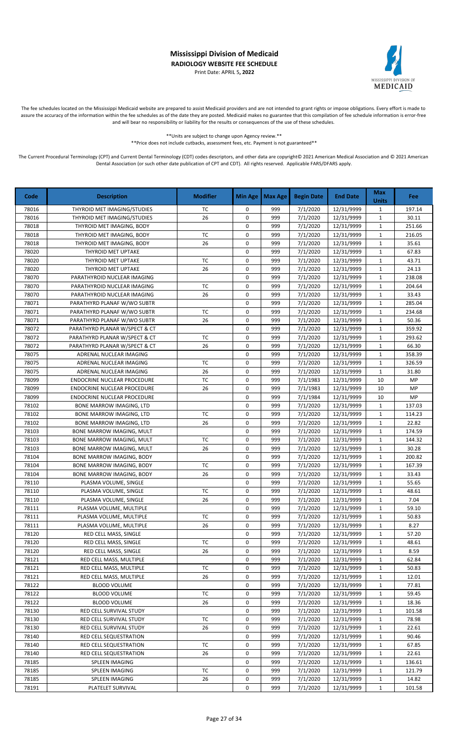# Mississippi Division of Medicaid

**RADIOLOGY WEBSITE FEE SCHEDULE**

Print Date: APRIL 5**, 2022**

The fee schedules located on the Mississippi Medicaid website are prepared to assist Medicaid providers and are not intended to grant rights or impose obligations. Every effort is made to assure the accuracy of the information within the fee schedules as of the date they are posted. Medicaid makes no guarantee that this compilation of fee schedule information is error-free and will bear no responsibility or liability for the results or consequences of the use of these schedules.

**Units are subject to change upon Agency review.**

**Price does not include cutbacks, assessment fees, etc. Payment is not guaranteed**

The Current Procedural Terminology (CPT) and Current Dental Terminology (CDT) codes descriptors, and other data are copyright© 2021 American Medical Association and © 2021 American Dental Association (or such other date publication of CPT and CDT). All rights reserved. Applicable FARS/DFARS apply.

| Code | Description | Modifier | Min Age | Max Age | Begin Date | End Date | Max Units | Fee |
|---|---|---|---|---|---|---|---|---|
| 78016 | THYROID MET IMAGING/STUDIES | TC | 0 | 999 | 7/1/2020 | 12/31/9999 | 1 | 197.14 |
| 78016 | THYROID MET IMAGING/STUDIES | 26 | 0 | 999 | 7/1/2020 | 12/31/9999 | 1 | 30.11 |
| 78018 | THYROID MET IMAGING, BODY | | 0 | 999 | 7/1/2020 | 12/31/9999 | 1 | 251.66 |
| 78018 | THYROID MET IMAGING, BODY | TC | 0 | 999 | 7/1/2020 | 12/31/9999 | 1 | 216.05 |
| 78018 | THYROID MET IMAGING, BODY | 26 | 0 | 999 | 7/1/2020 | 12/31/9999 | 1 | 35.61 |
| 78020 | THYROID MET UPTAKE | | 0 | 999 | 7/1/2020 | 12/31/9999 | 1 | 67.83 |
| 78020 | THYROID MET UPTAKE | TC | 0 | 999 | 7/1/2020 | 12/31/9999 | 1 | 43.71 |
| 78020 | THYROID MET UPTAKE | 26 | 0 | 999 | 7/1/2020 | 12/31/9999 | 1 | 24.13 |
| 78070 | PARATHYROID NUCLEAR IMAGING | | 0 | 999 | 7/1/2020 | 12/31/9999 | 1 | 238.08 |
| 78070 | PARATHYROID NUCLEAR IMAGING | TC | 0 | 999 | 7/1/2020 | 12/31/9999 | 1 | 204.64 |
| 78070 | PARATHYROID NUCLEAR IMAGING | 26 | 0 | 999 | 7/1/2020 | 12/31/9999 | 1 | 33.43 |
| 78071 | PARATHYRD PLANAF W/WO SUBTR | | 0 | 999 | 7/1/2020 | 12/31/9999 | 1 | 285.04 |
| 78071 | PARATHYRD PLANAF W/WO SUBTR | TC | 0 | 999 | 7/1/2020 | 12/31/9999 | 1 | 234.68 |
| 78071 | PARATHYRD PLANAF W/WO SUBTR | 26 | 0 | 999 | 7/1/2020 | 12/31/9999 | 1 | 50.36 |
| 78072 | PARATHYRD PLANAR W/SPECT & CT | | 0 | 999 | 7/1/2020 | 12/31/9999 | 1 | 359.92 |
| 78072 | PARATHYRD PLANAR W/SPECT & CT | TC | 0 | 999 | 7/1/2020 | 12/31/9999 | 1 | 293.62 |
| 78072 | PARATHYRD PLANAR W/SPECT & CT | 26 | 0 | 999 | 7/1/2020 | 12/31/9999 | 1 | 66.30 |
| 78075 | ADRENAL NUCLEAR IMAGING | | 0 | 999 | 7/1/2020 | 12/31/9999 | 1 | 358.39 |
| 78075 | ADRENAL NUCLEAR IMAGING | TC | 0 | 999 | 7/1/2020 | 12/31/9999 | 1 | 326.59 |
| 78075 | ADRENAL NUCLEAR IMAGING | 26 | 0 | 999 | 7/1/2020 | 12/31/9999 | 1 | 31.80 |
| 78099 | ENDOCRINE NUCLEAR PROCEDURE | TC | 0 | 999 | 7/1/1983 | 12/31/9999 | 10 | MP |
| 78099 | ENDOCRINE NUCLEAR PROCEDURE | 26 | 0 | 999 | 7/1/1983 | 12/31/9999 | 10 | MP |
| 78099 | ENDOCRINE NUCLEAR PROCEDURE | | 0 | 999 | 7/1/1984 | 12/31/9999 | 10 | MP |
| 78102 | BONE MARROW IMAGING, LTD | | 0 | 999 | 7/1/2020 | 12/31/9999 | 1 | 137.03 |
| 78102 | BONE MARROW IMAGING, LTD | TC | 0 | 999 | 7/1/2020 | 12/31/9999 | 1 | 114.23 |
| 78102 | BONE MARROW IMAGING, LTD | 26 | 0 | 999 | 7/1/2020 | 12/31/9999 | 1 | 22.82 |
| 78103 | BONE MARROW IMAGING, MULT | | 0 | 999 | 7/1/2020 | 12/31/9999 | 1 | 174.59 |
| 78103 | BONE MARROW IMAGING, MULT | TC | 0 | 999 | 7/1/2020 | 12/31/9999 | 1 | 144.32 |
| 78103 | BONE MARROW IMAGING, MULT | 26 | 0 | 999 | 7/1/2020 | 12/31/9999 | 1 | 30.28 |
| 78104 | BONE MARROW IMAGING, BODY | | 0 | 999 | 7/1/2020 | 12/31/9999 | 1 | 200.82 |
| 78104 | BONE MARROW IMAGING, BODY | TC | 0 | 999 | 7/1/2020 | 12/31/9999 | 1 | 167.39 |
| 78104 | BONE MARROW IMAGING, BODY | 26 | 0 | 999 | 7/1/2020 | 12/31/9999 | 1 | 33.43 |
| 78110 | PLASMA VOLUME, SINGLE | | 0 | 999 | 7/1/2020 | 12/31/9999 | 1 | 55.65 |
| 78110 | PLASMA VOLUME, SINGLE | TC | 0 | 999 | 7/1/2020 | 12/31/9999 | 1 | 48.61 |
| 78110 | PLASMA VOLUME, SINGLE | 26 | 0 | 999 | 7/1/2020 | 12/31/9999 | 1 | 7.04 |
| 78111 | PLASMA VOLUME, MULTIPLE | | 0 | 999 | 7/1/2020 | 12/31/9999 | 1 | 59.10 |
| 78111 | PLASMA VOLUME, MULTIPLE | TC | 0 | 999 | 7/1/2020 | 12/31/9999 | 1 | 50.83 |
| 78111 | PLASMA VOLUME, MULTIPLE | 26 | 0 | 999 | 7/1/2020 | 12/31/9999 | 1 | 8.27 |
| 78120 | RED CELL MASS, SINGLE | | 0 | 999 | 7/1/2020 | 12/31/9999 | 1 | 57.20 |
| 78120 | RED CELL MASS, SINGLE | TC | 0 | 999 | 7/1/2020 | 12/31/9999 | 1 | 48.61 |
| 78120 | RED CELL MASS, SINGLE | 26 | 0 | 999 | 7/1/2020 | 12/31/9999 | 1 | 8.59 |
| 78121 | RED CELL MASS, MULTIPLE | | 0 | 999 | 7/1/2020 | 12/31/9999 | 1 | 62.84 |
| 78121 | RED CELL MASS, MULTIPLE | TC | 0 | 999 | 7/1/2020 | 12/31/9999 | 1 | 50.83 |
| 78121 | RED CELL MASS, MULTIPLE | 26 | 0 | 999 | 7/1/2020 | 12/31/9999 | 1 | 12.01 |
| 78122 | BLOOD VOLUME | | 0 | 999 | 7/1/2020 | 12/31/9999 | 1 | 77.81 |
| 78122 | BLOOD VOLUME | TC | 0 | 999 | 7/1/2020 | 12/31/9999 | 1 | 59.45 |
| 78122 | BLOOD VOLUME | 26 | 0 | 999 | 7/1/2020 | 12/31/9999 | 1 | 18.36 |
| 78130 | RED CELL SURVIVAL STUDY | | 0 | 999 | 7/1/2020 | 12/31/9999 | 1 | 101.58 |
| 78130 | RED CELL SURVIVAL STUDY | TC | 0 | 999 | 7/1/2020 | 12/31/9999 | 1 | 78.98 |
| 78130 | RED CELL SURVIVAL STUDY | 26 | 0 | 999 | 7/1/2020 | 12/31/9999 | 1 | 22.61 |
| 78140 | RED CELL SEQUESTRATION | | 0 | 999 | 7/1/2020 | 12/31/9999 | 1 | 90.46 |
| 78140 | RED CELL SEQUESTRATION | TC | 0 | 999 | 7/1/2020 | 12/31/9999 | 1 | 67.85 |
| 78140 | RED CELL SEQUESTRATION | 26 | 0 | 999 | 7/1/2020 | 12/31/9999 | 1 | 22.61 |
| 78185 | SPLEEN IMAGING | | 0 | 999 | 7/1/2020 | 12/31/9999 | 1 | 136.61 |
| 78185 | SPLEEN IMAGING | TC | 0 | 999 | 7/1/2020 | 12/31/9999 | 1 | 121.79 |
| 78185 | SPLEEN IMAGING | 26 | 0 | 999 | 7/1/2020 | 12/31/9999 | 1 | 14.82 |
| 78191 | PLATELET SURVIVAL | | 0 | 999 | 7/1/2020 | 12/31/9999 | 1 | 101.58 |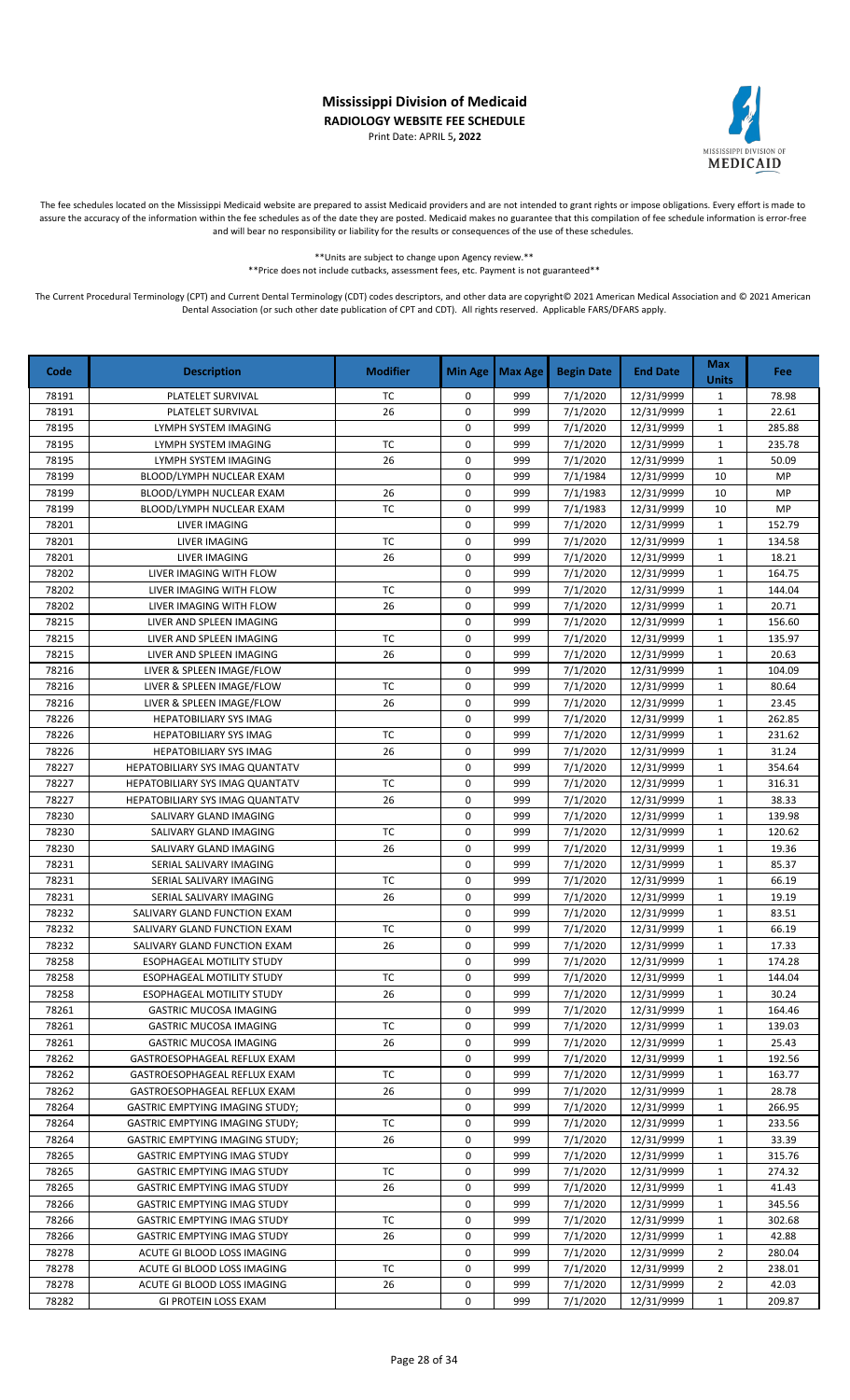# Mississippi Division of Medicaid

**RADIOLOGY WEBSITE FEE SCHEDULE**

Print Date: APRIL 5**, 2022**

The fee schedules located on the Mississippi Medicaid website are prepared to assist Medicaid providers and are not intended to grant rights or impose obligations. Every effort is made to assure the accuracy of the information within the fee schedules as of the date they are posted. Medicaid makes no guarantee that this compilation of fee schedule information is error-free and will bear no responsibility or liability for the results or consequences of the use of these schedules.

\*\*Units are subject to change upon Agency review.\*\*

\*\*Price does not include cutbacks, assessment fees, etc. Payment is not guaranteed\*\*

The Current Procedural Terminology (CPT) and Current Dental Terminology (CDT) codes descriptors, and other data are copyright© 2021 American Medical Association and © 2021 American Dental Association (or such other date publication of CPT and CDT). All rights reserved. Applicable FARS/DFARS apply.

| Code | Description | Modifier | Min Age | Max Age | Begin Date | End Date | Max Units | Fee |
|---|---|---|---|---|---|---|---|---|
| 78191 | PLATELET SURVIVAL | TC | 0 | 999 | 7/1/2020 | 12/31/9999 | 1 | 78.98 |
| 78191 | PLATELET SURVIVAL | 26 | 0 | 999 | 7/1/2020 | 12/31/9999 | 1 | 22.61 |
| 78195 | LYMPH SYSTEM IMAGING | | 0 | 999 | 7/1/2020 | 12/31/9999 | 1 | 285.88 |
| 78195 | LYMPH SYSTEM IMAGING | TC | 0 | 999 | 7/1/2020 | 12/31/9999 | 1 | 235.78 |
| 78195 | LYMPH SYSTEM IMAGING | 26 | 0 | 999 | 7/1/2020 | 12/31/9999 | 1 | 50.09 |
| 78199 | BLOOD/LYMPH NUCLEAR EXAM | | 0 | 999 | 7/1/1984 | 12/31/9999 | 10 | MP |
| 78199 | BLOOD/LYMPH NUCLEAR EXAM | 26 | 0 | 999 | 7/1/1983 | 12/31/9999 | 10 | MP |
| 78199 | BLOOD/LYMPH NUCLEAR EXAM | TC | 0 | 999 | 7/1/1983 | 12/31/9999 | 10 | MP |
| 78201 | LIVER IMAGING | | 0 | 999 | 7/1/2020 | 12/31/9999 | 1 | 152.79 |
| 78201 | LIVER IMAGING | TC | 0 | 999 | 7/1/2020 | 12/31/9999 | 1 | 134.58 |
| 78201 | LIVER IMAGING | 26 | 0 | 999 | 7/1/2020 | 12/31/9999 | 1 | 18.21 |
| 78202 | LIVER IMAGING WITH FLOW | | 0 | 999 | 7/1/2020 | 12/31/9999 | 1 | 164.75 |
| 78202 | LIVER IMAGING WITH FLOW | TC | 0 | 999 | 7/1/2020 | 12/31/9999 | 1 | 144.04 |
| 78202 | LIVER IMAGING WITH FLOW | 26 | 0 | 999 | 7/1/2020 | 12/31/9999 | 1 | 20.71 |
| 78215 | LIVER AND SPLEEN IMAGING | | 0 | 999 | 7/1/2020 | 12/31/9999 | 1 | 156.60 |
| 78215 | LIVER AND SPLEEN IMAGING | TC | 0 | 999 | 7/1/2020 | 12/31/9999 | 1 | 135.97 |
| 78215 | LIVER AND SPLEEN IMAGING | 26 | 0 | 999 | 7/1/2020 | 12/31/9999 | 1 | 20.63 |
| 78216 | LIVER & SPLEEN IMAGE/FLOW | | 0 | 999 | 7/1/2020 | 12/31/9999 | 1 | 104.09 |
| 78216 | LIVER & SPLEEN IMAGE/FLOW | TC | 0 | 999 | 7/1/2020 | 12/31/9999 | 1 | 80.64 |
| 78216 | LIVER & SPLEEN IMAGE/FLOW | 26 | 0 | 999 | 7/1/2020 | 12/31/9999 | 1 | 23.45 |
| 78226 | HEPATOBILIARY SYS IMAG | | 0 | 999 | 7/1/2020 | 12/31/9999 | 1 | 262.85 |
| 78226 | HEPATOBILIARY SYS IMAG | TC | 0 | 999 | 7/1/2020 | 12/31/9999 | 1 | 231.62 |
| 78226 | HEPATOBILIARY SYS IMAG | 26 | 0 | 999 | 7/1/2020 | 12/31/9999 | 1 | 31.24 |
| 78227 | HEPATOBILIARY SYS IMAG QUANTATV | | 0 | 999 | 7/1/2020 | 12/31/9999 | 1 | 354.64 |
| 78227 | HEPATOBILIARY SYS IMAG QUANTATV | TC | 0 | 999 | 7/1/2020 | 12/31/9999 | 1 | 316.31 |
| 78227 | HEPATOBILIARY SYS IMAG QUANTATV | 26 | 0 | 999 | 7/1/2020 | 12/31/9999 | 1 | 38.33 |
| 78230 | SALIVARY GLAND IMAGING | | 0 | 999 | 7/1/2020 | 12/31/9999 | 1 | 139.98 |
| 78230 | SALIVARY GLAND IMAGING | TC | 0 | 999 | 7/1/2020 | 12/31/9999 | 1 | 120.62 |
| 78230 | SALIVARY GLAND IMAGING | 26 | 0 | 999 | 7/1/2020 | 12/31/9999 | 1 | 19.36 |
| 78231 | SERIAL SALIVARY IMAGING | | 0 | 999 | 7/1/2020 | 12/31/9999 | 1 | 85.37 |
| 78231 | SERIAL SALIVARY IMAGING | TC | 0 | 999 | 7/1/2020 | 12/31/9999 | 1 | 66.19 |
| 78231 | SERIAL SALIVARY IMAGING | 26 | 0 | 999 | 7/1/2020 | 12/31/9999 | 1 | 19.19 |
| 78232 | SALIVARY GLAND FUNCTION EXAM | | 0 | 999 | 7/1/2020 | 12/31/9999 | 1 | 83.51 |
| 78232 | SALIVARY GLAND FUNCTION EXAM | TC | 0 | 999 | 7/1/2020 | 12/31/9999 | 1 | 66.19 |
| 78232 | SALIVARY GLAND FUNCTION EXAM | 26 | 0 | 999 | 7/1/2020 | 12/31/9999 | 1 | 17.33 |
| 78258 | ESOPHAGEAL MOTILITY STUDY | | 0 | 999 | 7/1/2020 | 12/31/9999 | 1 | 174.28 |
| 78258 | ESOPHAGEAL MOTILITY STUDY | TC | 0 | 999 | 7/1/2020 | 12/31/9999 | 1 | 144.04 |
| 78258 | ESOPHAGEAL MOTILITY STUDY | 26 | 0 | 999 | 7/1/2020 | 12/31/9999 | 1 | 30.24 |
| 78261 | GASTRIC MUCOSA IMAGING | | 0 | 999 | 7/1/2020 | 12/31/9999 | 1 | 164.46 |
| 78261 | GASTRIC MUCOSA IMAGING | TC | 0 | 999 | 7/1/2020 | 12/31/9999 | 1 | 139.03 |
| 78261 | GASTRIC MUCOSA IMAGING | 26 | 0 | 999 | 7/1/2020 | 12/31/9999 | 1 | 25.43 |
| 78262 | GASTROESOPHAGEAL REFLUX EXAM | | 0 | 999 | 7/1/2020 | 12/31/9999 | 1 | 192.56 |
| 78262 | GASTROESOPHAGEAL REFLUX EXAM | TC | 0 | 999 | 7/1/2020 | 12/31/9999 | 1 | 163.77 |
| 78262 | GASTROESOPHAGEAL REFLUX EXAM | 26 | 0 | 999 | 7/1/2020 | 12/31/9999 | 1 | 28.78 |
| 78264 | GASTRIC EMPTYING IMAGING STUDY; | | 0 | 999 | 7/1/2020 | 12/31/9999 | 1 | 266.95 |
| 78264 | GASTRIC EMPTYING IMAGING STUDY; | TC | 0 | 999 | 7/1/2020 | 12/31/9999 | 1 | 233.56 |
| 78264 | GASTRIC EMPTYING IMAGING STUDY; | 26 | 0 | 999 | 7/1/2020 | 12/31/9999 | 1 | 33.39 |
| 78265 | GASTRIC EMPTYING IMAG STUDY | | 0 | 999 | 7/1/2020 | 12/31/9999 | 1 | 315.76 |
| 78265 | GASTRIC EMPTYING IMAG STUDY | TC | 0 | 999 | 7/1/2020 | 12/31/9999 | 1 | 274.32 |
| 78265 | GASTRIC EMPTYING IMAG STUDY | 26 | 0 | 999 | 7/1/2020 | 12/31/9999 | 1 | 41.43 |
| 78266 | GASTRIC EMPTYING IMAG STUDY | | 0 | 999 | 7/1/2020 | 12/31/9999 | 1 | 345.56 |
| 78266 | GASTRIC EMPTYING IMAG STUDY | TC | 0 | 999 | 7/1/2020 | 12/31/9999 | 1 | 302.68 |
| 78266 | GASTRIC EMPTYING IMAG STUDY | 26 | 0 | 999 | 7/1/2020 | 12/31/9999 | 1 | 42.88 |
| 78278 | ACUTE GI BLOOD LOSS IMAGING | | 0 | 999 | 7/1/2020 | 12/31/9999 | 2 | 280.04 |
| 78278 | ACUTE GI BLOOD LOSS IMAGING | TC | 0 | 999 | 7/1/2020 | 12/31/9999 | 2 | 238.01 |
| 78278 | ACUTE GI BLOOD LOSS IMAGING | 26 | 0 | 999 | 7/1/2020 | 12/31/9999 | 2 | 42.03 |
| 78282 | GI PROTEIN LOSS EXAM | | 0 | 999 | 7/1/2020 | 12/31/9999 | 1 | 209.87 |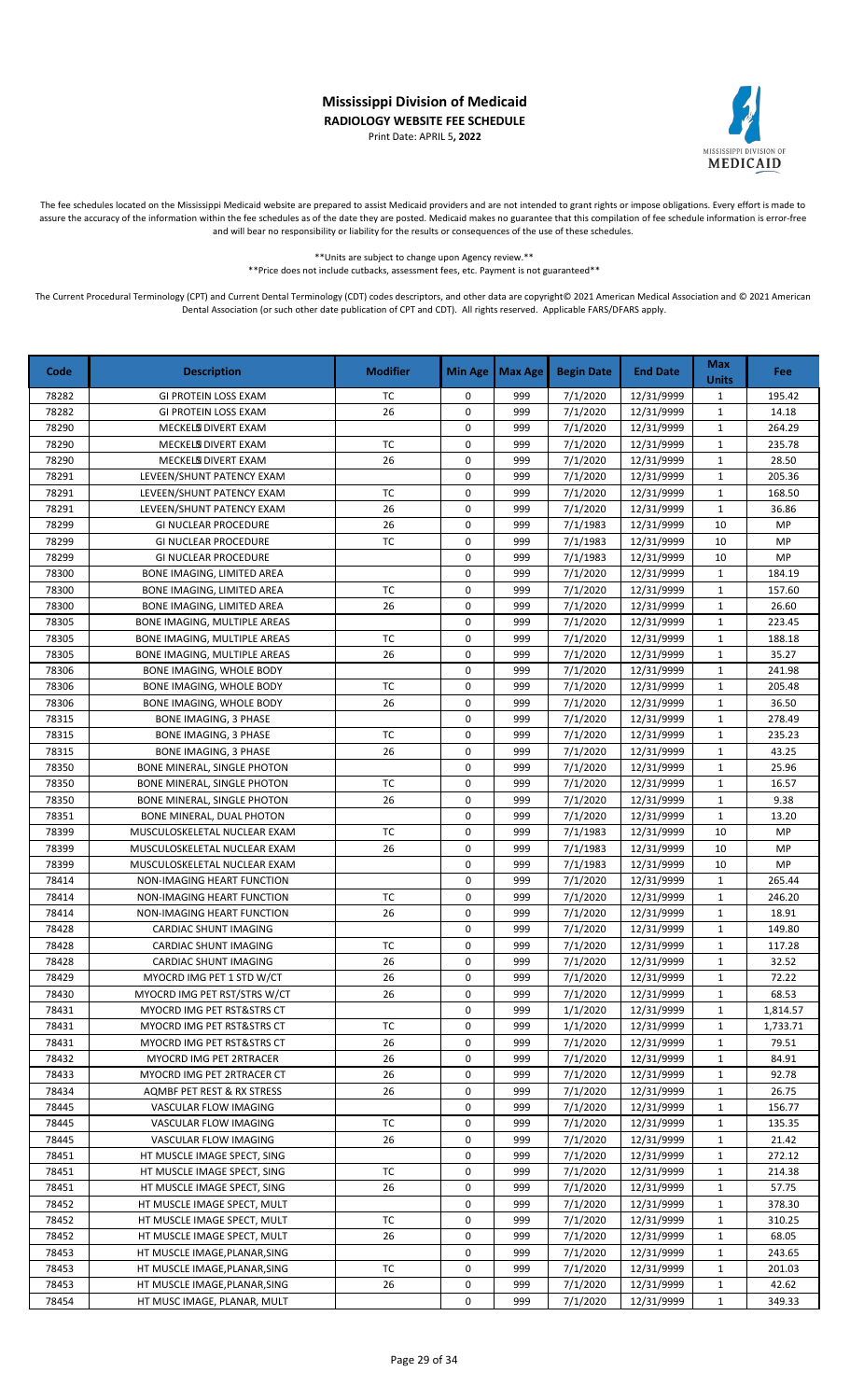# Mississippi Division of Medicaid

**RADIOLOGY WEBSITE FEE SCHEDULE**

Print Date: APRIL 5**, 2022**

The fee schedules located on the Mississippi Medicaid website are prepared to assist Medicaid providers and are not intended to grant rights or impose obligations. Every effort is made to assure the accuracy of the information within the fee schedules as of the date they are posted. Medicaid makes no guarantee that this compilation of fee schedule information is error-free and will bear no responsibility or liability for the results or consequences of the use of these schedules.

**Units are subject to change upon Agency review.**

**Price does not include cutbacks, assessment fees, etc. Payment is not guaranteed**

The Current Procedural Terminology (CPT) and Current Dental Terminology (CDT) codes descriptors, and other data are copyright© 2021 American Medical Association and © 2021 American Dental Association (or such other date publication of CPT and CDT). All rights reserved. Applicable FARS/DFARS apply.

| Code | Description | Modifier | Min Age | Max Age | Begin Date | End Date | Max Units | Fee |
|---|---|---|---|---|---|---|---|---|
| 78282 | GI PROTEIN LOSS EXAM | TC | 0 | 999 | 7/1/2020 | 12/31/9999 | 1 | 195.42 |
| 78282 | GI PROTEIN LOSS EXAM | 26 | 0 | 999 | 7/1/2020 | 12/31/9999 | 1 | 14.18 |
| 78290 | MECKELS DIVERT EXAM | | 0 | 999 | 7/1/2020 | 12/31/9999 | 1 | 264.29 |
| 78290 | MECKELS DIVERT EXAM | TC | 0 | 999 | 7/1/2020 | 12/31/9999 | 1 | 235.78 |
| 78290 | MECKELS DIVERT EXAM | 26 | 0 | 999 | 7/1/2020 | 12/31/9999 | 1 | 28.50 |
| 78291 | LEVEEN/SHUNT PATENCY EXAM | | 0 | 999 | 7/1/2020 | 12/31/9999 | 1 | 205.36 |
| 78291 | LEVEEN/SHUNT PATENCY EXAM | TC | 0 | 999 | 7/1/2020 | 12/31/9999 | 1 | 168.50 |
| 78291 | LEVEEN/SHUNT PATENCY EXAM | 26 | 0 | 999 | 7/1/2020 | 12/31/9999 | 1 | 36.86 |
| 78299 | GI NUCLEAR PROCEDURE | 26 | 0 | 999 | 7/1/1983 | 12/31/9999 | 10 | MP |
| 78299 | GI NUCLEAR PROCEDURE | TC | 0 | 999 | 7/1/1983 | 12/31/9999 | 10 | MP |
| 78299 | GI NUCLEAR PROCEDURE | | 0 | 999 | 7/1/1983 | 12/31/9999 | 10 | MP |
| 78300 | BONE IMAGING, LIMITED AREA | | 0 | 999 | 7/1/2020 | 12/31/9999 | 1 | 184.19 |
| 78300 | BONE IMAGING, LIMITED AREA | TC | 0 | 999 | 7/1/2020 | 12/31/9999 | 1 | 157.60 |
| 78300 | BONE IMAGING, LIMITED AREA | 26 | 0 | 999 | 7/1/2020 | 12/31/9999 | 1 | 26.60 |
| 78305 | BONE IMAGING, MULTIPLE AREAS | | 0 | 999 | 7/1/2020 | 12/31/9999 | 1 | 223.45 |
| 78305 | BONE IMAGING, MULTIPLE AREAS | TC | 0 | 999 | 7/1/2020 | 12/31/9999 | 1 | 188.18 |
| 78305 | BONE IMAGING, MULTIPLE AREAS | 26 | 0 | 999 | 7/1/2020 | 12/31/9999 | 1 | 35.27 |
| 78306 | BONE IMAGING, WHOLE BODY | | 0 | 999 | 7/1/2020 | 12/31/9999 | 1 | 241.98 |
| 78306 | BONE IMAGING, WHOLE BODY | TC | 0 | 999 | 7/1/2020 | 12/31/9999 | 1 | 205.48 |
| 78306 | BONE IMAGING, WHOLE BODY | 26 | 0 | 999 | 7/1/2020 | 12/31/9999 | 1 | 36.50 |
| 78315 | BONE IMAGING, 3 PHASE | | 0 | 999 | 7/1/2020 | 12/31/9999 | 1 | 278.49 |
| 78315 | BONE IMAGING, 3 PHASE | TC | 0 | 999 | 7/1/2020 | 12/31/9999 | 1 | 235.23 |
| 78315 | BONE IMAGING, 3 PHASE | 26 | 0 | 999 | 7/1/2020 | 12/31/9999 | 1 | 43.25 |
| 78350 | BONE MINERAL, SINGLE PHOTON | | 0 | 999 | 7/1/2020 | 12/31/9999 | 1 | 25.96 |
| 78350 | BONE MINERAL, SINGLE PHOTON | TC | 0 | 999 | 7/1/2020 | 12/31/9999 | 1 | 16.57 |
| 78350 | BONE MINERAL, SINGLE PHOTON | 26 | 0 | 999 | 7/1/2020 | 12/31/9999 | 1 | 9.38 |
| 78351 | BONE MINERAL, DUAL PHOTON | | 0 | 999 | 7/1/2020 | 12/31/9999 | 1 | 13.20 |
| 78399 | MUSCULOSKELETAL NUCLEAR EXAM | TC | 0 | 999 | 7/1/1983 | 12/31/9999 | 10 | MP |
| 78399 | MUSCULOSKELETAL NUCLEAR EXAM | 26 | 0 | 999 | 7/1/1983 | 12/31/9999 | 10 | MP |
| 78399 | MUSCULOSKELETAL NUCLEAR EXAM | | 0 | 999 | 7/1/1983 | 12/31/9999 | 10 | MP |
| 78414 | NON-IMAGING HEART FUNCTION | | 0 | 999 | 7/1/2020 | 12/31/9999 | 1 | 265.44 |
| 78414 | NON-IMAGING HEART FUNCTION | TC | 0 | 999 | 7/1/2020 | 12/31/9999 | 1 | 246.20 |
| 78414 | NON-IMAGING HEART FUNCTION | 26 | 0 | 999 | 7/1/2020 | 12/31/9999 | 1 | 18.91 |
| 78428 | CARDIAC SHUNT IMAGING | | 0 | 999 | 7/1/2020 | 12/31/9999 | 1 | 149.80 |
| 78428 | CARDIAC SHUNT IMAGING | TC | 0 | 999 | 7/1/2020 | 12/31/9999 | 1 | 117.28 |
| 78428 | CARDIAC SHUNT IMAGING | 26 | 0 | 999 | 7/1/2020 | 12/31/9999 | 1 | 32.52 |
| 78429 | MYOCRD IMG PET 1 STD W/CT | 26 | 0 | 999 | 7/1/2020 | 12/31/9999 | 1 | 72.22 |
| 78430 | MYOCRD IMG PET RST/STRS W/CT | 26 | 0 | 999 | 7/1/2020 | 12/31/9999 | 1 | 68.53 |
| 78431 | MYOCRD IMG PET RST&STRS CT | | 0 | 999 | 1/1/2020 | 12/31/9999 | 1 | 1,814.57 |
| 78431 | MYOCRD IMG PET RST&STRS CT | TC | 0 | 999 | 1/1/2020 | 12/31/9999 | 1 | 1,733.71 |
| 78431 | MYOCRD IMG PET RST&STRS CT | 26 | 0 | 999 | 7/1/2020 | 12/31/9999 | 1 | 79.51 |
| 78432 | MYOCRD IMG PET 2RTRACER | 26 | 0 | 999 | 7/1/2020 | 12/31/9999 | 1 | 84.91 |
| 78433 | MYOCRD IMG PET 2RTRACER CT | 26 | 0 | 999 | 7/1/2020 | 12/31/9999 | 1 | 92.78 |
| 78434 | AQMBF PET REST & RX STRESS | 26 | 0 | 999 | 7/1/2020 | 12/31/9999 | 1 | 26.75 |
| 78445 | VASCULAR FLOW IMAGING | | 0 | 999 | 7/1/2020 | 12/31/9999 | 1 | 156.77 |
| 78445 | VASCULAR FLOW IMAGING | TC | 0 | 999 | 7/1/2020 | 12/31/9999 | 1 | 135.35 |
| 78445 | VASCULAR FLOW IMAGING | 26 | 0 | 999 | 7/1/2020 | 12/31/9999 | 1 | 21.42 |
| 78451 | HT MUSCLE IMAGE SPECT, SING | | 0 | 999 | 7/1/2020 | 12/31/9999 | 1 | 272.12 |
| 78451 | HT MUSCLE IMAGE SPECT, SING | TC | 0 | 999 | 7/1/2020 | 12/31/9999 | 1 | 214.38 |
| 78451 | HT MUSCLE IMAGE SPECT, SING | 26 | 0 | 999 | 7/1/2020 | 12/31/9999 | 1 | 57.75 |
| 78452 | HT MUSCLE IMAGE SPECT, MULT | | 0 | 999 | 7/1/2020 | 12/31/9999 | 1 | 378.30 |
| 78452 | HT MUSCLE IMAGE SPECT, MULT | TC | 0 | 999 | 7/1/2020 | 12/31/9999 | 1 | 310.25 |
| 78452 | HT MUSCLE IMAGE SPECT, MULT | 26 | 0 | 999 | 7/1/2020 | 12/31/9999 | 1 | 68.05 |
| 78453 | HT MUSCLE IMAGE,PLANAR,SING | | 0 | 999 | 7/1/2020 | 12/31/9999 | 1 | 243.65 |
| 78453 | HT MUSCLE IMAGE,PLANAR,SING | TC | 0 | 999 | 7/1/2020 | 12/31/9999 | 1 | 201.03 |
| 78453 | HT MUSCLE IMAGE,PLANAR,SING | 26 | 0 | 999 | 7/1/2020 | 12/31/9999 | 1 | 42.62 |
| 78454 | HT MUSC IMAGE, PLANAR, MULT | | 0 | 999 | 7/1/2020 | 12/31/9999 | 1 | 349.33 |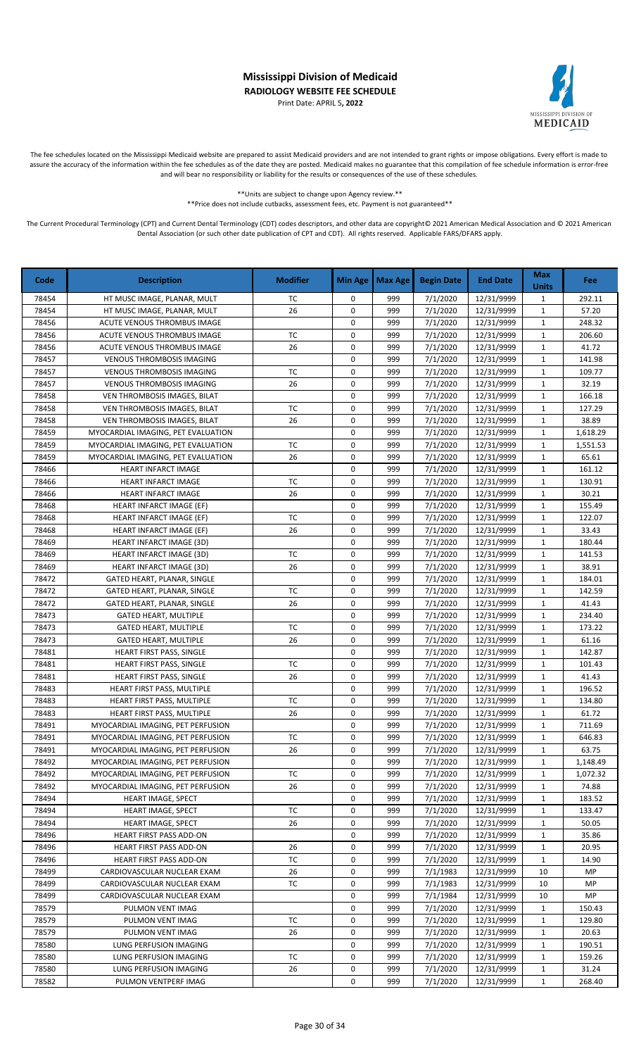# Mississippi Division of Medicaid

**RADIOLOGY WEBSITE FEE SCHEDULE**

Print Date: APRIL 5**, 2022**

The fee schedules located on the Mississippi Medicaid website are prepared to assist Medicaid providers and are not intended to grant rights or impose obligations. Every effort is made to assure the accuracy of the information within the fee schedules as of the date they are posted. Medicaid makes no guarantee that this compilation of fee schedule information is error-free and will bear no responsibility or liability for the results or consequences of the use of these schedules.

**Units are subject to change upon Agency review.**

**Price does not include cutbacks, assessment fees, etc. Payment is not guaranteed**

The Current Procedural Terminology (CPT) and Current Dental Terminology (CDT) codes descriptors, and other data are copyright© 2021 American Medical Association and © 2021 American Dental Association (or such other date publication of CPT and CDT). All rights reserved. Applicable FARS/DFARS apply.

| Code | Description | Modifier | Min Age | Max Age | Begin Date | End Date | Max Units | Fee |
|---|---|---|---|---|---|---|---|---|
| 78454 | HT MUSC IMAGE, PLANAR, MULT | TC | 0 | 999 | 7/1/2020 | 12/31/9999 | 1 | 292.11 |
| 78454 | HT MUSC IMAGE, PLANAR, MULT | 26 | 0 | 999 | 7/1/2020 | 12/31/9999 | 1 | 57.20 |
| 78456 | ACUTE VENOUS THROMBUS IMAGE | | 0 | 999 | 7/1/2020 | 12/31/9999 | 1 | 248.32 |
| 78456 | ACUTE VENOUS THROMBUS IMAGE | TC | 0 | 999 | 7/1/2020 | 12/31/9999 | 1 | 206.60 |
| 78456 | ACUTE VENOUS THROMBUS IMAGE | 26 | 0 | 999 | 7/1/2020 | 12/31/9999 | 1 | 41.72 |
| 78457 | VENOUS THROMBOSIS IMAGING | | 0 | 999 | 7/1/2020 | 12/31/9999 | 1 | 141.98 |
| 78457 | VENOUS THROMBOSIS IMAGING | TC | 0 | 999 | 7/1/2020 | 12/31/9999 | 1 | 109.77 |
| 78457 | VENOUS THROMBOSIS IMAGING | 26 | 0 | 999 | 7/1/2020 | 12/31/9999 | 1 | 32.19 |
| 78458 | VEN THROMBOSIS IMAGES, BILAT | | 0 | 999 | 7/1/2020 | 12/31/9999 | 1 | 166.18 |
| 78458 | VEN THROMBOSIS IMAGES, BILAT | TC | 0 | 999 | 7/1/2020 | 12/31/9999 | 1 | 127.29 |
| 78458 | VEN THROMBOSIS IMAGES, BILAT | 26 | 0 | 999 | 7/1/2020 | 12/31/9999 | 1 | 38.89 |
| 78459 | MYOCARDIAL IMAGING, PET EVALUATION | | 0 | 999 | 7/1/2020 | 12/31/9999 | 1 | 1,618.29 |
| 78459 | MYOCARDIAL IMAGING, PET EVALUATION | TC | 0 | 999 | 7/1/2020 | 12/31/9999 | 1 | 1,551.53 |
| 78459 | MYOCARDIAL IMAGING, PET EVALUATION | 26 | 0 | 999 | 7/1/2020 | 12/31/9999 | 1 | 65.61 |
| 78466 | HEART INFARCT IMAGE | | 0 | 999 | 7/1/2020 | 12/31/9999 | 1 | 161.12 |
| 78466 | HEART INFARCT IMAGE | TC | 0 | 999 | 7/1/2020 | 12/31/9999 | 1 | 130.91 |
| 78466 | HEART INFARCT IMAGE | 26 | 0 | 999 | 7/1/2020 | 12/31/9999 | 1 | 30.21 |
| 78468 | HEART INFARCT IMAGE (EF) | | 0 | 999 | 7/1/2020 | 12/31/9999 | 1 | 155.49 |
| 78468 | HEART INFARCT IMAGE (EF) | TC | 0 | 999 | 7/1/2020 | 12/31/9999 | 1 | 122.07 |
| 78468 | HEART INFARCT IMAGE (EF) | 26 | 0 | 999 | 7/1/2020 | 12/31/9999 | 1 | 33.43 |
| 78469 | HEART INFARCT IMAGE (3D) | | 0 | 999 | 7/1/2020 | 12/31/9999 | 1 | 180.44 |
| 78469 | HEART INFARCT IMAGE (3D) | TC | 0 | 999 | 7/1/2020 | 12/31/9999 | 1 | 141.53 |
| 78469 | HEART INFARCT IMAGE (3D) | 26 | 0 | 999 | 7/1/2020 | 12/31/9999 | 1 | 38.91 |
| 78472 | GATED HEART, PLANAR, SINGLE | | 0 | 999 | 7/1/2020 | 12/31/9999 | 1 | 184.01 |
| 78472 | GATED HEART, PLANAR, SINGLE | TC | 0 | 999 | 7/1/2020 | 12/31/9999 | 1 | 142.59 |
| 78472 | GATED HEART, PLANAR, SINGLE | 26 | 0 | 999 | 7/1/2020 | 12/31/9999 | 1 | 41.43 |
| 78473 | GATED HEART, MULTIPLE | | 0 | 999 | 7/1/2020 | 12/31/9999 | 1 | 234.40 |
| 78473 | GATED HEART, MULTIPLE | TC | 0 | 999 | 7/1/2020 | 12/31/9999 | 1 | 173.22 |
| 78473 | GATED HEART, MULTIPLE | 26 | 0 | 999 | 7/1/2020 | 12/31/9999 | 1 | 61.16 |
| 78481 | HEART FIRST PASS, SINGLE | | 0 | 999 | 7/1/2020 | 12/31/9999 | 1 | 142.87 |
| 78481 | HEART FIRST PASS, SINGLE | TC | 0 | 999 | 7/1/2020 | 12/31/9999 | 1 | 101.43 |
| 78481 | HEART FIRST PASS, SINGLE | 26 | 0 | 999 | 7/1/2020 | 12/31/9999 | 1 | 41.43 |
| 78483 | HEART FIRST PASS, MULTIPLE | | 0 | 999 | 7/1/2020 | 12/31/9999 | 1 | 196.52 |
| 78483 | HEART FIRST PASS, MULTIPLE | TC | 0 | 999 | 7/1/2020 | 12/31/9999 | 1 | 134.80 |
| 78483 | HEART FIRST PASS, MULTIPLE | 26 | 0 | 999 | 7/1/2020 | 12/31/9999 | 1 | 61.72 |
| 78491 | MYOCARDIAL IMAGING, PET PERFUSION | | 0 | 999 | 7/1/2020 | 12/31/9999 | 1 | 711.69 |
| 78491 | MYOCARDIAL IMAGING, PET PERFUSION | TC | 0 | 999 | 7/1/2020 | 12/31/9999 | 1 | 646.83 |
| 78491 | MYOCARDIAL IMAGING, PET PERFUSION | 26 | 0 | 999 | 7/1/2020 | 12/31/9999 | 1 | 63.75 |
| 78492 | MYOCARDIAL IMAGING, PET PERFUSION | | 0 | 999 | 7/1/2020 | 12/31/9999 | 1 | 1,148.49 |
| 78492 | MYOCARDIAL IMAGING, PET PERFUSION | TC | 0 | 999 | 7/1/2020 | 12/31/9999 | 1 | 1,072.32 |
| 78492 | MYOCARDIAL IMAGING, PET PERFUSION | 26 | 0 | 999 | 7/1/2020 | 12/31/9999 | 1 | 74.88 |
| 78494 | HEART IMAGE, SPECT | | 0 | 999 | 7/1/2020 | 12/31/9999 | 1 | 183.52 |
| 78494 | HEART IMAGE, SPECT | TC | 0 | 999 | 7/1/2020 | 12/31/9999 | 1 | 133.47 |
| 78494 | HEART IMAGE, SPECT | 26 | 0 | 999 | 7/1/2020 | 12/31/9999 | 1 | 50.05 |
| 78496 | HEART FIRST PASS ADD-ON | | 0 | 999 | 7/1/2020 | 12/31/9999 | 1 | 35.86 |
| 78496 | HEART FIRST PASS ADD-ON | 26 | 0 | 999 | 7/1/2020 | 12/31/9999 | 1 | 20.95 |
| 78496 | HEART FIRST PASS ADD-ON | TC | 0 | 999 | 7/1/2020 | 12/31/9999 | 1 | 14.90 |
| 78499 | CARDIOVASCULAR NUCLEAR EXAM | 26 | 0 | 999 | 7/1/1983 | 12/31/9999 | 10 | MP |
| 78499 | CARDIOVASCULAR NUCLEAR EXAM | TC | 0 | 999 | 7/1/1983 | 12/31/9999 | 10 | MP |
| 78499 | CARDIOVASCULAR NUCLEAR EXAM | | 0 | 999 | 7/1/1984 | 12/31/9999 | 10 | MP |
| 78579 | PULMON VENT IMAG | | 0 | 999 | 7/1/2020 | 12/31/9999 | 1 | 150.43 |
| 78579 | PULMON VENT IMAG | TC | 0 | 999 | 7/1/2020 | 12/31/9999 | 1 | 129.80 |
| 78579 | PULMON VENT IMAG | 26 | 0 | 999 | 7/1/2020 | 12/31/9999 | 1 | 20.63 |
| 78580 | LUNG PERFUSION IMAGING | | 0 | 999 | 7/1/2020 | 12/31/9999 | 1 | 190.51 |
| 78580 | LUNG PERFUSION IMAGING | TC | 0 | 999 | 7/1/2020 | 12/31/9999 | 1 | 159.26 |
| 78580 | LUNG PERFUSION IMAGING | 26 | 0 | 999 | 7/1/2020 | 12/31/9999 | 1 | 31.24 |
| 78582 | PULMON VENTPERF IMAG | | 0 | 999 | 7/1/2020 | 12/31/9999 | 1 | 268.40 |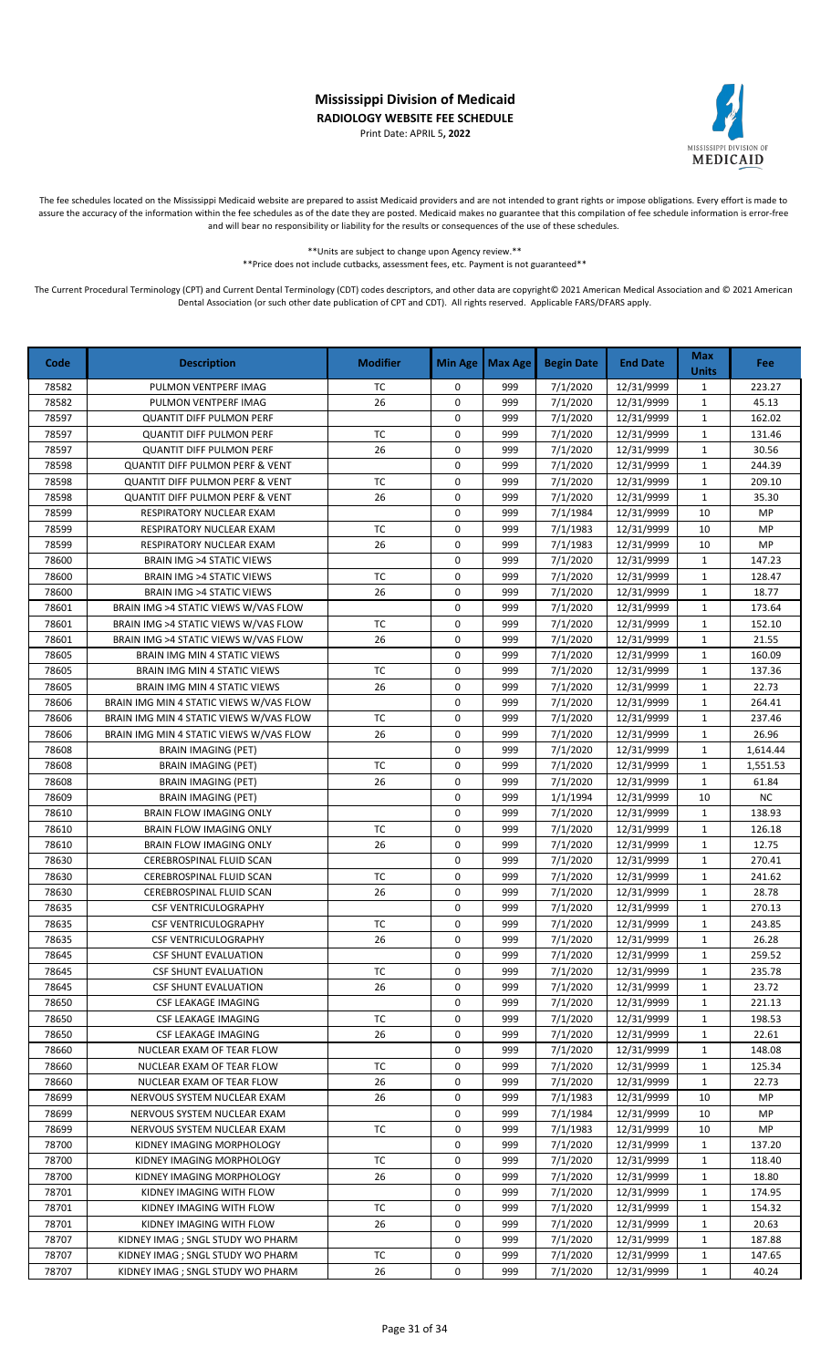# Mississippi Division of Medicaid

**RADIOLOGY WEBSITE FEE SCHEDULE**

Print Date: APRIL 5**, 2022**

The fee schedules located on the Mississippi Medicaid website are prepared to assist Medicaid providers and are not intended to grant rights or impose obligations. Every effort is made to assure the accuracy of the information within the fee schedules as of the date they are posted. Medicaid makes no guarantee that this compilation of fee schedule information is error-free and will bear no responsibility or liability for the results or consequences of the use of these schedules.

\*\*Units are subject to change upon Agency review.\*\*

\*\*Price does not include cutbacks, assessment fees, etc. Payment is not guaranteed\*\*

The Current Procedural Terminology (CPT) and Current Dental Terminology (CDT) codes descriptors, and other data are copyright© 2021 American Medical Association and © 2021 American Dental Association (or such other date publication of CPT and CDT). All rights reserved. Applicable FARS/DFARS apply.

| Code | Description | Modifier | Min Age | Max Age | Begin Date | End Date | Max Units | Fee |
|---|---|---|---|---|---|---|---|---|
| 78582 | PULMON VENTPERF IMAG | TC | 0 | 999 | 7/1/2020 | 12/31/9999 | 1 | 223.27 |
| 78582 | PULMON VENTPERF IMAG | 26 | 0 | 999 | 7/1/2020 | 12/31/9999 | 1 | 45.13 |
| 78597 | QUANTIT DIFF PULMON PERF | | 0 | 999 | 7/1/2020 | 12/31/9999 | 1 | 162.02 |
| 78597 | QUANTIT DIFF PULMON PERF | TC | 0 | 999 | 7/1/2020 | 12/31/9999 | 1 | 131.46 |
| 78597 | QUANTIT DIFF PULMON PERF | 26 | 0 | 999 | 7/1/2020 | 12/31/9999 | 1 | 30.56 |
| 78598 | QUANTIT DIFF PULMON PERF & VENT | | 0 | 999 | 7/1/2020 | 12/31/9999 | 1 | 244.39 |
| 78598 | QUANTIT DIFF PULMON PERF & VENT | TC | 0 | 999 | 7/1/2020 | 12/31/9999 | 1 | 209.10 |
| 78598 | QUANTIT DIFF PULMON PERF & VENT | 26 | 0 | 999 | 7/1/2020 | 12/31/9999 | 1 | 35.30 |
| 78599 | RESPIRATORY NUCLEAR EXAM | | 0 | 999 | 7/1/1984 | 12/31/9999 | 10 | MP |
| 78599 | RESPIRATORY NUCLEAR EXAM | TC | 0 | 999 | 7/1/1983 | 12/31/9999 | 10 | MP |
| 78599 | RESPIRATORY NUCLEAR EXAM | 26 | 0 | 999 | 7/1/1983 | 12/31/9999 | 10 | MP |
| 78600 | BRAIN IMG >4 STATIC VIEWS | | 0 | 999 | 7/1/2020 | 12/31/9999 | 1 | 147.23 |
| 78600 | BRAIN IMG >4 STATIC VIEWS | TC | 0 | 999 | 7/1/2020 | 12/31/9999 | 1 | 128.47 |
| 78600 | BRAIN IMG >4 STATIC VIEWS | 26 | 0 | 999 | 7/1/2020 | 12/31/9999 | 1 | 18.77 |
| 78601 | BRAIN IMG >4 STATIC VIEWS W/VAS FLOW | | 0 | 999 | 7/1/2020 | 12/31/9999 | 1 | 173.64 |
| 78601 | BRAIN IMG >4 STATIC VIEWS W/VAS FLOW | TC | 0 | 999 | 7/1/2020 | 12/31/9999 | 1 | 152.10 |
| 78601 | BRAIN IMG >4 STATIC VIEWS W/VAS FLOW | 26 | 0 | 999 | 7/1/2020 | 12/31/9999 | 1 | 21.55 |
| 78605 | BRAIN IMG MIN 4 STATIC VIEWS | | 0 | 999 | 7/1/2020 | 12/31/9999 | 1 | 160.09 |
| 78605 | BRAIN IMG MIN 4 STATIC VIEWS | TC | 0 | 999 | 7/1/2020 | 12/31/9999 | 1 | 137.36 |
| 78605 | BRAIN IMG MIN 4 STATIC VIEWS | 26 | 0 | 999 | 7/1/2020 | 12/31/9999 | 1 | 22.73 |
| 78606 | BRAIN IMG MIN 4 STATIC VIEWS W/VAS FLOW | | 0 | 999 | 7/1/2020 | 12/31/9999 | 1 | 264.41 |
| 78606 | BRAIN IMG MIN 4 STATIC VIEWS W/VAS FLOW | TC | 0 | 999 | 7/1/2020 | 12/31/9999 | 1 | 237.46 |
| 78606 | BRAIN IMG MIN 4 STATIC VIEWS W/VAS FLOW | 26 | 0 | 999 | 7/1/2020 | 12/31/9999 | 1 | 26.96 |
| 78608 | BRAIN IMAGING (PET) | | 0 | 999 | 7/1/2020 | 12/31/9999 | 1 | 1,614.44 |
| 78608 | BRAIN IMAGING (PET) | TC | 0 | 999 | 7/1/2020 | 12/31/9999 | 1 | 1,551.53 |
| 78608 | BRAIN IMAGING (PET) | 26 | 0 | 999 | 7/1/2020 | 12/31/9999 | 1 | 61.84 |
| 78609 | BRAIN IMAGING (PET) | | 0 | 999 | 1/1/1994 | 12/31/9999 | 10 | NC |
| 78610 | BRAIN FLOW IMAGING ONLY | | 0 | 999 | 7/1/2020 | 12/31/9999 | 1 | 138.93 |
| 78610 | BRAIN FLOW IMAGING ONLY | TC | 0 | 999 | 7/1/2020 | 12/31/9999 | 1 | 126.18 |
| 78610 | BRAIN FLOW IMAGING ONLY | 26 | 0 | 999 | 7/1/2020 | 12/31/9999 | 1 | 12.75 |
| 78630 | CEREBROSPINAL FLUID SCAN | | 0 | 999 | 7/1/2020 | 12/31/9999 | 1 | 270.41 |
| 78630 | CEREBROSPINAL FLUID SCAN | TC | 0 | 999 | 7/1/2020 | 12/31/9999 | 1 | 241.62 |
| 78630 | CEREBROSPINAL FLUID SCAN | 26 | 0 | 999 | 7/1/2020 | 12/31/9999 | 1 | 28.78 |
| 78635 | CSF VENTRICULOGRAPHY | | 0 | 999 | 7/1/2020 | 12/31/9999 | 1 | 270.13 |
| 78635 | CSF VENTRICULOGRAPHY | TC | 0 | 999 | 7/1/2020 | 12/31/9999 | 1 | 243.85 |
| 78635 | CSF VENTRICULOGRAPHY | 26 | 0 | 999 | 7/1/2020 | 12/31/9999 | 1 | 26.28 |
| 78645 | CSF SHUNT EVALUATION | | 0 | 999 | 7/1/2020 | 12/31/9999 | 1 | 259.52 |
| 78645 | CSF SHUNT EVALUATION | TC | 0 | 999 | 7/1/2020 | 12/31/9999 | 1 | 235.78 |
| 78645 | CSF SHUNT EVALUATION | 26 | 0 | 999 | 7/1/2020 | 12/31/9999 | 1 | 23.72 |
| 78650 | CSF LEAKAGE IMAGING | | 0 | 999 | 7/1/2020 | 12/31/9999 | 1 | 221.13 |
| 78650 | CSF LEAKAGE IMAGING | TC | 0 | 999 | 7/1/2020 | 12/31/9999 | 1 | 198.53 |
| 78650 | CSF LEAKAGE IMAGING | 26 | 0 | 999 | 7/1/2020 | 12/31/9999 | 1 | 22.61 |
| 78660 | NUCLEAR EXAM OF TEAR FLOW | | 0 | 999 | 7/1/2020 | 12/31/9999 | 1 | 148.08 |
| 78660 | NUCLEAR EXAM OF TEAR FLOW | TC | 0 | 999 | 7/1/2020 | 12/31/9999 | 1 | 125.34 |
| 78660 | NUCLEAR EXAM OF TEAR FLOW | 26 | 0 | 999 | 7/1/2020 | 12/31/9999 | 1 | 22.73 |
| 78699 | NERVOUS SYSTEM NUCLEAR EXAM | 26 | 0 | 999 | 7/1/1983 | 12/31/9999 | 10 | MP |
| 78699 | NERVOUS SYSTEM NUCLEAR EXAM | | 0 | 999 | 7/1/1984 | 12/31/9999 | 10 | MP |
| 78699 | NERVOUS SYSTEM NUCLEAR EXAM | TC | 0 | 999 | 7/1/1983 | 12/31/9999 | 10 | MP |
| 78700 | KIDNEY IMAGING MORPHOLOGY | | 0 | 999 | 7/1/2020 | 12/31/9999 | 1 | 137.20 |
| 78700 | KIDNEY IMAGING MORPHOLOGY | TC | 0 | 999 | 7/1/2020 | 12/31/9999 | 1 | 118.40 |
| 78700 | KIDNEY IMAGING MORPHOLOGY | 26 | 0 | 999 | 7/1/2020 | 12/31/9999 | 1 | 18.80 |
| 78701 | KIDNEY IMAGING WITH FLOW | | 0 | 999 | 7/1/2020 | 12/31/9999 | 1 | 174.95 |
| 78701 | KIDNEY IMAGING WITH FLOW | TC | 0 | 999 | 7/1/2020 | 12/31/9999 | 1 | 154.32 |
| 78701 | KIDNEY IMAGING WITH FLOW | 26 | 0 | 999 | 7/1/2020 | 12/31/9999 | 1 | 20.63 |
| 78707 | KIDNEY IMAG ; SNGL STUDY WO PHARM | | 0 | 999 | 7/1/2020 | 12/31/9999 | 1 | 187.88 |
| 78707 | KIDNEY IMAG ; SNGL STUDY WO PHARM | TC | 0 | 999 | 7/1/2020 | 12/31/9999 | 1 | 147.65 |
| 78707 | KIDNEY IMAG ; SNGL STUDY WO PHARM | 26 | 0 | 999 | 7/1/2020 | 12/31/9999 | 1 | 40.24 |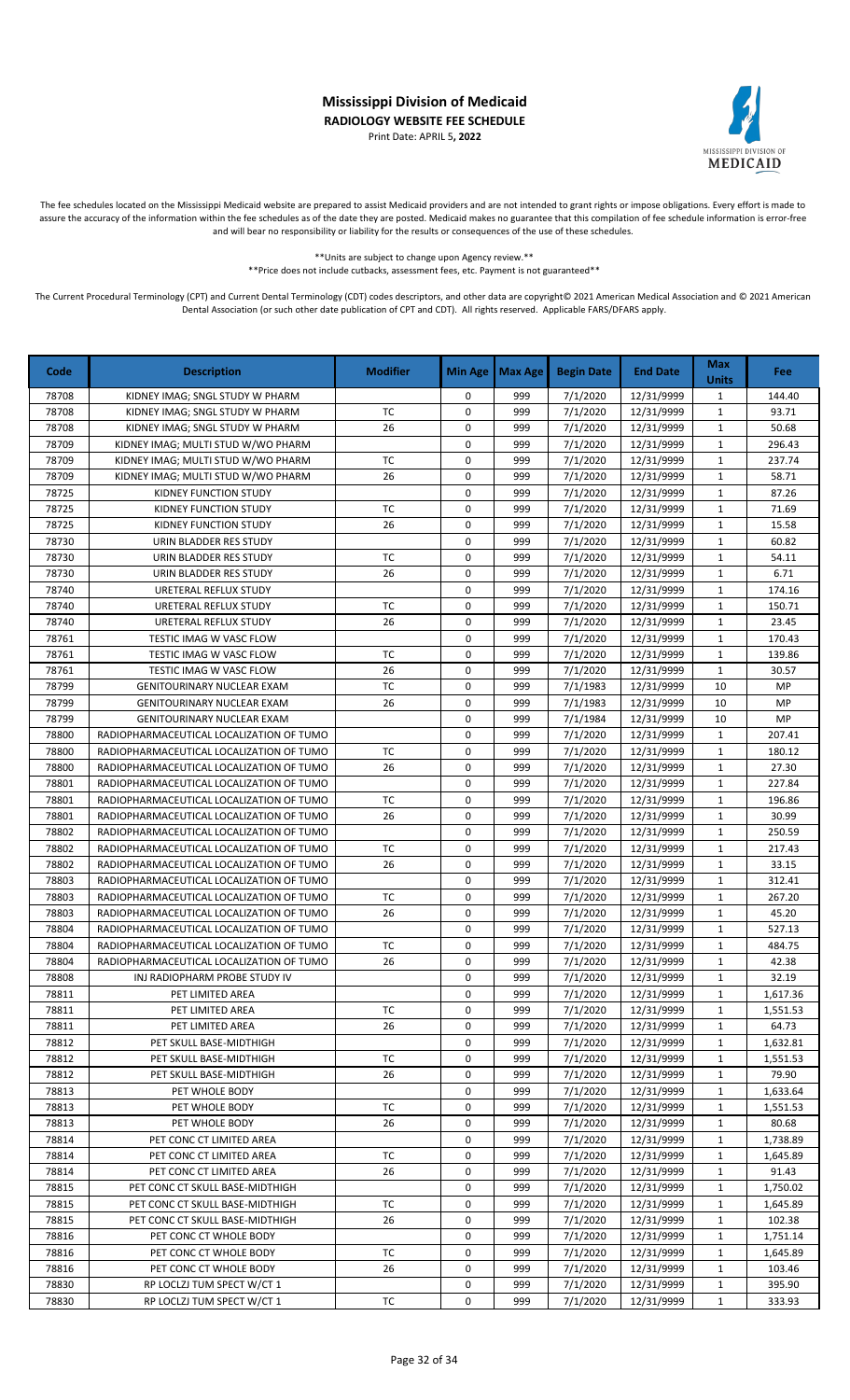# Mississippi Division of Medicaid

**RADIOLOGY WEBSITE FEE SCHEDULE**

Print Date: APRIL 5**, 2022**

The fee schedules located on the Mississippi Medicaid website are prepared to assist Medicaid providers and are not intended to grant rights or impose obligations. Every effort is made to assure the accuracy of the information within the fee schedules as of the date they are posted. Medicaid makes no guarantee that this compilation of fee schedule information is error-free and will bear no responsibility or liability for the results or consequences of the use of these schedules.

**Units are subject to change upon Agency review.**

**Price does not include cutbacks, assessment fees, etc. Payment is not guaranteed**

The Current Procedural Terminology (CPT) and Current Dental Terminology (CDT) codes descriptors, and other data are copyright© 2021 American Medical Association and © 2021 American Dental Association (or such other date publication of CPT and CDT). All rights reserved. Applicable FARS/DFARS apply.

| Code | Description | Modifier | Min Age | Max Age | Begin Date | End Date | Max Units | Fee |
|---|---|---|---|---|---|---|---|---|
| 78708 | KIDNEY IMAG; SNGL STUDY W PHARM | | 0 | 999 | 7/1/2020 | 12/31/9999 | 1 | 144.40 |
| 78708 | KIDNEY IMAG; SNGL STUDY W PHARM | TC | 0 | 999 | 7/1/2020 | 12/31/9999 | 1 | 93.71 |
| 78708 | KIDNEY IMAG; SNGL STUDY W PHARM | 26 | 0 | 999 | 7/1/2020 | 12/31/9999 | 1 | 50.68 |
| 78709 | KIDNEY IMAG; MULTI STUD W/WO PHARM | | 0 | 999 | 7/1/2020 | 12/31/9999 | 1 | 296.43 |
| 78709 | KIDNEY IMAG; MULTI STUD W/WO PHARM | TC | 0 | 999 | 7/1/2020 | 12/31/9999 | 1 | 237.74 |
| 78709 | KIDNEY IMAG; MULTI STUD W/WO PHARM | 26 | 0 | 999 | 7/1/2020 | 12/31/9999 | 1 | 58.71 |
| 78725 | KIDNEY FUNCTION STUDY | | 0 | 999 | 7/1/2020 | 12/31/9999 | 1 | 87.26 |
| 78725 | KIDNEY FUNCTION STUDY | TC | 0 | 999 | 7/1/2020 | 12/31/9999 | 1 | 71.69 |
| 78725 | KIDNEY FUNCTION STUDY | 26 | 0 | 999 | 7/1/2020 | 12/31/9999 | 1 | 15.58 |
| 78730 | URIN BLADDER RES STUDY | | 0 | 999 | 7/1/2020 | 12/31/9999 | 1 | 60.82 |
| 78730 | URIN BLADDER RES STUDY | TC | 0 | 999 | 7/1/2020 | 12/31/9999 | 1 | 54.11 |
| 78730 | URIN BLADDER RES STUDY | 26 | 0 | 999 | 7/1/2020 | 12/31/9999 | 1 | 6.71 |
| 78740 | URETERAL REFLUX STUDY | | 0 | 999 | 7/1/2020 | 12/31/9999 | 1 | 174.16 |
| 78740 | URETERAL REFLUX STUDY | TC | 0 | 999 | 7/1/2020 | 12/31/9999 | 1 | 150.71 |
| 78740 | URETERAL REFLUX STUDY | 26 | 0 | 999 | 7/1/2020 | 12/31/9999 | 1 | 23.45 |
| 78761 | TESTIC IMAG W VASC FLOW | | 0 | 999 | 7/1/2020 | 12/31/9999 | 1 | 170.43 |
| 78761 | TESTIC IMAG W VASC FLOW | TC | 0 | 999 | 7/1/2020 | 12/31/9999 | 1 | 139.86 |
| 78761 | TESTIC IMAG W VASC FLOW | 26 | 0 | 999 | 7/1/2020 | 12/31/9999 | 1 | 30.57 |
| 78799 | GENITOURINARY NUCLEAR EXAM | TC | 0 | 999 | 7/1/1983 | 12/31/9999 | 10 | MP |
| 78799 | GENITOURINARY NUCLEAR EXAM | 26 | 0 | 999 | 7/1/1983 | 12/31/9999 | 10 | MP |
| 78799 | GENITOURINARY NUCLEAR EXAM | | 0 | 999 | 7/1/1984 | 12/31/9999 | 10 | MP |
| 78800 | RADIOPHARMACEUTICAL LOCALIZATION OF TUMO | | 0 | 999 | 7/1/2020 | 12/31/9999 | 1 | 207.41 |
| 78800 | RADIOPHARMACEUTICAL LOCALIZATION OF TUMO | TC | 0 | 999 | 7/1/2020 | 12/31/9999 | 1 | 180.12 |
| 78800 | RADIOPHARMACEUTICAL LOCALIZATION OF TUMO | 26 | 0 | 999 | 7/1/2020 | 12/31/9999 | 1 | 27.30 |
| 78801 | RADIOPHARMACEUTICAL LOCALIZATION OF TUMO | | 0 | 999 | 7/1/2020 | 12/31/9999 | 1 | 227.84 |
| 78801 | RADIOPHARMACEUTICAL LOCALIZATION OF TUMO | TC | 0 | 999 | 7/1/2020 | 12/31/9999 | 1 | 196.86 |
| 78801 | RADIOPHARMACEUTICAL LOCALIZATION OF TUMO | 26 | 0 | 999 | 7/1/2020 | 12/31/9999 | 1 | 30.99 |
| 78802 | RADIOPHARMACEUTICAL LOCALIZATION OF TUMO | | 0 | 999 | 7/1/2020 | 12/31/9999 | 1 | 250.59 |
| 78802 | RADIOPHARMACEUTICAL LOCALIZATION OF TUMO | TC | 0 | 999 | 7/1/2020 | 12/31/9999 | 1 | 217.43 |
| 78802 | RADIOPHARMACEUTICAL LOCALIZATION OF TUMO | 26 | 0 | 999 | 7/1/2020 | 12/31/9999 | 1 | 33.15 |
| 78803 | RADIOPHARMACEUTICAL LOCALIZATION OF TUMO | | 0 | 999 | 7/1/2020 | 12/31/9999 | 1 | 312.41 |
| 78803 | RADIOPHARMACEUTICAL LOCALIZATION OF TUMO | TC | 0 | 999 | 7/1/2020 | 12/31/9999 | 1 | 267.20 |
| 78803 | RADIOPHARMACEUTICAL LOCALIZATION OF TUMO | 26 | 0 | 999 | 7/1/2020 | 12/31/9999 | 1 | 45.20 |
| 78804 | RADIOPHARMACEUTICAL LOCALIZATION OF TUMO | | 0 | 999 | 7/1/2020 | 12/31/9999 | 1 | 527.13 |
| 78804 | RADIOPHARMACEUTICAL LOCALIZATION OF TUMO | TC | 0 | 999 | 7/1/2020 | 12/31/9999 | 1 | 484.75 |
| 78804 | RADIOPHARMACEUTICAL LOCALIZATION OF TUMO | 26 | 0 | 999 | 7/1/2020 | 12/31/9999 | 1 | 42.38 |
| 78808 | INJ RADIOPHARM PROBE STUDY IV | | 0 | 999 | 7/1/2020 | 12/31/9999 | 1 | 32.19 |
| 78811 | PET LIMITED AREA | | 0 | 999 | 7/1/2020 | 12/31/9999 | 1 | 1,617.36 |
| 78811 | PET LIMITED AREA | TC | 0 | 999 | 7/1/2020 | 12/31/9999 | 1 | 1,551.53 |
| 78811 | PET LIMITED AREA | 26 | 0 | 999 | 7/1/2020 | 12/31/9999 | 1 | 64.73 |
| 78812 | PET SKULL BASE-MIDTHIGH | | 0 | 999 | 7/1/2020 | 12/31/9999 | 1 | 1,632.81 |
| 78812 | PET SKULL BASE-MIDTHIGH | TC | 0 | 999 | 7/1/2020 | 12/31/9999 | 1 | 1,551.53 |
| 78812 | PET SKULL BASE-MIDTHIGH | 26 | 0 | 999 | 7/1/2020 | 12/31/9999 | 1 | 79.90 |
| 78813 | PET WHOLE BODY | | 0 | 999 | 7/1/2020 | 12/31/9999 | 1 | 1,633.64 |
| 78813 | PET WHOLE BODY | TC | 0 | 999 | 7/1/2020 | 12/31/9999 | 1 | 1,551.53 |
| 78813 | PET WHOLE BODY | 26 | 0 | 999 | 7/1/2020 | 12/31/9999 | 1 | 80.68 |
| 78814 | PET CONC CT LIMITED AREA | | 0 | 999 | 7/1/2020 | 12/31/9999 | 1 | 1,738.89 |
| 78814 | PET CONC CT LIMITED AREA | TC | 0 | 999 | 7/1/2020 | 12/31/9999 | 1 | 1,645.89 |
| 78814 | PET CONC CT LIMITED AREA | 26 | 0 | 999 | 7/1/2020 | 12/31/9999 | 1 | 91.43 |
| 78815 | PET CONC CT SKULL BASE-MIDTHIGH | | 0 | 999 | 7/1/2020 | 12/31/9999 | 1 | 1,750.02 |
| 78815 | PET CONC CT SKULL BASE-MIDTHIGH | TC | 0 | 999 | 7/1/2020 | 12/31/9999 | 1 | 1,645.89 |
| 78815 | PET CONC CT SKULL BASE-MIDTHIGH | 26 | 0 | 999 | 7/1/2020 | 12/31/9999 | 1 | 102.38 |
| 78816 | PET CONC CT WHOLE BODY | | 0 | 999 | 7/1/2020 | 12/31/9999 | 1 | 1,751.14 |
| 78816 | PET CONC CT WHOLE BODY | TC | 0 | 999 | 7/1/2020 | 12/31/9999 | 1 | 1,645.89 |
| 78816 | PET CONC CT WHOLE BODY | 26 | 0 | 999 | 7/1/2020 | 12/31/9999 | 1 | 103.46 |
| 78830 | RP LOCLZJ TUM SPECT W/CT 1 | | 0 | 999 | 7/1/2020 | 12/31/9999 | 1 | 395.90 |
| 78830 | RP LOCLZJ TUM SPECT W/CT 1 | TC | 0 | 999 | 7/1/2020 | 12/31/9999 | 1 | 333.93 |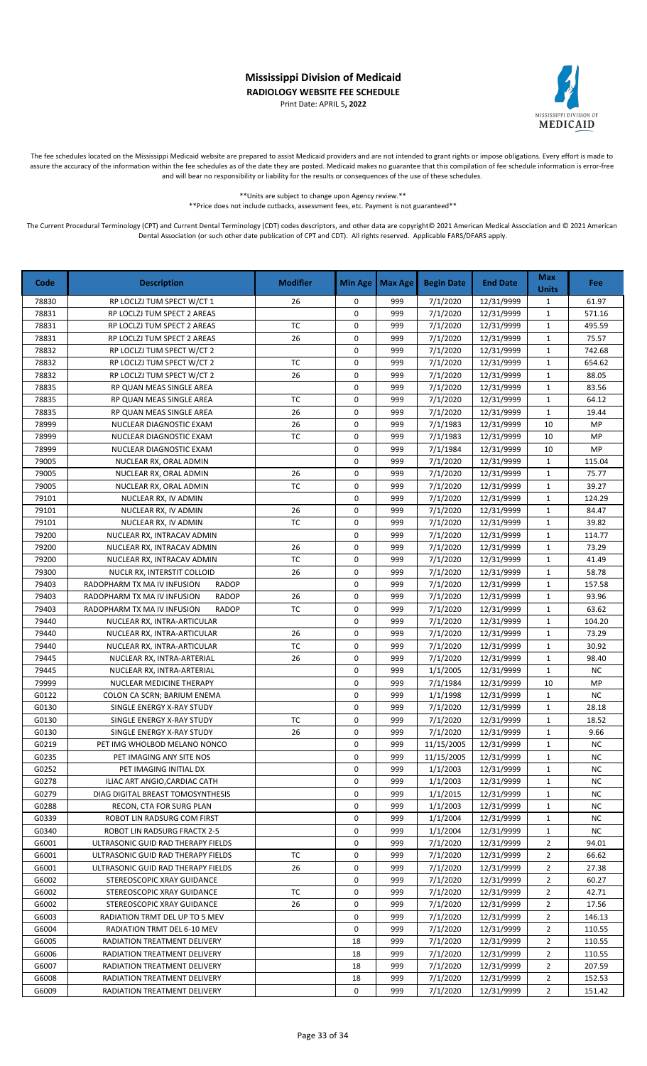# Mississippi Division of Medicaid

**RADIOLOGY WEBSITE FEE SCHEDULE**

Print Date: APRIL 5, 2022

The fee schedules located on the Mississippi Medicaid website are prepared to assist Medicaid providers and are not intended to grant rights or impose obligations. Every effort is made to assure the accuracy of the information within the fee schedules as of the date they are posted. Medicaid makes no guarantee that this compilation of fee schedule information is error-free and will bear no responsibility or liability for the results or consequences of the use of these schedules.

\*\*Units are subject to change upon Agency review.\*\*

\*\*Price does not include cutbacks, assessment fees, etc. Payment is not guaranteed\*\*

The Current Procedural Terminology (CPT) and Current Dental Terminology (CDT) codes descriptors, and other data are copyright© 2021 American Medical Association and © 2021 American Dental Association (or such other date publication of CPT and CDT). All rights reserved. Applicable FARS/DFARS apply.

| Code | Description | Modifier | Min Age | Max Age | Begin Date | End Date | Max Units | Fee |
|---|---|---|---|---|---|---|---|---|
| 78830 | RP LOCLZJ TUM SPECT W/CT 1 | 26 | 0 | 999 | 7/1/2020 | 12/31/9999 | 1 | 61.97 |
| 78831 | RP LOCLZJ TUM SPECT 2 AREAS | | 0 | 999 | 7/1/2020 | 12/31/9999 | 1 | 571.16 |
| 78831 | RP LOCLZJ TUM SPECT 2 AREAS | TC | 0 | 999 | 7/1/2020 | 12/31/9999 | 1 | 495.59 |
| 78831 | RP LOCLZJ TUM SPECT 2 AREAS | 26 | 0 | 999 | 7/1/2020 | 12/31/9999 | 1 | 75.57 |
| 78832 | RP LOCLZJ TUM SPECT W/CT 2 | | 0 | 999 | 7/1/2020 | 12/31/9999 | 1 | 742.68 |
| 78832 | RP LOCLZJ TUM SPECT W/CT 2 | TC | 0 | 999 | 7/1/2020 | 12/31/9999 | 1 | 654.62 |
| 78832 | RP LOCLZJ TUM SPECT W/CT 2 | 26 | 0 | 999 | 7/1/2020 | 12/31/9999 | 1 | 88.05 |
| 78835 | RP QUAN MEAS SINGLE AREA | | 0 | 999 | 7/1/2020 | 12/31/9999 | 1 | 83.56 |
| 78835 | RP QUAN MEAS SINGLE AREA | TC | 0 | 999 | 7/1/2020 | 12/31/9999 | 1 | 64.12 |
| 78835 | RP QUAN MEAS SINGLE AREA | 26 | 0 | 999 | 7/1/2020 | 12/31/9999 | 1 | 19.44 |
| 78999 | NUCLEAR DIAGNOSTIC EXAM | 26 | 0 | 999 | 7/1/1983 | 12/31/9999 | 10 | MP |
| 78999 | NUCLEAR DIAGNOSTIC EXAM | TC | 0 | 999 | 7/1/1983 | 12/31/9999 | 10 | MP |
| 78999 | NUCLEAR DIAGNOSTIC EXAM | | 0 | 999 | 7/1/1984 | 12/31/9999 | 10 | MP |
| 79005 | NUCLEAR RX, ORAL ADMIN | | 0 | 999 | 7/1/2020 | 12/31/9999 | 1 | 115.04 |
| 79005 | NUCLEAR RX, ORAL ADMIN | 26 | 0 | 999 | 7/1/2020 | 12/31/9999 | 1 | 75.77 |
| 79005 | NUCLEAR RX, ORAL ADMIN | TC | 0 | 999 | 7/1/2020 | 12/31/9999 | 1 | 39.27 |
| 79101 | NUCLEAR RX, IV ADMIN | | 0 | 999 | 7/1/2020 | 12/31/9999 | 1 | 124.29 |
| 79101 | NUCLEAR RX, IV ADMIN | 26 | 0 | 999 | 7/1/2020 | 12/31/9999 | 1 | 84.47 |
| 79101 | NUCLEAR RX, IV ADMIN | TC | 0 | 999 | 7/1/2020 | 12/31/9999 | 1 | 39.82 |
| 79200 | NUCLEAR RX, INTRACAV ADMIN | | 0 | 999 | 7/1/2020 | 12/31/9999 | 1 | 114.77 |
| 79200 | NUCLEAR RX, INTRACAV ADMIN | 26 | 0 | 999 | 7/1/2020 | 12/31/9999 | 1 | 73.29 |
| 79200 | NUCLEAR RX, INTRACAV ADMIN | TC | 0 | 999 | 7/1/2020 | 12/31/9999 | 1 | 41.49 |
| 79300 | NUCLR RX, INTERSTIT COLLOID | 26 | 0 | 999 | 7/1/2020 | 12/31/9999 | 1 | 58.78 |
| 79403 | RADOPHARM TX MA IV INFUSION RADOP | | 0 | 999 | 7/1/2020 | 12/31/9999 | 1 | 157.58 |
| 79403 | RADOPHARM TX MA IV INFUSION RADOP | 26 | 0 | 999 | 7/1/2020 | 12/31/9999 | 1 | 93.96 |
| 79403 | RADOPHARM TX MA IV INFUSION RADOP | TC | 0 | 999 | 7/1/2020 | 12/31/9999 | 1 | 63.62 |
| 79440 | NUCLEAR RX, INTRA-ARTICULAR | | 0 | 999 | 7/1/2020 | 12/31/9999 | 1 | 104.20 |
| 79440 | NUCLEAR RX, INTRA-ARTICULAR | 26 | 0 | 999 | 7/1/2020 | 12/31/9999 | 1 | 73.29 |
| 79440 | NUCLEAR RX, INTRA-ARTICULAR | TC | 0 | 999 | 7/1/2020 | 12/31/9999 | 1 | 30.92 |
| 79445 | NUCLEAR RX, INTRA-ARTERIAL | 26 | 0 | 999 | 7/1/2020 | 12/31/9999 | 1 | 98.40 |
| 79445 | NUCLEAR RX, INTRA-ARTERIAL | | 0 | 999 | 1/1/2005 | 12/31/9999 | 1 | NC |
| 79999 | NUCLEAR MEDICINE THERAPY | | 0 | 999 | 7/1/1984 | 12/31/9999 | 10 | MP |
| G0122 | COLON CA SCRN; BARIUM ENEMA | | 0 | 999 | 1/1/1998 | 12/31/9999 | 1 | NC |
| G0130 | SINGLE ENERGY X-RAY STUDY | | 0 | 999 | 7/1/2020 | 12/31/9999 | 1 | 28.18 |
| G0130 | SINGLE ENERGY X-RAY STUDY | TC | 0 | 999 | 7/1/2020 | 12/31/9999 | 1 | 18.52 |
| G0130 | SINGLE ENERGY X-RAY STUDY | 26 | 0 | 999 | 7/1/2020 | 12/31/9999 | 1 | 9.66 |
| G0219 | PET IMG WHOLBOD MELANO NONCO | | 0 | 999 | 11/15/2005 | 12/31/9999 | 1 | NC |
| G0235 | PET IMAGING ANY SITE NOS | | 0 | 999 | 11/15/2005 | 12/31/9999 | 1 | NC |
| G0252 | PET IMAGING INITIAL DX | | 0 | 999 | 1/1/2003 | 12/31/9999 | 1 | NC |
| G0278 | ILIAC ART ANGIO,CARDIAC CATH | | 0 | 999 | 1/1/2003 | 12/31/9999 | 1 | NC |
| G0279 | DIAG DIGITAL BREAST TOMOSYNTHESIS | | 0 | 999 | 1/1/2015 | 12/31/9999 | 1 | NC |
| G0288 | RECON, CTA FOR SURG PLAN | | 0 | 999 | 1/1/2003 | 12/31/9999 | 1 | NC |
| G0339 | ROBOT LIN RADSURG COM FIRST | | 0 | 999 | 1/1/2004 | 12/31/9999 | 1 | NC |
| G0340 | ROBOT LIN RADSURG FRACTX 2-5 | | 0 | 999 | 1/1/2004 | 12/31/9999 | 1 | NC |
| G6001 | ULTRASONIC GUID RAD THERAPY FIELDS | | 0 | 999 | 7/1/2020 | 12/31/9999 | 2 | 94.01 |
| G6001 | ULTRASONIC GUID RAD THERAPY FIELDS | TC | 0 | 999 | 7/1/2020 | 12/31/9999 | 2 | 66.62 |
| G6001 | ULTRASONIC GUID RAD THERAPY FIELDS | 26 | 0 | 999 | 7/1/2020 | 12/31/9999 | 2 | 27.38 |
| G6002 | STEREOSCOPIC XRAY GUIDANCE | | 0 | 999 | 7/1/2020 | 12/31/9999 | 2 | 60.27 |
| G6002 | STEREOSCOPIC XRAY GUIDANCE | TC | 0 | 999 | 7/1/2020 | 12/31/9999 | 2 | 42.71 |
| G6002 | STEREOSCOPIC XRAY GUIDANCE | 26 | 0 | 999 | 7/1/2020 | 12/31/9999 | 2 | 17.56 |
| G6003 | RADIATION TRMT DEL UP TO 5 MEV | | 0 | 999 | 7/1/2020 | 12/31/9999 | 2 | 146.13 |
| G6004 | RADIATION TRMT DEL 6-10 MEV | | 0 | 999 | 7/1/2020 | 12/31/9999 | 2 | 110.55 |
| G6005 | RADIATION TREATMENT DELIVERY | | 18 | 999 | 7/1/2020 | 12/31/9999 | 2 | 110.55 |
| G6006 | RADIATION TREATMENT DELIVERY | | 18 | 999 | 7/1/2020 | 12/31/9999 | 2 | 110.55 |
| G6007 | RADIATION TREATMENT DELIVERY | | 18 | 999 | 7/1/2020 | 12/31/9999 | 2 | 207.59 |
| G6008 | RADIATION TREATMENT DELIVERY | | 18 | 999 | 7/1/2020 | 12/31/9999 | 2 | 152.53 |
| G6009 | RADIATION TREATMENT DELIVERY | | 0 | 999 | 7/1/2020 | 12/31/9999 | 2 | 151.42 |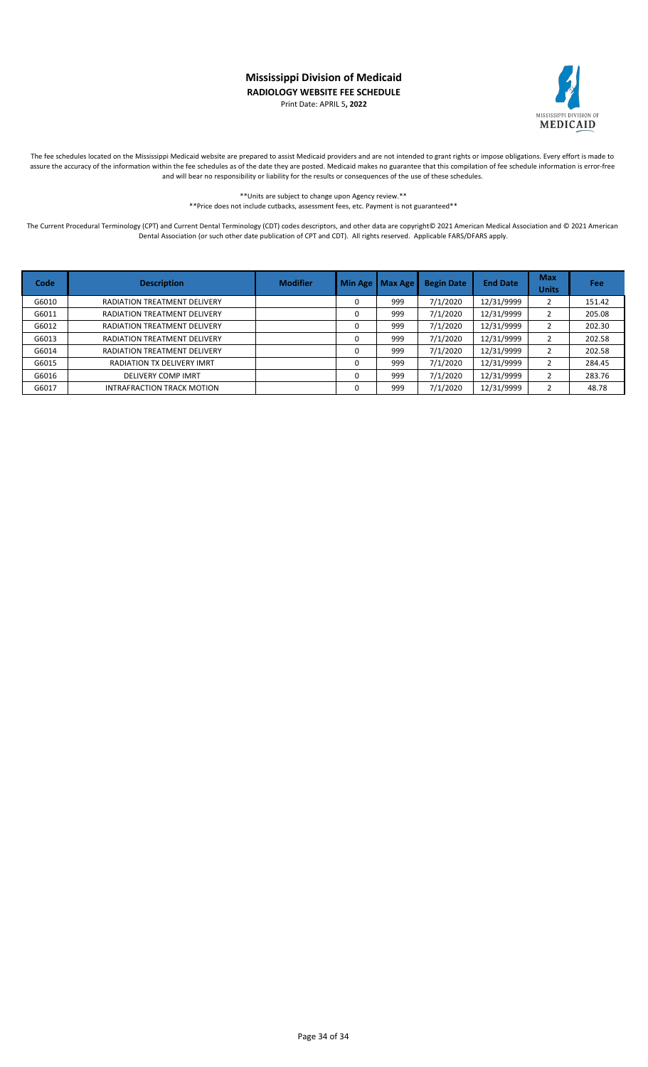# Mississippi Division of Medicaid

**RADIOLOGY WEBSITE FEE SCHEDULE**

Print Date: APRIL 5**, 2022**

The fee schedules located on the Mississippi Medicaid website are prepared to assist Medicaid providers and are not intended to grant rights or impose obligations. Every effort is made to assure the accuracy of the information within the fee schedules as of the date they are posted. Medicaid makes no guarantee that this compilation of fee schedule information is error-free and will bear no responsibility or liability for the results or consequences of the use of these schedules.

**Units are subject to change upon Agency review.**

**Price does not include cutbacks, assessment fees, etc. Payment is not guaranteed**

The Current Procedural Terminology (CPT) and Current Dental Terminology (CDT) codes descriptors, and other data are copyright© 2021 American Medical Association and © 2021 American Dental Association (or such other date publication of CPT and CDT). All rights reserved. Applicable FARS/DFARS apply.

| Code | Description | Modifier | Min Age | Max Age | Begin Date | End Date | Max Units | Fee |
|---|---|---|---|---|---|---|---|---|
| G6010 | RADIATION TREATMENT DELIVERY | | 0 | 999 | 7/1/2020 | 12/31/9999 | 2 | 151.42 |
| G6011 | RADIATION TREATMENT DELIVERY | | 0 | 999 | 7/1/2020 | 12/31/9999 | 2 | 205.08 |
| G6012 | RADIATION TREATMENT DELIVERY | | 0 | 999 | 7/1/2020 | 12/31/9999 | 2 | 202.30 |
| G6013 | RADIATION TREATMENT DELIVERY | | 0 | 999 | 7/1/2020 | 12/31/9999 | 2 | 202.58 |
| G6014 | RADIATION TREATMENT DELIVERY | | 0 | 999 | 7/1/2020 | 12/31/9999 | 2 | 202.58 |
| G6015 | RADIATION TX DELIVERY IMRT | | 0 | 999 | 7/1/2020 | 12/31/9999 | 2 | 284.45 |
| G6016 | DELIVERY COMP IMRT | | 0 | 999 | 7/1/2020 | 12/31/9999 | 2 | 283.76 |
| G6017 | INTRAFRACTION TRACK MOTION | | 0 | 999 | 7/1/2020 | 12/31/9999 | 2 | 48.78 |